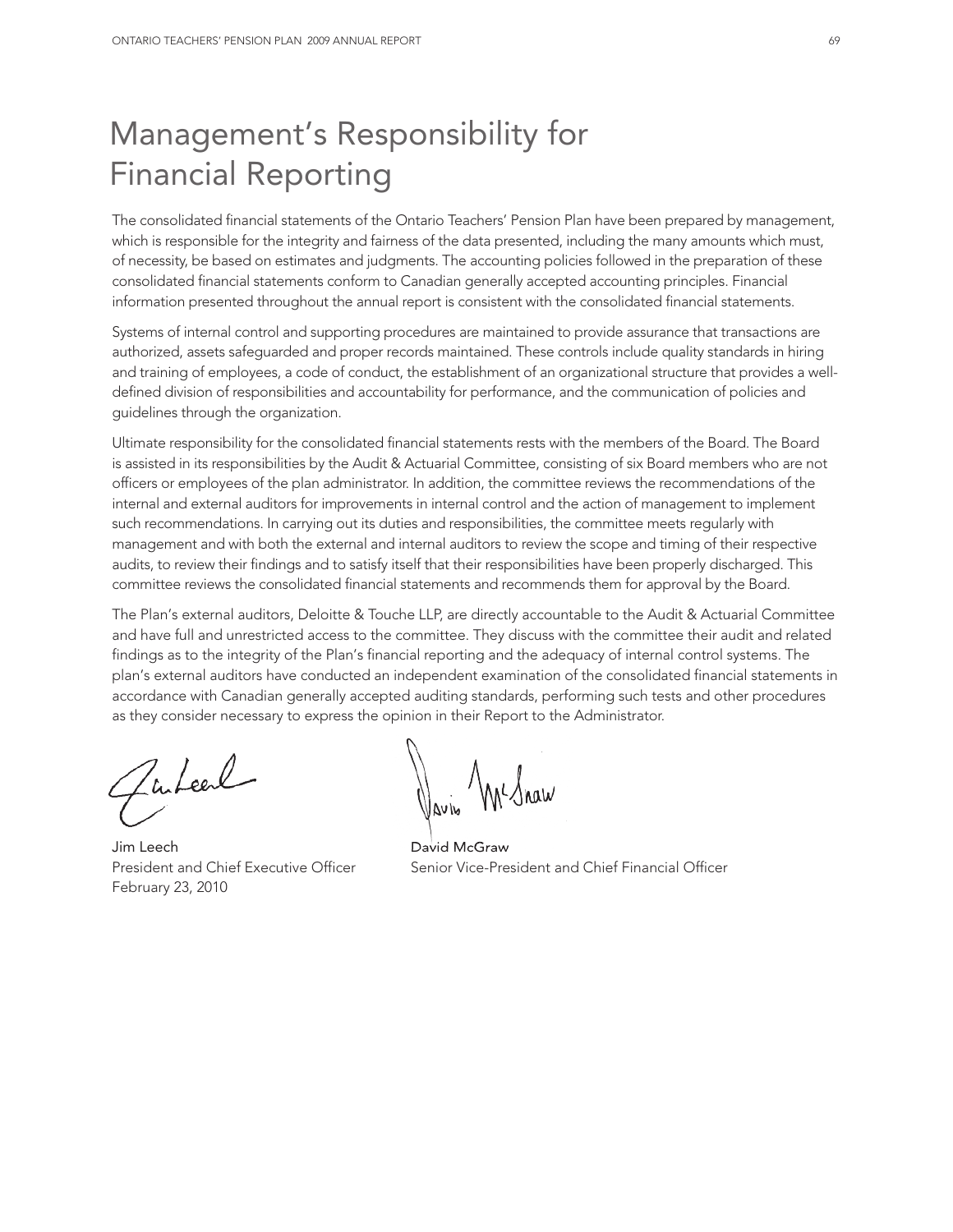# Management's Responsibility for Financial Reporting

The consolidated financial statements of the Ontario Teachers' Pension Plan have been prepared by management, which is responsible for the integrity and fairness of the data presented, including the many amounts which must, of necessity, be based on estimates and judgments. The accounting policies followed in the preparation of these consolidated financial statements conform to Canadian generally accepted accounting principles. Financial information presented throughout the annual report is consistent with the consolidated financial statements.

Systems of internal control and supporting procedures are maintained to provide assurance that transactions are authorized, assets safeguarded and proper records maintained. These controls include quality standards in hiring and training of employees, a code of conduct, the establishment of an organizational structure that provides a well-defined division of responsibilities and accountability for performance, and the communication of policies and guidelines through the organization.

Ultimate responsibility for the consolidated financial statements rests with the members of the Board. The Board is assisted in its responsibilities by the Audit & Actuarial Committee, consisting of six Board members who are not officers or employees of the plan administrator. In addition, the committee reviews the recommendations of the internal and external auditors for improvements in internal control and the action of management to implement such recommendations. In carrying out its duties and responsibilities, the committee meets regularly with management and with both the external and internal auditors to review the scope and timing of their respective audits, to review their findings and to satisfy itself that their responsibilities have been properly discharged. This committee reviews the consolidated financial statements and recommends them for approval by the Board.

The Plan's external auditors, Deloitte & Touche LLP, are directly accountable to the Audit & Actuarial Committee and have full and unrestricted access to the committee. They discuss with the committee their audit and related findings as to the integrity of the Plan's financial reporting and the adequacy of internal control systems. The plan's external auditors have conducted an independent examination of the consolidated financial statements in accordance with Canadian generally accepted auditing standards, performing such tests and other procedures as they consider necessary to express the opinion in their Report to the Administrator.

Jim Leech
President and Chief Executive Officer
February 23, 2010

David McGraw
Senior Vice-President and Chief Financial Officer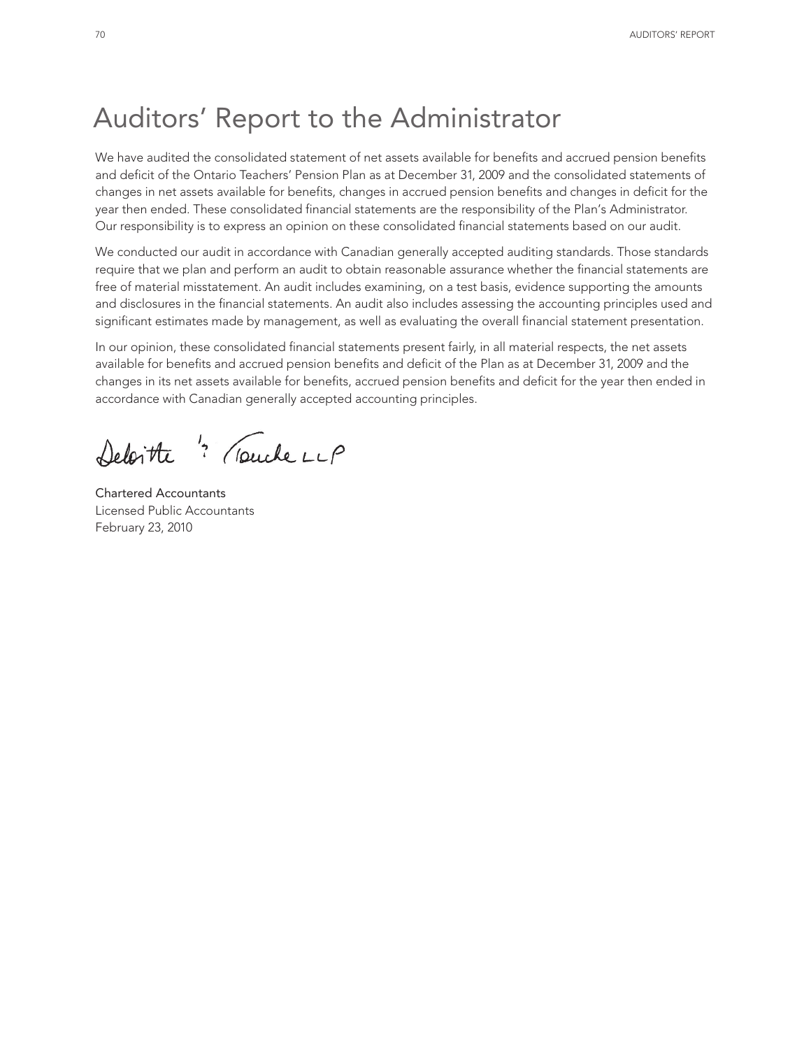# Auditors' Report to the Administrator

We have audited the consolidated statement of net assets available for benefits and accrued pension benefits and deficit of the Ontario Teachers' Pension Plan as at December 31, 2009 and the consolidated statements of changes in net assets available for benefits, changes in accrued pension benefits and changes in deficit for the year then ended. These consolidated financial statements are the responsibility of the Plan's Administrator. Our responsibility is to express an opinion on these consolidated financial statements based on our audit.

We conducted our audit in accordance with Canadian generally accepted auditing standards. Those standards require that we plan and perform an audit to obtain reasonable assurance whether the financial statements are free of material misstatement. An audit includes examining, on a test basis, evidence supporting the amounts and disclosures in the financial statements. An audit also includes assessing the accounting principles used and significant estimates made by management, as well as evaluating the overall financial statement presentation.

In our opinion, these consolidated financial statements present fairly, in all material respects, the net assets available for benefits and accrued pension benefits and deficit of the Plan as at December 31, 2009 and the changes in its net assets available for benefits, accrued pension benefits and deficit for the year then ended in accordance with Canadian generally accepted accounting principles.

Deloitte & Touche LLP

Chartered Accountants
Licensed Public Accountants
February 23, 2010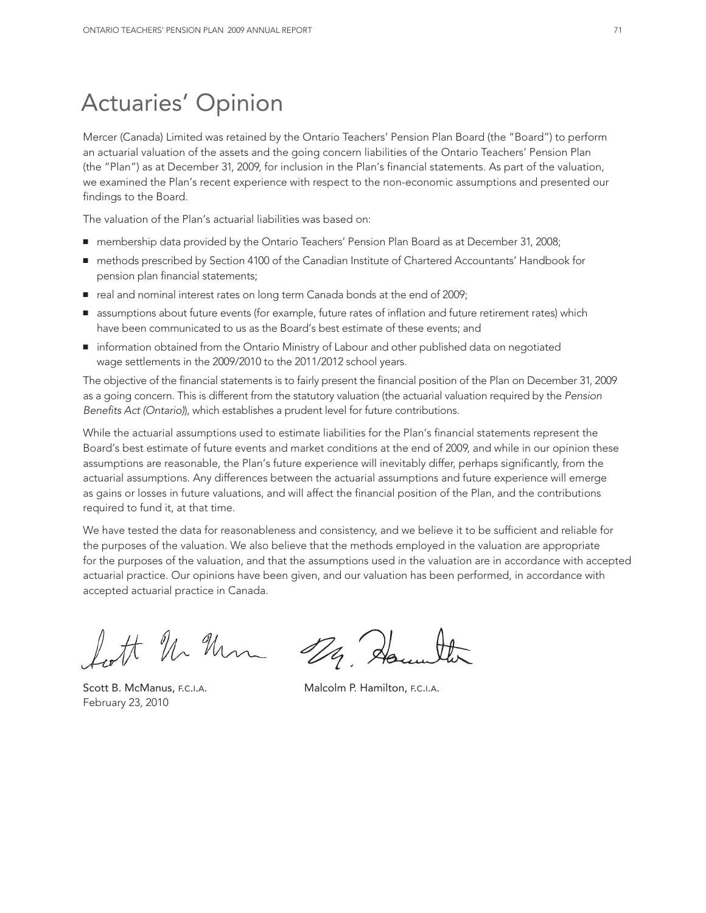# Actuaries' Opinion

Mercer (Canada) Limited was retained by the Ontario Teachers' Pension Plan Board (the "Board") to perform an actuarial valuation of the assets and the going concern liabilities of the Ontario Teachers' Pension Plan (the "Plan") as at December 31, 2009, for inclusion in the Plan's financial statements. As part of the valuation, we examined the Plan's recent experience with respect to the non-economic assumptions and presented our findings to the Board.

The valuation of the Plan's actuarial liabilities was based on:

- membership data provided by the Ontario Teachers' Pension Plan Board as at December 31, 2008;
- methods prescribed by Section 4100 of the Canadian Institute of Chartered Accountants' Handbook for pension plan financial statements;
- real and nominal interest rates on long term Canada bonds at the end of 2009;
- assumptions about future events (for example, future rates of inflation and future retirement rates) which have been communicated to us as the Board's best estimate of these events; and
- information obtained from the Ontario Ministry of Labour and other published data on negotiated wage settlements in the 2009/2010 to the 2011/2012 school years.

The objective of the financial statements is to fairly present the financial position of the Plan on December 31, 2009 as a going concern. This is different from the statutory valuation (the actuarial valuation required by the *Pension Benefits Act (Ontario)*), which establishes a prudent level for future contributions.

While the actuarial assumptions used to estimate liabilities for the Plan's financial statements represent the Board's best estimate of future events and market conditions at the end of 2009, and while in our opinion these assumptions are reasonable, the Plan's future experience will inevitably differ, perhaps significantly, from the actuarial assumptions. Any differences between the actuarial assumptions and future experience will emerge as gains or losses in future valuations, and will affect the financial position of the Plan, and the contributions required to fund it, at that time.

We have tested the data for reasonableness and consistency, and we believe it to be sufficient and reliable for the purposes of the valuation. We also believe that the methods employed in the valuation are appropriate for the purposes of the valuation, and that the assumptions used in the valuation are in accordance with accepted actuarial practice. Our opinions have been given, and our valuation has been performed, in accordance with accepted actuarial practice in Canada.

Scott B. McManus, F.C.I.A.
February 23, 2010

Malcolm P. Hamilton, F.C.I.A.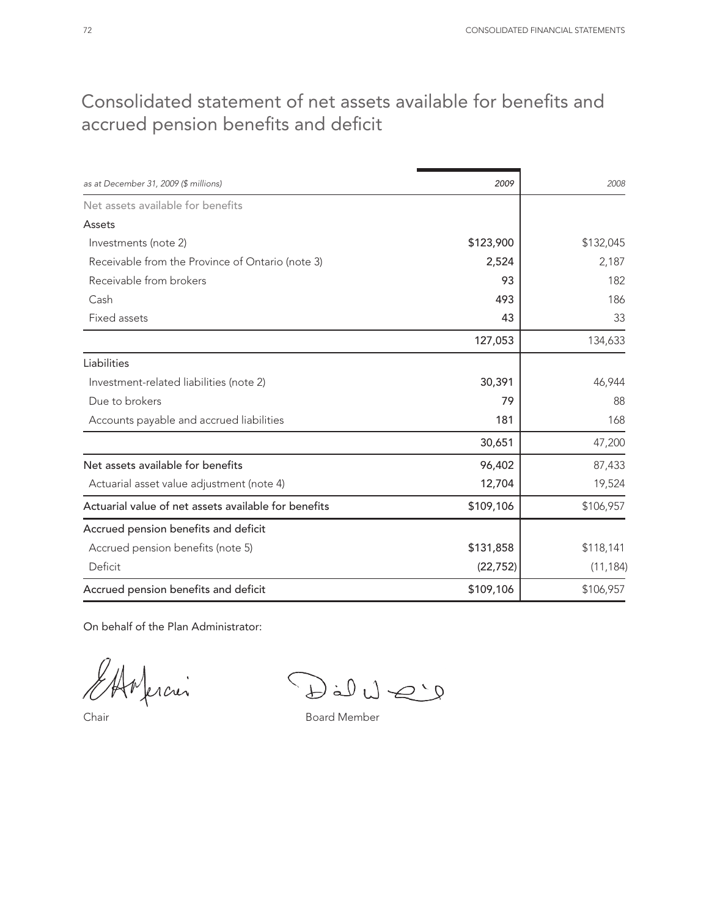# Consolidated statement of net assets available for benefits and accrued pension benefits and deficit

| *as at December 31, 2009 ($ millions)* | *2009* | *2008* |
|---|---|---|
| Net assets available for benefits | | |
| Assets | | |
| Investments (note 2) | $123,900 | $132,045 |
| Receivable from the Province of Ontario (note 3) | 2,524 | 2,187 |
| Receivable from brokers | 93 | 182 |
| Cash | 493 | 186 |
| Fixed assets | 43 | 33 |
| | 127,053 | 134,633 |
| Liabilities | | |
| Investment-related liabilities (note 2) | 30,391 | 46,944 |
| Due to brokers | 79 | 88 |
| Accounts payable and accrued liabilities | 181 | 168 |
| | 30,651 | 47,200 |
| Net assets available for benefits | 96,402 | 87,433 |
| Actuarial asset value adjustment (note 4) | 12,704 | 19,524 |
| Actuarial value of net assets available for benefits | $109,106 | $106,957 |
| Accrued pension benefits and deficit | | |
| Accrued pension benefits (note 5) | $131,858 | $118,141 |
| Deficit | (22,752) | (11,184) |
| Accrued pension benefits and deficit | $109,106 | $106,957 |

On behalf of the Plan Administrator:

Chair

Board Member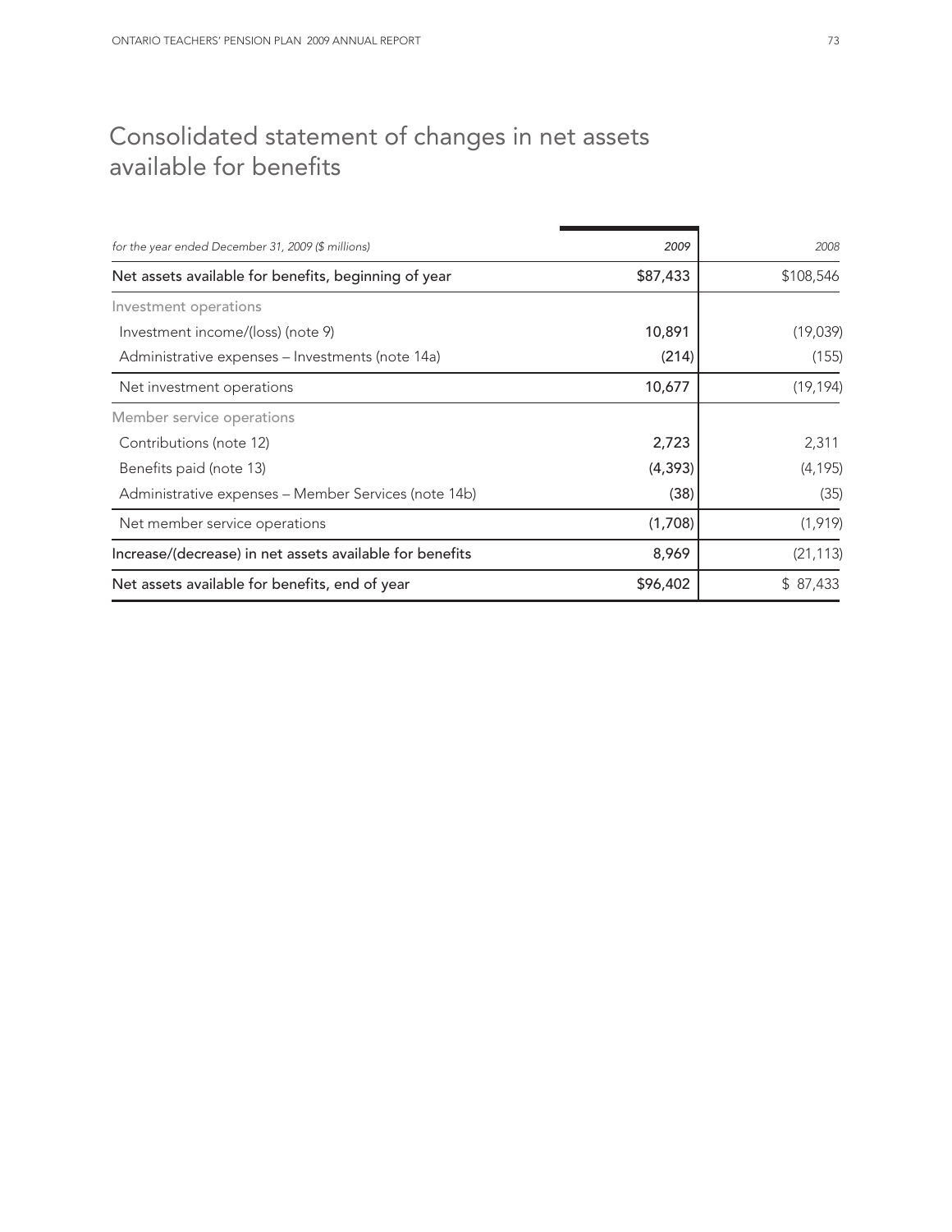# Consolidated statement of changes in net assets available for benefits

| *for the year ended December 31, 2009 ($ millions)* | *2009* | *2008* |
|---|---|---|
| Net assets available for benefits, beginning of year | $87,433 | $108,546 |
| Investment operations | | |
| Investment income/(loss) (note 9) | 10,891 | (19,039) |
| Administrative expenses – Investments (note 14a) | (214) | (155) |
| Net investment operations | 10,677 | (19,194) |
| Member service operations | | |
| Contributions (note 12) | 2,723 | 2,311 |
| Benefits paid (note 13) | (4,393) | (4,195) |
| Administrative expenses – Member Services (note 14b) | (38) | (35) |
| Net member service operations | (1,708) | (1,919) |
| Increase/(decrease) in net assets available for benefits | 8,969 | (21,113) |
| Net assets available for benefits, end of year | $96,402 | $ 87,433 |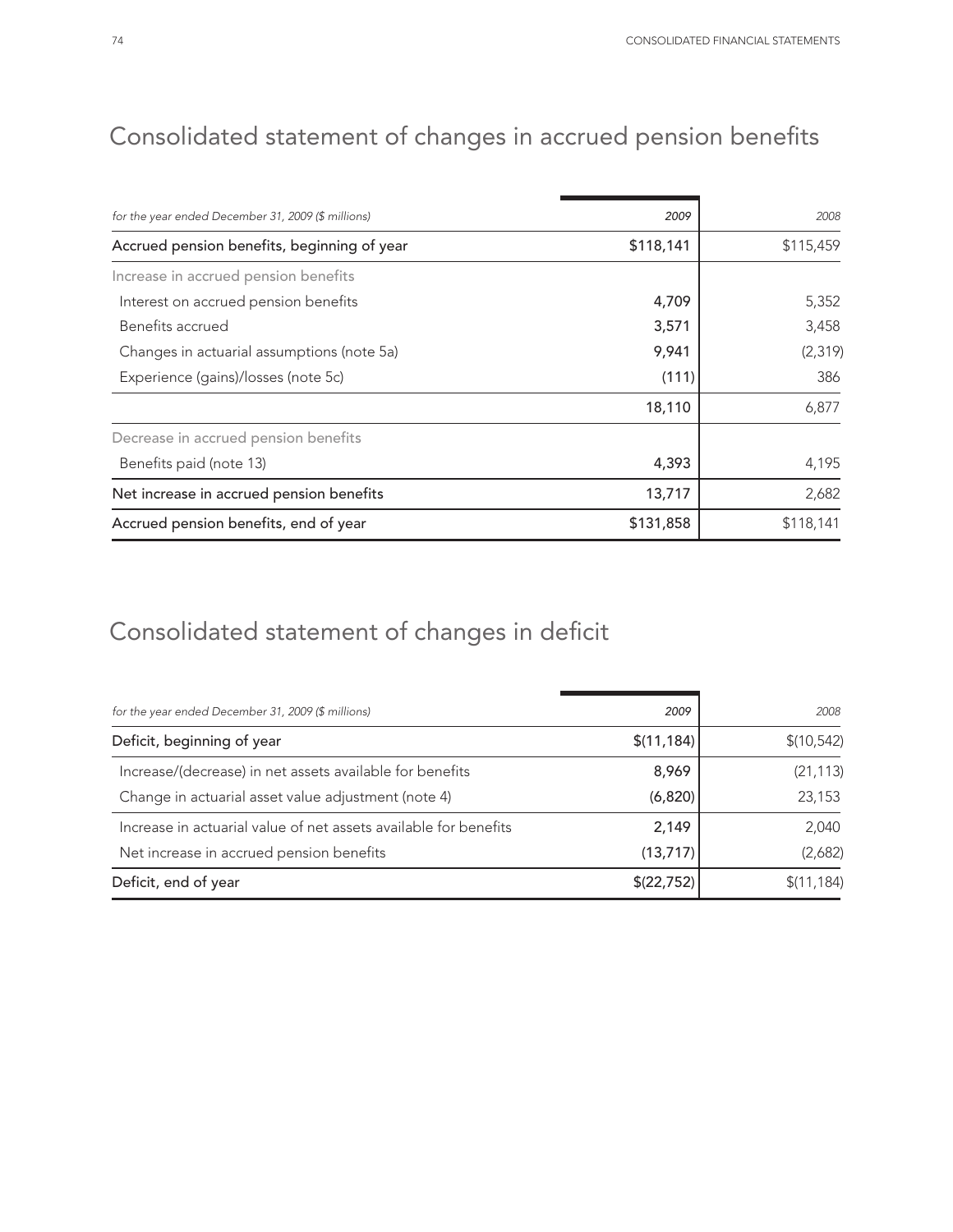# Consolidated statement of changes in accrued pension benefits

| *for the year ended December 31, 2009 ($ millions)* | *2009* | *2008* |
|---|---|---|
| Accrued pension benefits, beginning of year | $118,141 | $115,459 |
| Increase in accrued pension benefits | | |
| Interest on accrued pension benefits | 4,709 | 5,352 |
| Benefits accrued | 3,571 | 3,458 |
| Changes in actuarial assumptions (note 5a) | 9,941 | (2,319) |
| Experience (gains)/losses (note 5c) | (111) | 386 |
| | 18,110 | 6,877 |
| Decrease in accrued pension benefits | | |
| Benefits paid (note 13) | 4,393 | 4,195 |
| Net increase in accrued pension benefits | 13,717 | 2,682 |
| Accrued pension benefits, end of year | $131,858 | $118,141 |

# Consolidated statement of changes in deficit

| *for the year ended December 31, 2009 ($ millions)* | *2009* | *2008* |
|---|---|---|
| Deficit, beginning of year | $(11,184) | $(10,542) |
| Increase/(decrease) in net assets available for benefits | 8,969 | (21,113) |
| Change in actuarial asset value adjustment (note 4) | (6,820) | 23,153 |
| Increase in actuarial value of net assets available for benefits | 2,149 | 2,040 |
| Net increase in accrued pension benefits | (13,717) | (2,682) |
| Deficit, end of year | $(22,752) | $(11,184) |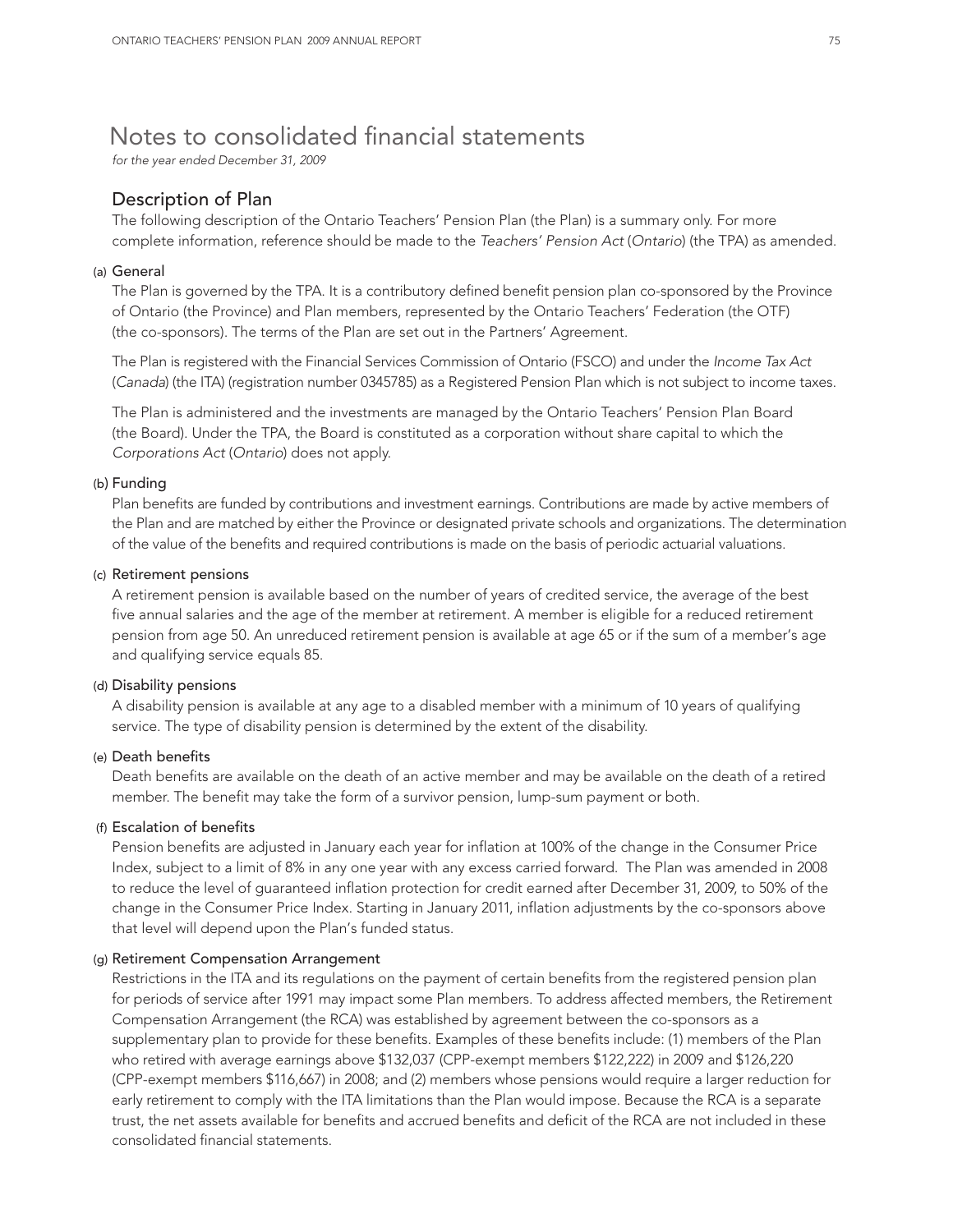# Notes to consolidated financial statements

*for the year ended December 31, 2009*

## Description of Plan

The following description of the Ontario Teachers' Pension Plan (the Plan) is a summary only. For more complete information, reference should be made to the *Teachers' Pension Act* (*Ontario*) (the TPA) as amended.

### (a) General

The Plan is governed by the TPA. It is a contributory defined benefit pension plan co-sponsored by the Province of Ontario (the Province) and Plan members, represented by the Ontario Teachers' Federation (the OTF) (the co-sponsors). The terms of the Plan are set out in the Partners' Agreement.

The Plan is registered with the Financial Services Commission of Ontario (FSCO) and under the *Income Tax Act* (*Canada*) (the ITA) (registration number 0345785) as a Registered Pension Plan which is not subject to income taxes.

The Plan is administered and the investments are managed by the Ontario Teachers' Pension Plan Board (the Board). Under the TPA, the Board is constituted as a corporation without share capital to which the *Corporations Act* (*Ontario*) does not apply.

### (b) Funding

Plan benefits are funded by contributions and investment earnings. Contributions are made by active members of the Plan and are matched by either the Province or designated private schools and organizations. The determination of the value of the benefits and required contributions is made on the basis of periodic actuarial valuations.

### (c) Retirement pensions

A retirement pension is available based on the number of years of credited service, the average of the best five annual salaries and the age of the member at retirement. A member is eligible for a reduced retirement pension from age 50. An unreduced retirement pension is available at age 65 or if the sum of a member's age and qualifying service equals 85.

### (d) Disability pensions

A disability pension is available at any age to a disabled member with a minimum of 10 years of qualifying service. The type of disability pension is determined by the extent of the disability.

### (e) Death benefits

Death benefits are available on the death of an active member and may be available on the death of a retired member. The benefit may take the form of a survivor pension, lump-sum payment or both.

### (f) Escalation of benefits

Pension benefits are adjusted in January each year for inflation at 100% of the change in the Consumer Price Index, subject to a limit of 8% in any one year with any excess carried forward. The Plan was amended in 2008 to reduce the level of guaranteed inflation protection for credit earned after December 31, 2009, to 50% of the change in the Consumer Price Index. Starting in January 2011, inflation adjustments by the co-sponsors above that level will depend upon the Plan's funded status.

### (g) Retirement Compensation Arrangement

Restrictions in the ITA and its regulations on the payment of certain benefits from the registered pension plan for periods of service after 1991 may impact some Plan members. To address affected members, the Retirement Compensation Arrangement (the RCA) was established by agreement between the co-sponsors as a supplementary plan to provide for these benefits. Examples of these benefits include: (1) members of the Plan who retired with average earnings above $132,037 (CPP-exempt members $122,222) in 2009 and $126,220 (CPP-exempt members $116,667) in 2008; and (2) members whose pensions would require a larger reduction for early retirement to comply with the ITA limitations than the Plan would impose. Because the RCA is a separate trust, the net assets available for benefits and accrued benefits and deficit of the RCA are not included in these consolidated financial statements.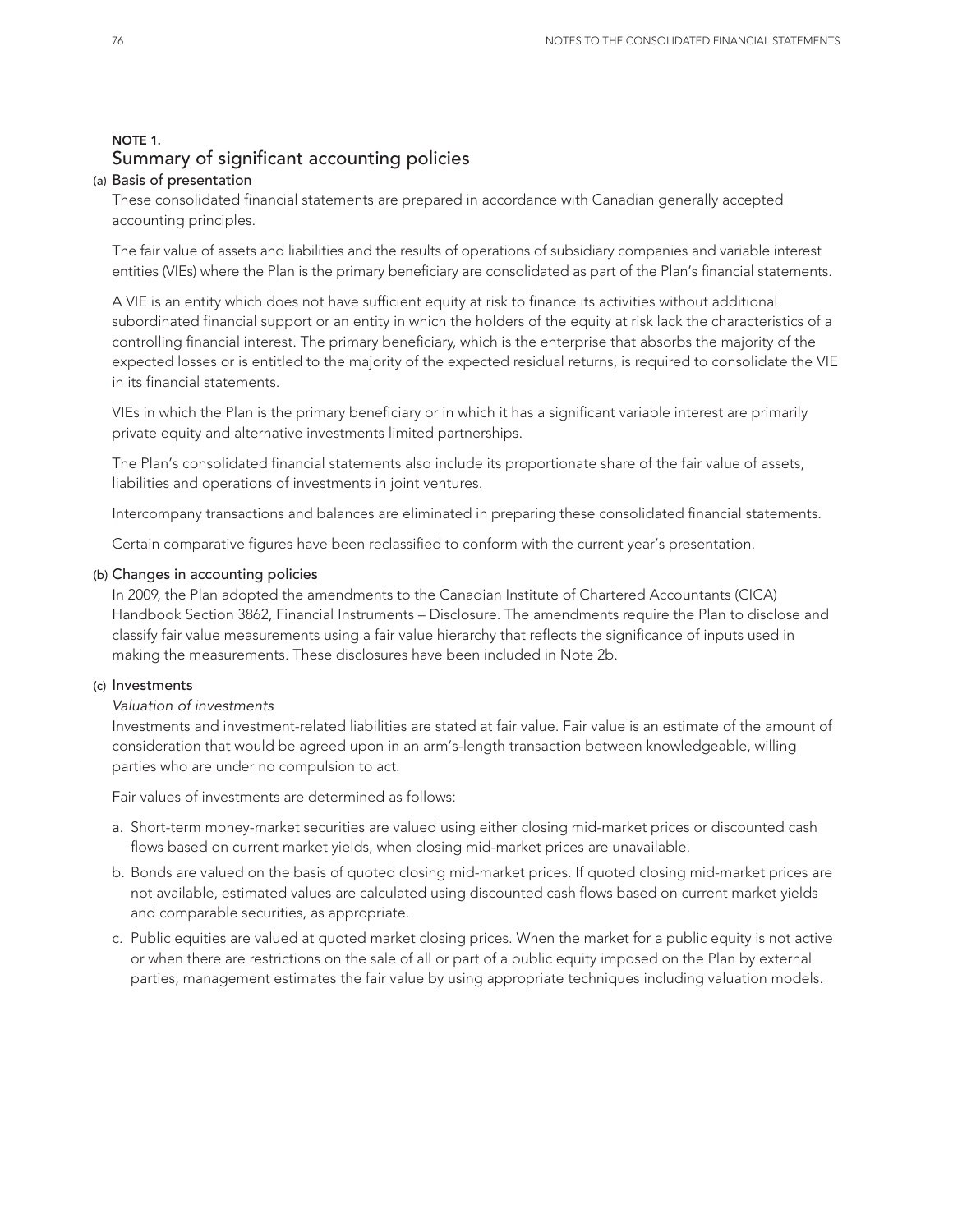## NOTE 1.

## Summary of significant accounting policies

### (a) Basis of presentation

These consolidated financial statements are prepared in accordance with Canadian generally accepted accounting principles.

The fair value of assets and liabilities and the results of operations of subsidiary companies and variable interest entities (VIEs) where the Plan is the primary beneficiary are consolidated as part of the Plan's financial statements.

A VIE is an entity which does not have sufficient equity at risk to finance its activities without additional subordinated financial support or an entity in which the holders of the equity at risk lack the characteristics of a controlling financial interest. The primary beneficiary, which is the enterprise that absorbs the majority of the expected losses or is entitled to the majority of the expected residual returns, is required to consolidate the VIE in its financial statements.

VIEs in which the Plan is the primary beneficiary or in which it has a significant variable interest are primarily private equity and alternative investments limited partnerships.

The Plan's consolidated financial statements also include its proportionate share of the fair value of assets, liabilities and operations of investments in joint ventures.

Intercompany transactions and balances are eliminated in preparing these consolidated financial statements.

Certain comparative figures have been reclassified to conform with the current year's presentation.

### (b) Changes in accounting policies

In 2009, the Plan adopted the amendments to the Canadian Institute of Chartered Accountants (CICA) Handbook Section 3862, Financial Instruments – Disclosure. The amendments require the Plan to disclose and classify fair value measurements using a fair value hierarchy that reflects the significance of inputs used in making the measurements. These disclosures have been included in Note 2b.

### (c) Investments

*Valuation of investments*

Investments and investment-related liabilities are stated at fair value. Fair value is an estimate of the amount of consideration that would be agreed upon in an arm's-length transaction between knowledgeable, willing parties who are under no compulsion to act.

Fair values of investments are determined as follows:

a. Short-term money-market securities are valued using either closing mid-market prices or discounted cash flows based on current market yields, when closing mid-market prices are unavailable.
b. Bonds are valued on the basis of quoted closing mid-market prices. If quoted closing mid-market prices are not available, estimated values are calculated using discounted cash flows based on current market yields and comparable securities, as appropriate.
c. Public equities are valued at quoted market closing prices. When the market for a public equity is not active or when there are restrictions on the sale of all or part of a public equity imposed on the Plan by external parties, management estimates the fair value by using appropriate techniques including valuation models.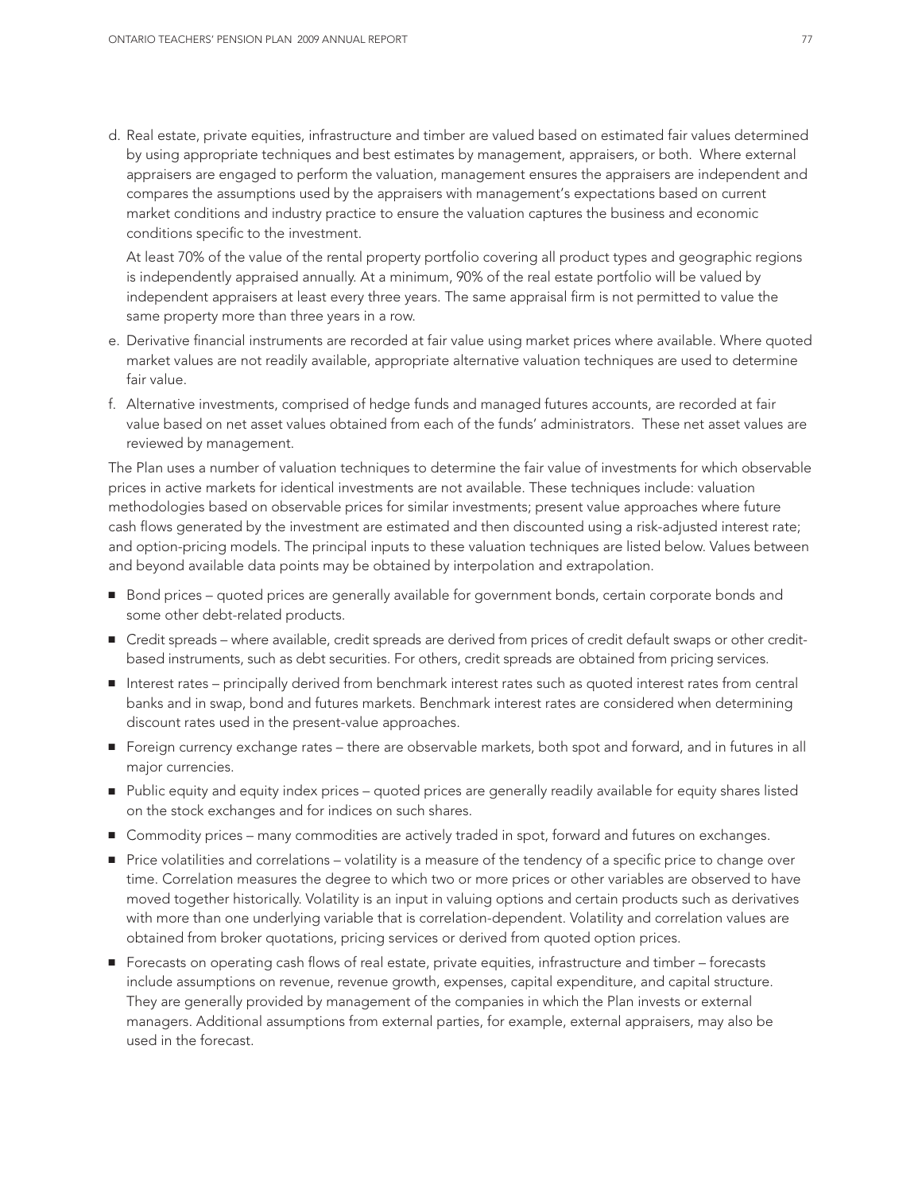d. Real estate, private equities, infrastructure and timber are valued based on estimated fair values determined by using appropriate techniques and best estimates by management, appraisers, or both. Where external appraisers are engaged to perform the valuation, management ensures the appraisers are independent and compares the assumptions used by the appraisers with management's expectations based on current market conditions and industry practice to ensure the valuation captures the business and economic conditions specific to the investment.

   At least 70% of the value of the rental property portfolio covering all product types and geographic regions is independently appraised annually. At a minimum, 90% of the real estate portfolio will be valued by independent appraisers at least every three years. The same appraisal firm is not permitted to value the same property more than three years in a row.

e. Derivative financial instruments are recorded at fair value using market prices where available. Where quoted market values are not readily available, appropriate alternative valuation techniques are used to determine fair value.

f. Alternative investments, comprised of hedge funds and managed futures accounts, are recorded at fair value based on net asset values obtained from each of the funds' administrators. These net asset values are reviewed by management.

The Plan uses a number of valuation techniques to determine the fair value of investments for which observable prices in active markets for identical investments are not available. These techniques include: valuation methodologies based on observable prices for similar investments; present value approaches where future cash flows generated by the investment are estimated and then discounted using a risk-adjusted interest rate; and option-pricing models. The principal inputs to these valuation techniques are listed below. Values between and beyond available data points may be obtained by interpolation and extrapolation.

- Bond prices – quoted prices are generally available for government bonds, certain corporate bonds and some other debt-related products.
- Credit spreads – where available, credit spreads are derived from prices of credit default swaps or other credit-based instruments, such as debt securities. For others, credit spreads are obtained from pricing services.
- Interest rates – principally derived from benchmark interest rates such as quoted interest rates from central banks and in swap, bond and futures markets. Benchmark interest rates are considered when determining discount rates used in the present-value approaches.
- Foreign currency exchange rates – there are observable markets, both spot and forward, and in futures in all major currencies.
- Public equity and equity index prices – quoted prices are generally readily available for equity shares listed on the stock exchanges and for indices on such shares.
- Commodity prices – many commodities are actively traded in spot, forward and futures on exchanges.
- Price volatilities and correlations – volatility is a measure of the tendency of a specific price to change over time. Correlation measures the degree to which two or more prices or other variables are observed to have moved together historically. Volatility is an input in valuing options and certain products such as derivatives with more than one underlying variable that is correlation-dependent. Volatility and correlation values are obtained from broker quotations, pricing services or derived from quoted option prices.
- Forecasts on operating cash flows of real estate, private equities, infrastructure and timber – forecasts include assumptions on revenue, revenue growth, expenses, capital expenditure, and capital structure. They are generally provided by management of the companies in which the Plan invests or external managers. Additional assumptions from external parties, for example, external appraisers, may also be used in the forecast.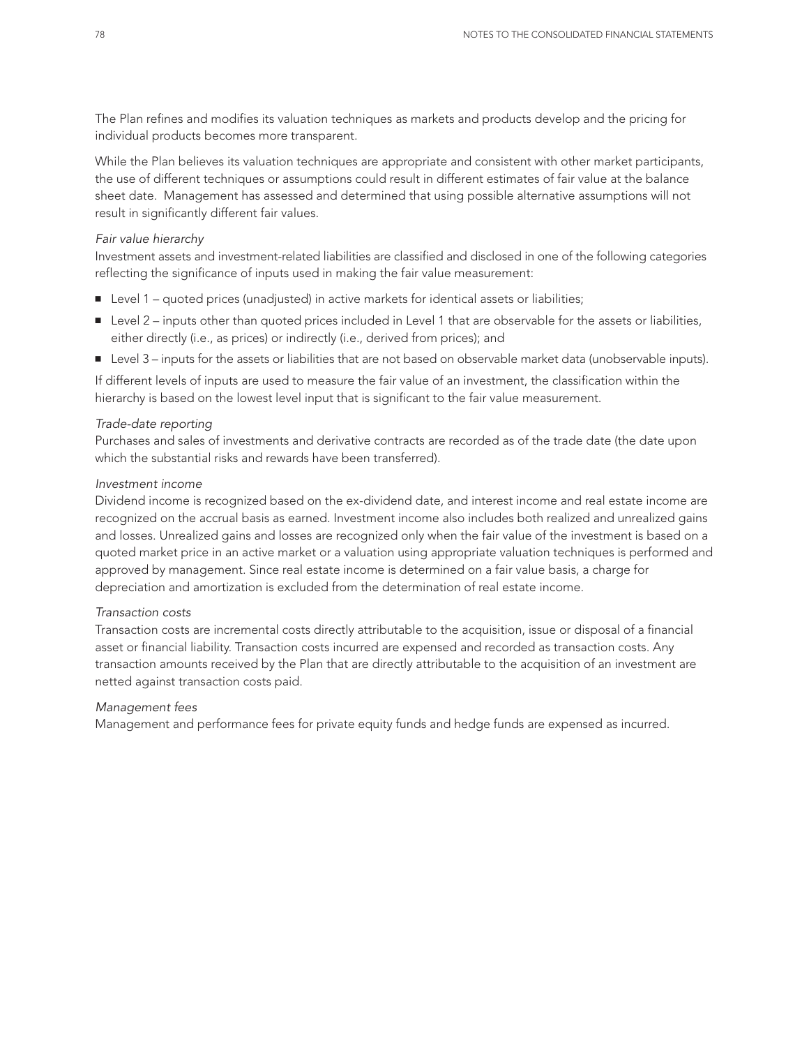The Plan refines and modifies its valuation techniques as markets and products develop and the pricing for individual products becomes more transparent.

While the Plan believes its valuation techniques are appropriate and consistent with other market participants, the use of different techniques or assumptions could result in different estimates of fair value at the balance sheet date. Management has assessed and determined that using possible alternative assumptions will not result in significantly different fair values.

*Fair value hierarchy*

Investment assets and investment-related liabilities are classified and disclosed in one of the following categories reflecting the significance of inputs used in making the fair value measurement:

- Level 1 – quoted prices (unadjusted) in active markets for identical assets or liabilities;
- Level 2 – inputs other than quoted prices included in Level 1 that are observable for the assets or liabilities, either directly (i.e., as prices) or indirectly (i.e., derived from prices); and
- Level 3 – inputs for the assets or liabilities that are not based on observable market data (unobservable inputs).

If different levels of inputs are used to measure the fair value of an investment, the classification within the hierarchy is based on the lowest level input that is significant to the fair value measurement.

*Trade-date reporting*

Purchases and sales of investments and derivative contracts are recorded as of the trade date (the date upon which the substantial risks and rewards have been transferred).

*Investment income*

Dividend income is recognized based on the ex-dividend date, and interest income and real estate income are recognized on the accrual basis as earned. Investment income also includes both realized and unrealized gains and losses. Unrealized gains and losses are recognized only when the fair value of the investment is based on a quoted market price in an active market or a valuation using appropriate valuation techniques is performed and approved by management. Since real estate income is determined on a fair value basis, a charge for depreciation and amortization is excluded from the determination of real estate income.

*Transaction costs*

Transaction costs are incremental costs directly attributable to the acquisition, issue or disposal of a financial asset or financial liability. Transaction costs incurred are expensed and recorded as transaction costs. Any transaction amounts received by the Plan that are directly attributable to the acquisition of an investment are netted against transaction costs paid.

*Management fees*

Management and performance fees for private equity funds and hedge funds are expensed as incurred.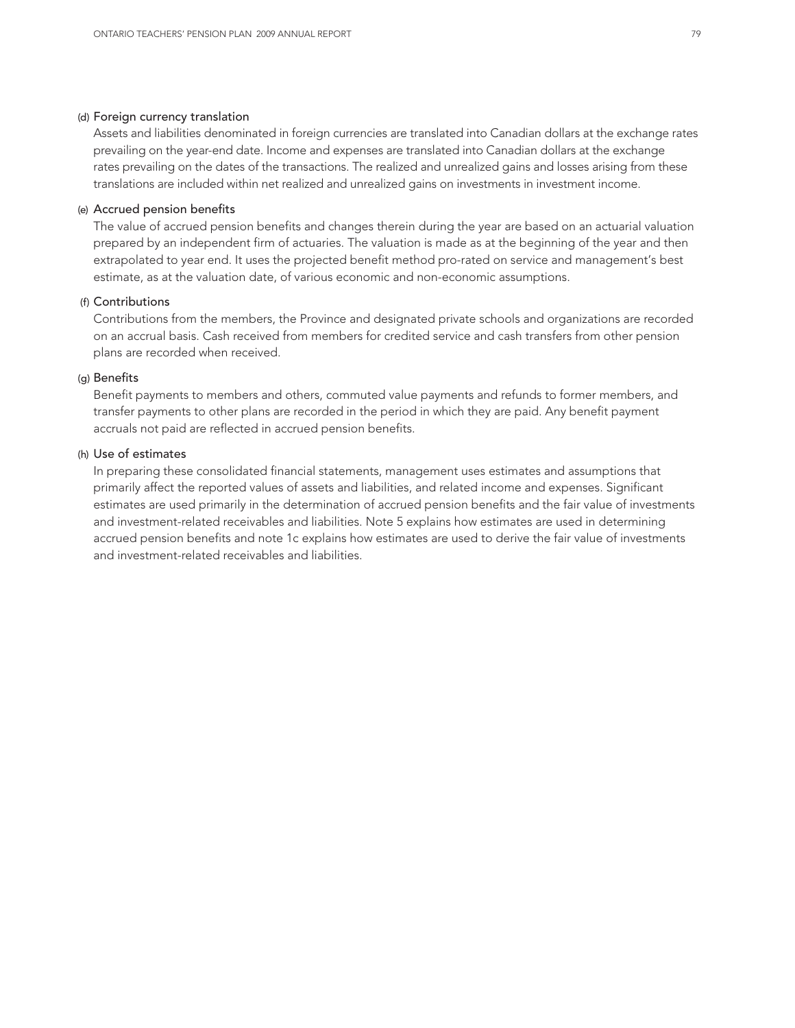(d) Foreign currency translation

Assets and liabilities denominated in foreign currencies are translated into Canadian dollars at the exchange rates prevailing on the year-end date. Income and expenses are translated into Canadian dollars at the exchange rates prevailing on the dates of the transactions. The realized and unrealized gains and losses arising from these translations are included within net realized and unrealized gains on investments in investment income.

(e) Accrued pension benefits

The value of accrued pension benefits and changes therein during the year are based on an actuarial valuation prepared by an independent firm of actuaries. The valuation is made as at the beginning of the year and then extrapolated to year end. It uses the projected benefit method pro-rated on service and management's best estimate, as at the valuation date, of various economic and non-economic assumptions.

(f) Contributions

Contributions from the members, the Province and designated private schools and organizations are recorded on an accrual basis. Cash received from members for credited service and cash transfers from other pension plans are recorded when received.

(g) Benefits

Benefit payments to members and others, commuted value payments and refunds to former members, and transfer payments to other plans are recorded in the period in which they are paid. Any benefit payment accruals not paid are reflected in accrued pension benefits.

(h) Use of estimates

In preparing these consolidated financial statements, management uses estimates and assumptions that primarily affect the reported values of assets and liabilities, and related income and expenses. Significant estimates are used primarily in the determination of accrued pension benefits and the fair value of investments and investment-related receivables and liabilities. Note 5 explains how estimates are used in determining accrued pension benefits and note 1c explains how estimates are used to derive the fair value of investments and investment-related receivables and liabilities.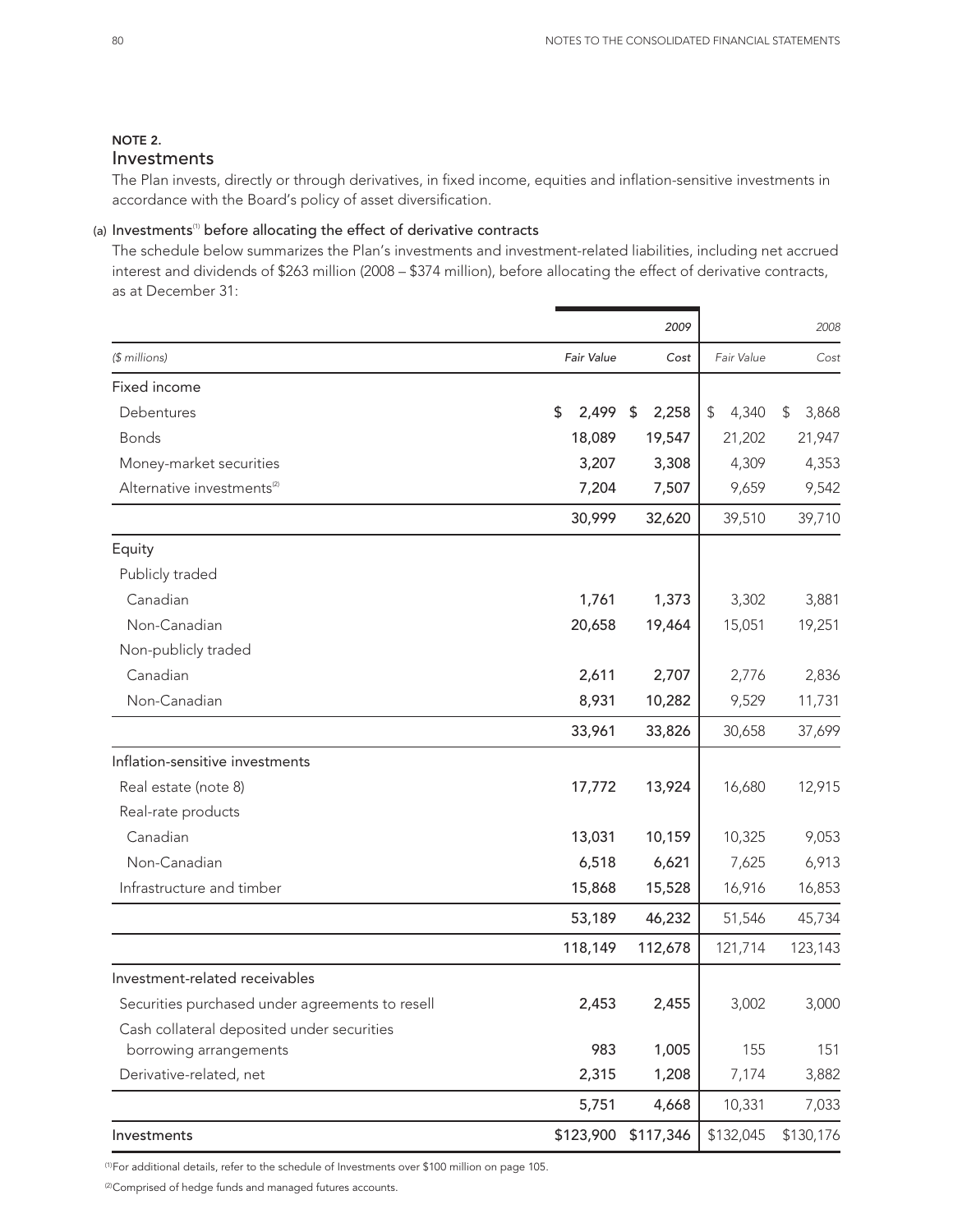## NOTE 2.

## Investments

The Plan invests, directly or through derivatives, in fixed income, equities and inflation-sensitive investments in accordance with the Board's policy of asset diversification.

### (a) Investments[1] before allocating the effect of derivative contracts

The schedule below summarizes the Plan's investments and investment-related liabilities, including net accrued interest and dividends of $263 million (2008 – $374 million), before allocating the effect of derivative contracts, as at December 31:

| | 2009 | | 2008 | |
|---|---|---|---|---|
| *($ millions)* | *Fair Value* | *Cost* | *Fair Value* | *Cost* |
| Fixed income | | | | |
| Debentures | $ 2,499 | $ 2,258 | $ 4,340 | $ 3,868 |
| Bonds | 18,089 | 19,547 | 21,202 | 21,947 |
| Money-market securities | 3,207 | 3,308 | 4,309 | 4,353 |
| Alternative investments[2] | 7,204 | 7,507 | 9,659 | 9,542 |
| | 30,999 | 32,620 | 39,510 | 39,710 |
| Equity | | | | |
| Publicly traded | | | | |
| Canadian | 1,761 | 1,373 | 3,302 | 3,881 |
| Non-Canadian | 20,658 | 19,464 | 15,051 | 19,251 |
| Non-publicly traded | | | | |
| Canadian | 2,611 | 2,707 | 2,776 | 2,836 |
| Non-Canadian | 8,931 | 10,282 | 9,529 | 11,731 |
| | 33,961 | 33,826 | 30,658 | 37,699 |
| Inflation-sensitive investments | | | | |
| Real estate (note 8) | 17,772 | 13,924 | 16,680 | 12,915 |
| Real-rate products | | | | |
| Canadian | 13,031 | 10,159 | 10,325 | 9,053 |
| Non-Canadian | 6,518 | 6,621 | 7,625 | 6,913 |
| Infrastructure and timber | 15,868 | 15,528 | 16,916 | 16,853 |
| | 53,189 | 46,232 | 51,546 | 45,734 |
| | 118,149 | 112,678 | 121,714 | 123,143 |
| Investment-related receivables | | | | |
| Securities purchased under agreements to resell | 2,453 | 2,455 | 3,002 | 3,000 |
| Cash collateral deposited under securities borrowing arrangements | 983 | 1,005 | 155 | 151 |
| Derivative-related, net | 2,315 | 1,208 | 7,174 | 3,882 |
| | 5,751 | 4,668 | 10,331 | 7,033 |
| Investments | $123,900 | $117,346 | $132,045 | $130,176 |

[1] For additional details, refer to the schedule of Investments over $100 million on page 105.

[2] Comprised of hedge funds and managed futures accounts.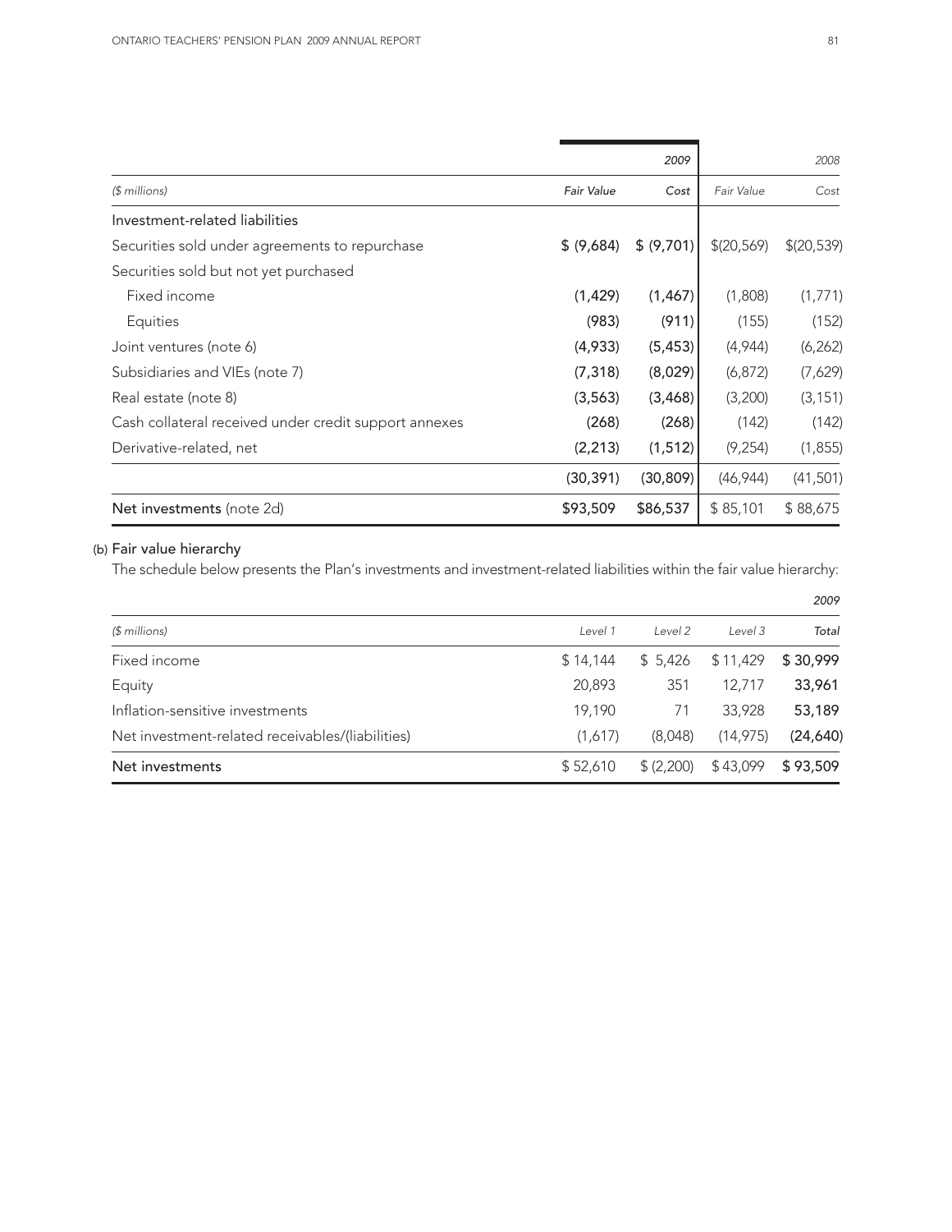| ($ millions) | 2009 Fair Value | 2009 Cost | 2008 Fair Value | 2008 Cost |
|---|---|---|---|---|
| Investment-related liabilities | | | | |
| Securities sold under agreements to repurchase | $ (9,684) | $ (9,701) | $(20,569) | $(20,539) |
| Securities sold but not yet purchased | | | | |
| Fixed income | (1,429) | (1,467) | (1,808) | (1,771) |
| Equities | (983) | (911) | (155) | (152) |
| Joint ventures (note 6) | (4,933) | (5,453) | (4,944) | (6,262) |
| Subsidiaries and VIEs (note 7) | (7,318) | (8,029) | (6,872) | (7,629) |
| Real estate (note 8) | (3,563) | (3,468) | (3,200) | (3,151) |
| Cash collateral received under credit support annexes | (268) | (268) | (142) | (142) |
| Derivative-related, net | (2,213) | (1,512) | (9,254) | (1,855) |
| | (30,391) | (30,809) | (46,944) | (41,501) |
| **Net investments** (note 2d) | **$93,509** | **$86,537** | $ 85,101 | $ 88,675 |

(b) Fair value hierarchy

The schedule below presents the Plan's investments and investment-related liabilities within the fair value hierarchy:

| ($ millions) | Level 1 | Level 2 | Level 3 | 2009 Total |
|---|---|---|---|---|
| Fixed income | $ 14,144 | $ 5,426 | $ 11,429 | **$ 30,999** |
| Equity | 20,893 | 351 | 12,717 | **33,961** |
| Inflation-sensitive investments | 19,190 | 71 | 33,928 | **53,189** |
| Net investment-related receivables/(liabilities) | (1,617) | (8,048) | (14,975) | **(24,640)** |
| Net investments | $ 52,610 | $ (2,200) | $ 43,099 | **$ 93,509** |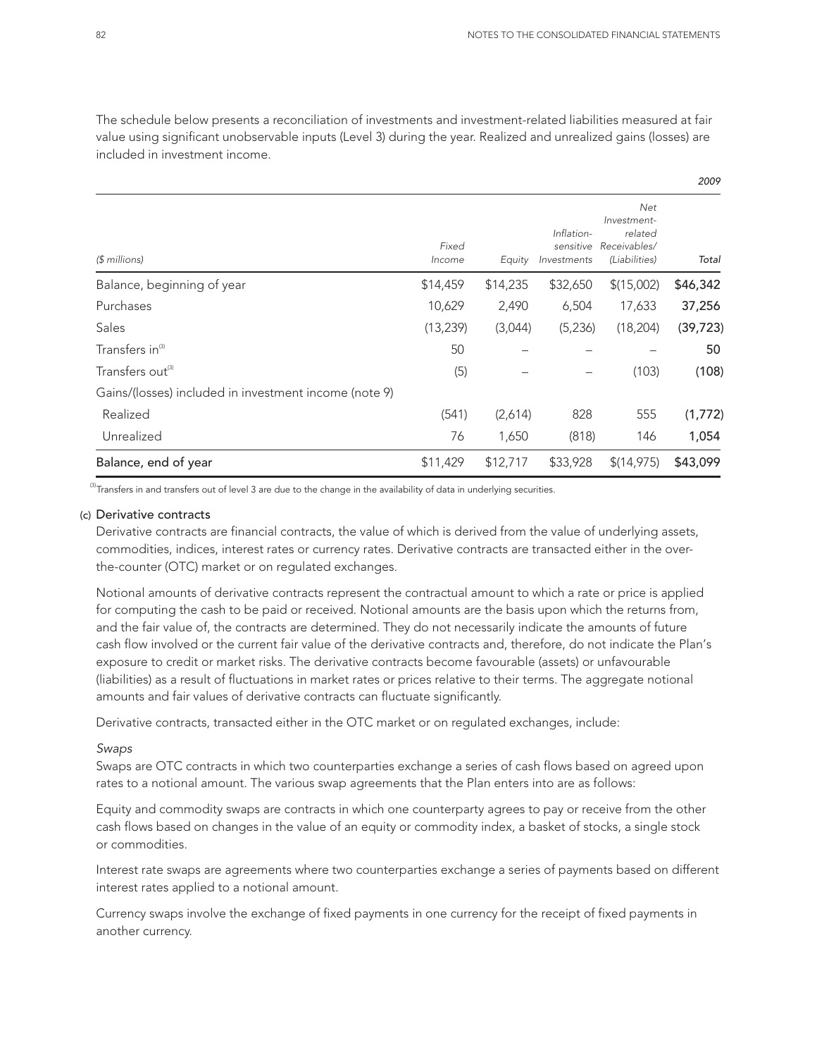The schedule below presents a reconciliation of investments and investment-related liabilities measured at fair value using significant unobservable inputs (Level 3) during the year. Realized and unrealized gains (losses) are included in investment income.

| | | | | | 2009 |
|---|---|---|---|---|---|
| *($ millions)* | *Fixed Income* | *Equity* | *Inflation-sensitive Investments* | *Net Investment-related Receivables/ (Liabilities)* | *Total* |
| Balance, beginning of year | $14,459 | $14,235 | $32,650 | $(15,002) | **$46,342** |
| Purchases | 10,629 | 2,490 | 6,504 | 17,633 | **37,256** |
| Sales | (13,239) | (3,044) | (5,236) | (18,204) | **(39,723)** |
| Transfers in[3] | 50 | – | – | – | **50** |
| Transfers out[3] | (5) | – | – | (103) | **(108)** |
| Gains/(losses) included in investment income (note 9) | | | | | |
| Realized | (541) | (2,614) | 828 | 555 | **(1,772)** |
| Unrealized | 76 | 1,650 | (818) | 146 | **1,054** |
| **Balance, end of year** | $11,429 | $12,717 | $33,928 | $(14,975) | **$43,099** |

[3] Transfers in and transfers out of level 3 are due to the change in the availability of data in underlying securities.

(c) **Derivative contracts**

Derivative contracts are financial contracts, the value of which is derived from the value of underlying assets, commodities, indices, interest rates or currency rates. Derivative contracts are transacted either in the over-the-counter (OTC) market or on regulated exchanges.

Notional amounts of derivative contracts represent the contractual amount to which a rate or price is applied for computing the cash to be paid or received. Notional amounts are the basis upon which the returns from, and the fair value of, the contracts are determined. They do not necessarily indicate the amounts of future cash flow involved or the current fair value of the derivative contracts and, therefore, do not indicate the Plan's exposure to credit or market risks. The derivative contracts become favourable (assets) or unfavourable (liabilities) as a result of fluctuations in market rates or prices relative to their terms. The aggregate notional amounts and fair values of derivative contracts can fluctuate significantly.

Derivative contracts, transacted either in the OTC market or on regulated exchanges, include:

*Swaps*

Swaps are OTC contracts in which two counterparties exchange a series of cash flows based on agreed upon rates to a notional amount. The various swap agreements that the Plan enters into are as follows:

Equity and commodity swaps are contracts in which one counterparty agrees to pay or receive from the other cash flows based on changes in the value of an equity or commodity index, a basket of stocks, a single stock or commodities.

Interest rate swaps are agreements where two counterparties exchange a series of payments based on different interest rates applied to a notional amount.

Currency swaps involve the exchange of fixed payments in one currency for the receipt of fixed payments in another currency.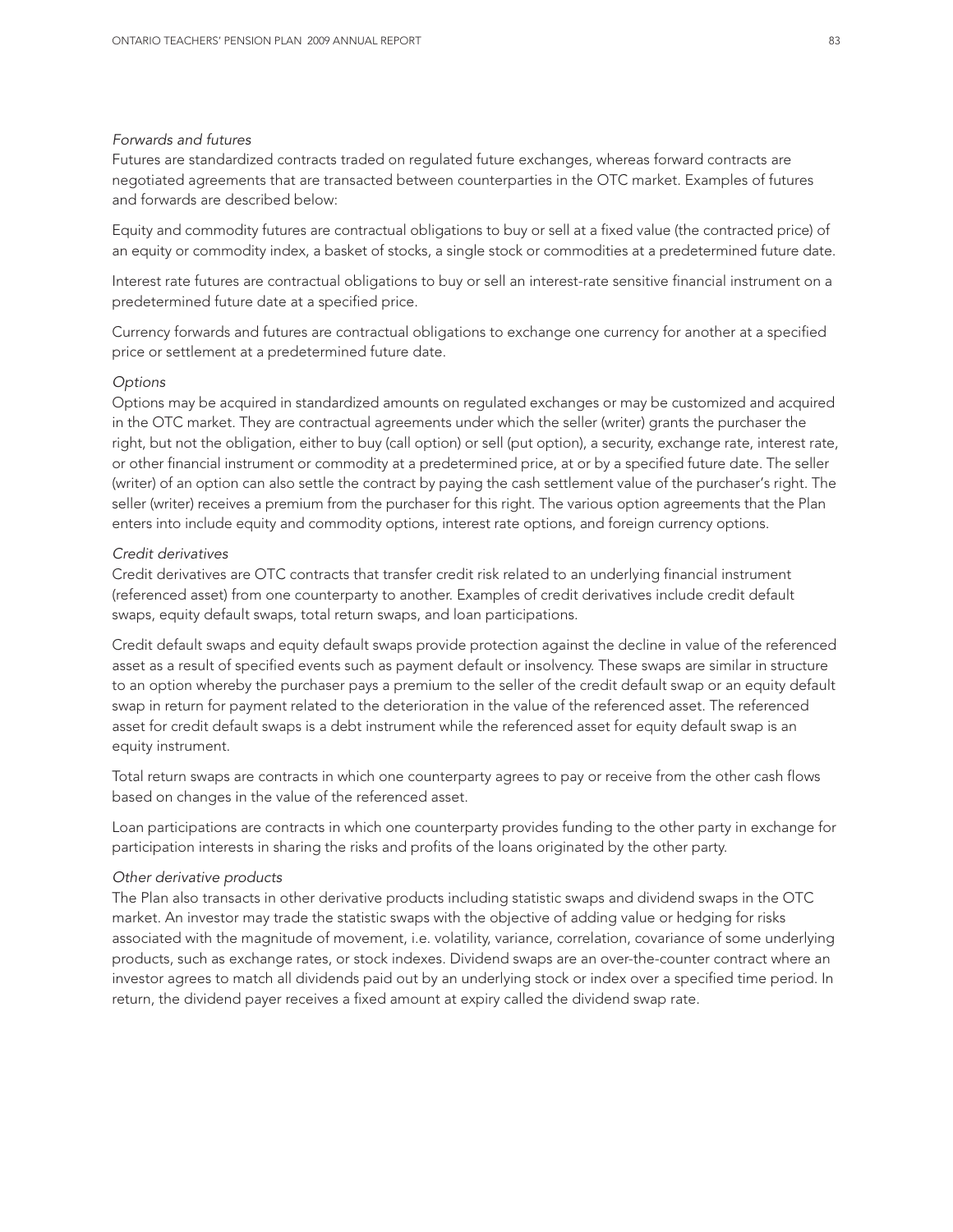*Forwards and futures*

Futures are standardized contracts traded on regulated future exchanges, whereas forward contracts are negotiated agreements that are transacted between counterparties in the OTC market. Examples of futures and forwards are described below:

Equity and commodity futures are contractual obligations to buy or sell at a fixed value (the contracted price) of an equity or commodity index, a basket of stocks, a single stock or commodities at a predetermined future date.

Interest rate futures are contractual obligations to buy or sell an interest-rate sensitive financial instrument on a predetermined future date at a specified price.

Currency forwards and futures are contractual obligations to exchange one currency for another at a specified price or settlement at a predetermined future date.

*Options*

Options may be acquired in standardized amounts on regulated exchanges or may be customized and acquired in the OTC market. They are contractual agreements under which the seller (writer) grants the purchaser the right, but not the obligation, either to buy (call option) or sell (put option), a security, exchange rate, interest rate, or other financial instrument or commodity at a predetermined price, at or by a specified future date. The seller (writer) of an option can also settle the contract by paying the cash settlement value of the purchaser's right. The seller (writer) receives a premium from the purchaser for this right. The various option agreements that the Plan enters into include equity and commodity options, interest rate options, and foreign currency options.

*Credit derivatives*

Credit derivatives are OTC contracts that transfer credit risk related to an underlying financial instrument (referenced asset) from one counterparty to another. Examples of credit derivatives include credit default swaps, equity default swaps, total return swaps, and loan participations.

Credit default swaps and equity default swaps provide protection against the decline in value of the referenced asset as a result of specified events such as payment default or insolvency. These swaps are similar in structure to an option whereby the purchaser pays a premium to the seller of the credit default swap or an equity default swap in return for payment related to the deterioration in the value of the referenced asset. The referenced asset for credit default swaps is a debt instrument while the referenced asset for equity default swap is an equity instrument.

Total return swaps are contracts in which one counterparty agrees to pay or receive from the other cash flows based on changes in the value of the referenced asset.

Loan participations are contracts in which one counterparty provides funding to the other party in exchange for participation interests in sharing the risks and profits of the loans originated by the other party.

*Other derivative products*

The Plan also transacts in other derivative products including statistic swaps and dividend swaps in the OTC market. An investor may trade the statistic swaps with the objective of adding value or hedging for risks associated with the magnitude of movement, i.e. volatility, variance, correlation, covariance of some underlying products, such as exchange rates, or stock indexes. Dividend swaps are an over-the-counter contract where an investor agrees to match all dividends paid out by an underlying stock or index over a specified time period. In return, the dividend payer receives a fixed amount at expiry called the dividend swap rate.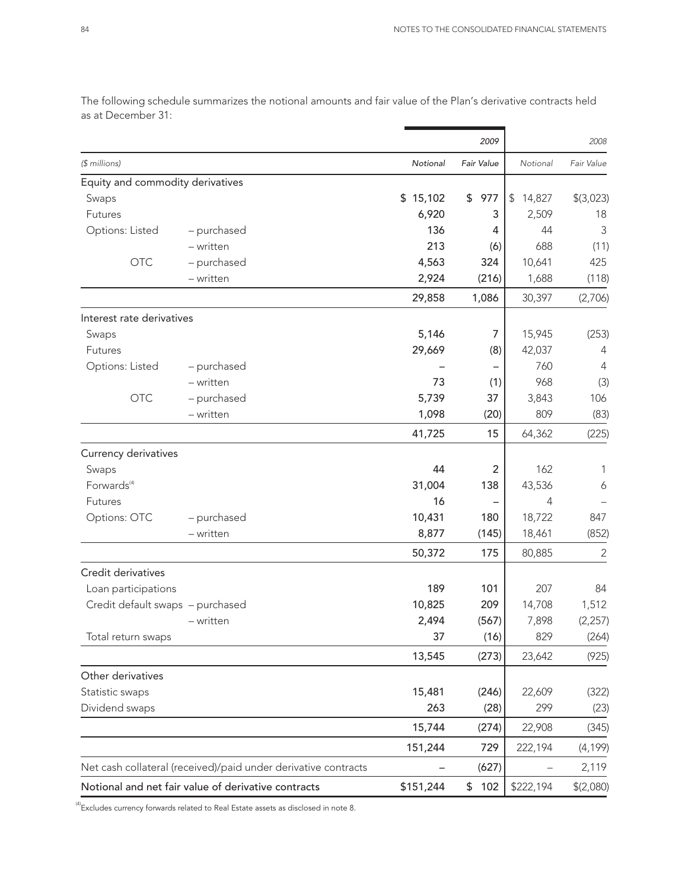The following schedule summarizes the notional amounts and fair value of the Plan's derivative contracts held as at December 31:

| | | 2009 | | 2008 | |
|---|---|---|---|---|---|
| *($ millions)* | | *Notional* | *Fair Value* | *Notional* | *Fair Value* |
| **Equity and commodity derivatives** | | | | | |
| Swaps | | $ 15,102 | $ 977 | $ 14,827 | $(3,023) |
| Futures | | 6,920 | 3 | 2,509 | 18 |
| Options: Listed | – purchased | 136 | 4 | 44 | 3 |
| | – written | 213 | (6) | 688 | (11) |
| OTC | – purchased | 4,563 | 324 | 10,641 | 425 |
| | – written | 2,924 | (216) | 1,688 | (118) |
| | | 29,858 | 1,086 | 30,397 | (2,706) |
| **Interest rate derivatives** | | | | | |
| Swaps | | 5,146 | 7 | 15,945 | (253) |
| Futures | | 29,669 | (8) | 42,037 | 4 |
| Options: Listed | – purchased | – | – | 760 | 4 |
| | – written | 73 | (1) | 968 | (3) |
| OTC | – purchased | 5,739 | 37 | 3,843 | 106 |
| | – written | 1,098 | (20) | 809 | (83) |
| | | 41,725 | 15 | 64,362 | (225) |
| **Currency derivatives** | | | | | |
| Swaps | | 44 | 2 | 162 | 1 |
| Forwards[4] | | 31,004 | 138 | 43,536 | 6 |
| Futures | | 16 | – | 4 | – |
| Options: OTC | – purchased | 10,431 | 180 | 18,722 | 847 |
| | – written | 8,877 | (145) | 18,461 | (852) |
| | | 50,372 | 175 | 80,885 | 2 |
| **Credit derivatives** | | | | | |
| Loan participations | | 189 | 101 | 207 | 84 |
| Credit default swaps | – purchased | 10,825 | 209 | 14,708 | 1,512 |
| | – written | 2,494 | (567) | 7,898 | (2,257) |
| Total return swaps | | 37 | (16) | 829 | (264) |
| | | 13,545 | (273) | 23,642 | (925) |
| **Other derivatives** | | | | | |
| Statistic swaps | | 15,481 | (246) | 22,609 | (322) |
| Dividend swaps | | 263 | (28) | 299 | (23) |
| | | 15,744 | (274) | 22,908 | (345) |
| | | 151,244 | 729 | 222,194 | (4,199) |
| Net cash collateral (received)/paid under derivative contracts | | – | (627) | – | 2,119 |
| **Notional and net fair value of derivative contracts** | | $151,244 | $ 102 | $222,194 | $(2,080) |

[4] Excludes currency forwards related to Real Estate assets as disclosed in note 8.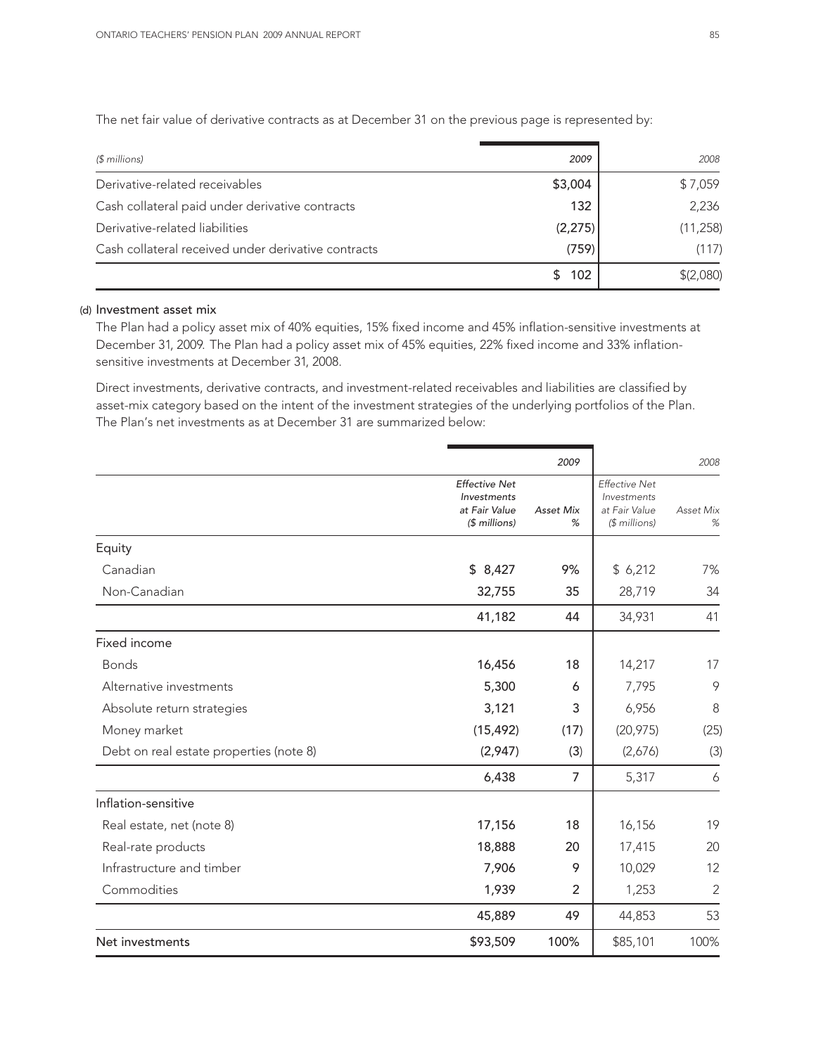The net fair value of derivative contracts as at December 31 on the previous page is represented by:

| *($ millions)* | *2009* | *2008* |
|---|---|---|
| Derivative-related receivables | $3,004 | $ 7,059 |
| Cash collateral paid under derivative contracts | 132 | 2,236 |
| Derivative-related liabilities | (2,275) | (11,258) |
| Cash collateral received under derivative contracts | (759) | (117) |
| | $ 102 | $(2,080) |

(d) Investment asset mix

The Plan had a policy asset mix of 40% equities, 15% fixed income and 45% inflation-sensitive investments at December 31, 2009. The Plan had a policy asset mix of 45% equities, 22% fixed income and 33% inflation-sensitive investments at December 31, 2008.

Direct investments, derivative contracts, and investment-related receivables and liabilities are classified by asset-mix category based on the intent of the investment strategies of the underlying portfolios of the Plan. The Plan's net investments as at December 31 are summarized below:

| | *2009* | | *2008* | |
|---|---|---|---|---|
| | *Effective Net Investments at Fair Value ($ millions)* | *Asset Mix %* | *Effective Net Investments at Fair Value ($ millions)* | *Asset Mix %* |
| Equity | | | | |
| Canadian | $ 8,427 | 9% | $ 6,212 | 7% |
| Non-Canadian | 32,755 | 35 | 28,719 | 34 |
| | 41,182 | 44 | 34,931 | 41 |
| Fixed income | | | | |
| Bonds | 16,456 | 18 | 14,217 | 17 |
| Alternative investments | 5,300 | 6 | 7,795 | 9 |
| Absolute return strategies | 3,121 | 3 | 6,956 | 8 |
| Money market | (15,492) | (17) | (20,975) | (25) |
| Debt on real estate properties (note 8) | (2,947) | (3) | (2,676) | (3) |
| | 6,438 | 7 | 5,317 | 6 |
| Inflation-sensitive | | | | |
| Real estate, net (note 8) | 17,156 | 18 | 16,156 | 19 |
| Real-rate products | 18,888 | 20 | 17,415 | 20 |
| Infrastructure and timber | 7,906 | 9 | 10,029 | 12 |
| Commodities | 1,939 | 2 | 1,253 | 2 |
| | 45,889 | 49 | 44,853 | 53 |
| Net investments | $93,509 | 100% | $85,101 | 100% |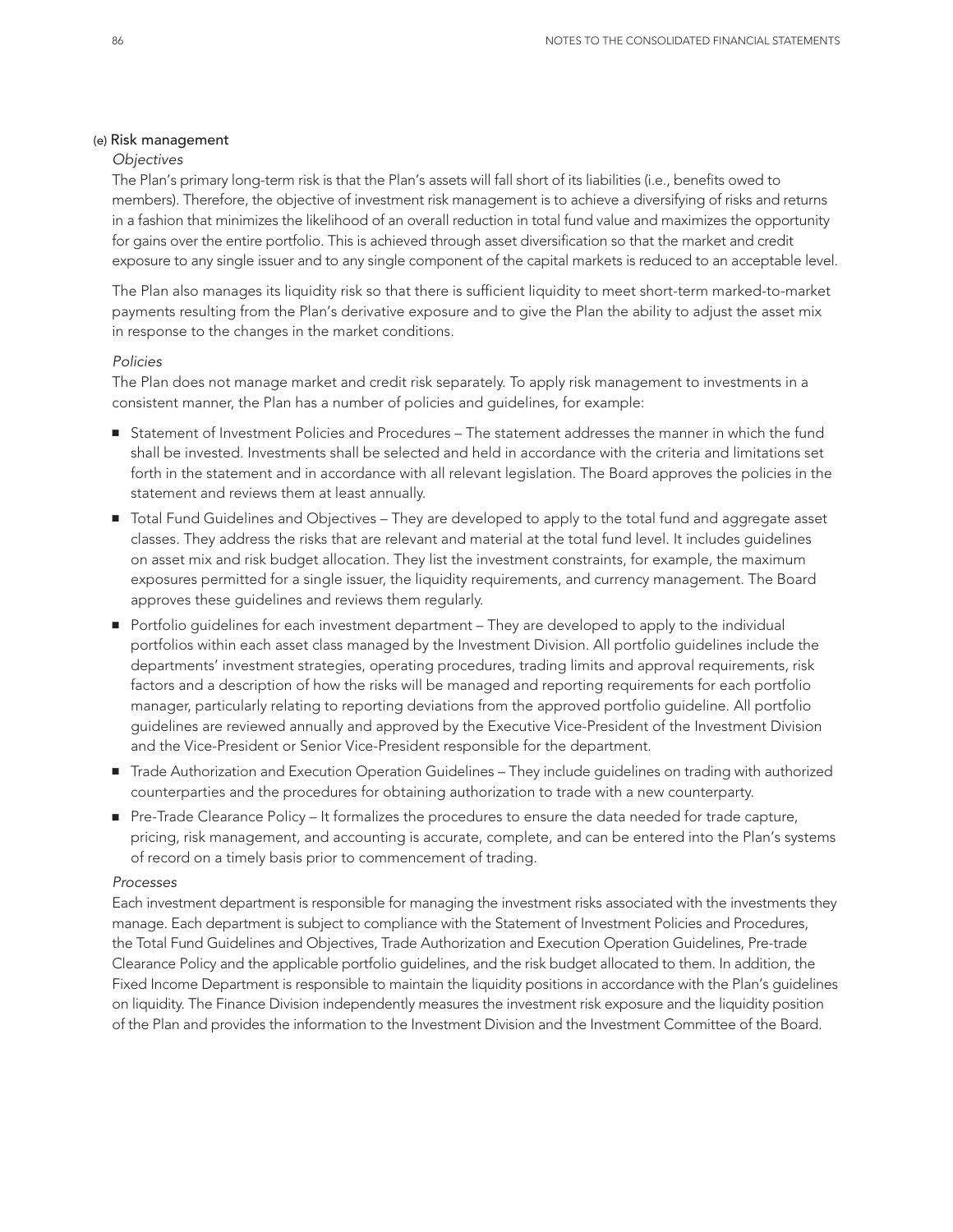### (e) Risk management

*Objectives*

The Plan's primary long-term risk is that the Plan's assets will fall short of its liabilities (i.e., benefits owed to members). Therefore, the objective of investment risk management is to achieve a diversifying of risks and returns in a fashion that minimizes the likelihood of an overall reduction in total fund value and maximizes the opportunity for gains over the entire portfolio. This is achieved through asset diversification so that the market and credit exposure to any single issuer and to any single component of the capital markets is reduced to an acceptable level.

The Plan also manages its liquidity risk so that there is sufficient liquidity to meet short-term marked-to-market payments resulting from the Plan's derivative exposure and to give the Plan the ability to adjust the asset mix in response to the changes in the market conditions.

*Policies*

The Plan does not manage market and credit risk separately. To apply risk management to investments in a consistent manner, the Plan has a number of policies and guidelines, for example:

- Statement of Investment Policies and Procedures – The statement addresses the manner in which the fund shall be invested. Investments shall be selected and held in accordance with the criteria and limitations set forth in the statement and in accordance with all relevant legislation. The Board approves the policies in the statement and reviews them at least annually.
- Total Fund Guidelines and Objectives – They are developed to apply to the total fund and aggregate asset classes. They address the risks that are relevant and material at the total fund level. It includes guidelines on asset mix and risk budget allocation. They list the investment constraints, for example, the maximum exposures permitted for a single issuer, the liquidity requirements, and currency management. The Board approves these guidelines and reviews them regularly.
- Portfolio guidelines for each investment department – They are developed to apply to the individual portfolios within each asset class managed by the Investment Division. All portfolio guidelines include the departments' investment strategies, operating procedures, trading limits and approval requirements, risk factors and a description of how the risks will be managed and reporting requirements for each portfolio manager, particularly relating to reporting deviations from the approved portfolio guideline. All portfolio guidelines are reviewed annually and approved by the Executive Vice-President of the Investment Division and the Vice-President or Senior Vice-President responsible for the department.
- Trade Authorization and Execution Operation Guidelines – They include guidelines on trading with authorized counterparties and the procedures for obtaining authorization to trade with a new counterparty.
- Pre-Trade Clearance Policy – It formalizes the procedures to ensure the data needed for trade capture, pricing, risk management, and accounting is accurate, complete, and can be entered into the Plan's systems of record on a timely basis prior to commencement of trading.

*Processes*

Each investment department is responsible for managing the investment risks associated with the investments they manage. Each department is subject to compliance with the Statement of Investment Policies and Procedures, the Total Fund Guidelines and Objectives, Trade Authorization and Execution Operation Guidelines, Pre-trade Clearance Policy and the applicable portfolio guidelines, and the risk budget allocated to them. In addition, the Fixed Income Department is responsible to maintain the liquidity positions in accordance with the Plan's guidelines on liquidity. The Finance Division independently measures the investment risk exposure and the liquidity position of the Plan and provides the information to the Investment Division and the Investment Committee of the Board.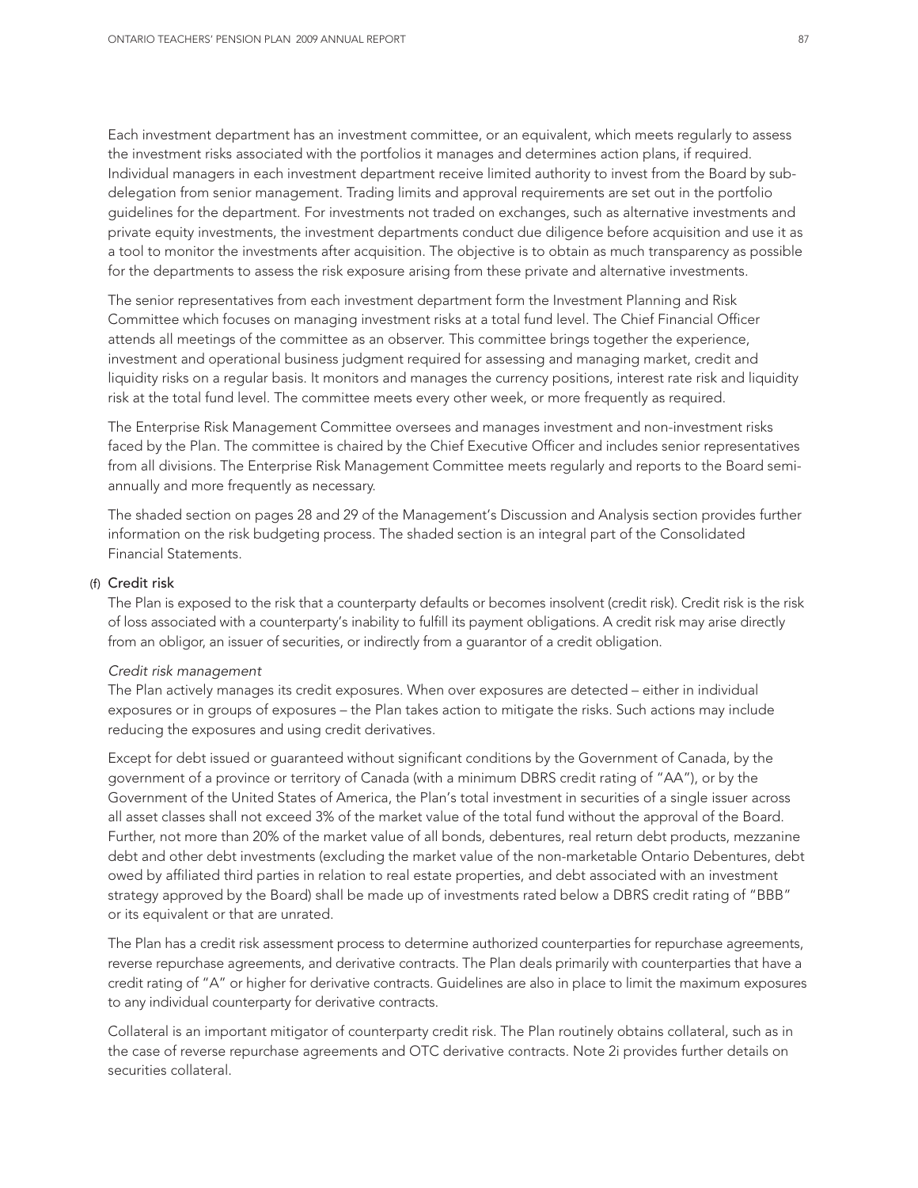Each investment department has an investment committee, or an equivalent, which meets regularly to assess the investment risks associated with the portfolios it manages and determines action plans, if required. Individual managers in each investment department receive limited authority to invest from the Board by sub-delegation from senior management. Trading limits and approval requirements are set out in the portfolio guidelines for the department. For investments not traded on exchanges, such as alternative investments and private equity investments, the investment departments conduct due diligence before acquisition and use it as a tool to monitor the investments after acquisition. The objective is to obtain as much transparency as possible for the departments to assess the risk exposure arising from these private and alternative investments.

The senior representatives from each investment department form the Investment Planning and Risk Committee which focuses on managing investment risks at a total fund level. The Chief Financial Officer attends all meetings of the committee as an observer. This committee brings together the experience, investment and operational business judgment required for assessing and managing market, credit and liquidity risks on a regular basis. It monitors and manages the currency positions, interest rate risk and liquidity risk at the total fund level. The committee meets every other week, or more frequently as required.

The Enterprise Risk Management Committee oversees and manages investment and non-investment risks faced by the Plan. The committee is chaired by the Chief Executive Officer and includes senior representatives from all divisions. The Enterprise Risk Management Committee meets regularly and reports to the Board semi-annually and more frequently as necessary.

The shaded section on pages 28 and 29 of the Management's Discussion and Analysis section provides further information on the risk budgeting process. The shaded section is an integral part of the Consolidated Financial Statements.

### (f) Credit risk

The Plan is exposed to the risk that a counterparty defaults or becomes insolvent (credit risk). Credit risk is the risk of loss associated with a counterparty's inability to fulfill its payment obligations. A credit risk may arise directly from an obligor, an issuer of securities, or indirectly from a guarantor of a credit obligation.

*Credit risk management*

The Plan actively manages its credit exposures. When over exposures are detected – either in individual exposures or in groups of exposures – the Plan takes action to mitigate the risks. Such actions may include reducing the exposures and using credit derivatives.

Except for debt issued or guaranteed without significant conditions by the Government of Canada, by the government of a province or territory of Canada (with a minimum DBRS credit rating of "AA"), or by the Government of the United States of America, the Plan's total investment in securities of a single issuer across all asset classes shall not exceed 3% of the market value of the total fund without the approval of the Board. Further, not more than 20% of the market value of all bonds, debentures, real return debt products, mezzanine debt and other debt investments (excluding the market value of the non-marketable Ontario Debentures, debt owed by affiliated third parties in relation to real estate properties, and debt associated with an investment strategy approved by the Board) shall be made up of investments rated below a DBRS credit rating of "BBB" or its equivalent or that are unrated.

The Plan has a credit risk assessment process to determine authorized counterparties for repurchase agreements, reverse repurchase agreements, and derivative contracts. The Plan deals primarily with counterparties that have a credit rating of "A" or higher for derivative contracts. Guidelines are also in place to limit the maximum exposures to any individual counterparty for derivative contracts.

Collateral is an important mitigator of counterparty credit risk. The Plan routinely obtains collateral, such as in the case of reverse repurchase agreements and OTC derivative contracts. Note 2i provides further details on securities collateral.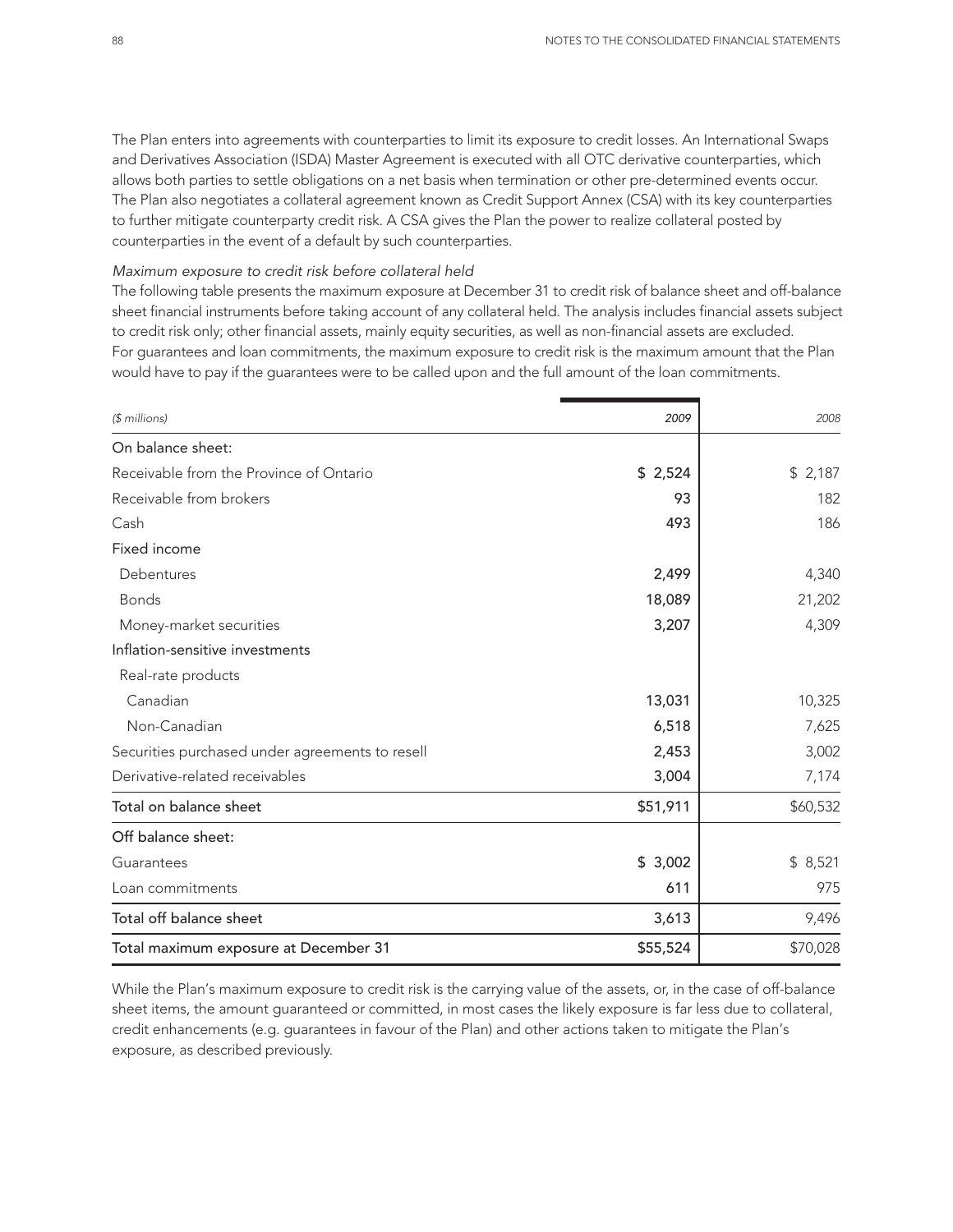The Plan enters into agreements with counterparties to limit its exposure to credit losses. An International Swaps and Derivatives Association (ISDA) Master Agreement is executed with all OTC derivative counterparties, which allows both parties to settle obligations on a net basis when termination or other pre-determined events occur. The Plan also negotiates a collateral agreement known as Credit Support Annex (CSA) with its key counterparties to further mitigate counterparty credit risk. A CSA gives the Plan the power to realize collateral posted by counterparties in the event of a default by such counterparties.

*Maximum exposure to credit risk before collateral held*

The following table presents the maximum exposure at December 31 to credit risk of balance sheet and off-balance sheet financial instruments before taking account of any collateral held. The analysis includes financial assets subject to credit risk only; other financial assets, mainly equity securities, as well as non-financial assets are excluded. For guarantees and loan commitments, the maximum exposure to credit risk is the maximum amount that the Plan would have to pay if the guarantees were to be called upon and the full amount of the loan commitments.

| *($ millions)* | *2009* | *2008* |
|---|---|---|
| On balance sheet: | | |
| Receivable from the Province of Ontario | **$ 2,524** | $ 2,187 |
| Receivable from brokers | **93** | 182 |
| Cash | **493** | 186 |
| Fixed income | | |
| Debentures | **2,499** | 4,340 |
| Bonds | **18,089** | 21,202 |
| Money-market securities | **3,207** | 4,309 |
| Inflation-sensitive investments | | |
| Real-rate products | | |
| Canadian | **13,031** | 10,325 |
| Non-Canadian | **6,518** | 7,625 |
| Securities purchased under agreements to resell | **2,453** | 3,002 |
| Derivative-related receivables | **3,004** | 7,174 |
| Total on balance sheet | **$51,911** | $60,532 |
| Off balance sheet: | | |
| Guarantees | **$ 3,002** | $ 8,521 |
| Loan commitments | **611** | 975 |
| Total off balance sheet | **3,613** | 9,496 |
| Total maximum exposure at December 31 | **$55,524** | $70,028 |

While the Plan's maximum exposure to credit risk is the carrying value of the assets, or, in the case of off-balance sheet items, the amount guaranteed or committed, in most cases the likely exposure is far less due to collateral, credit enhancements (e.g. guarantees in favour of the Plan) and other actions taken to mitigate the Plan's exposure, as described previously.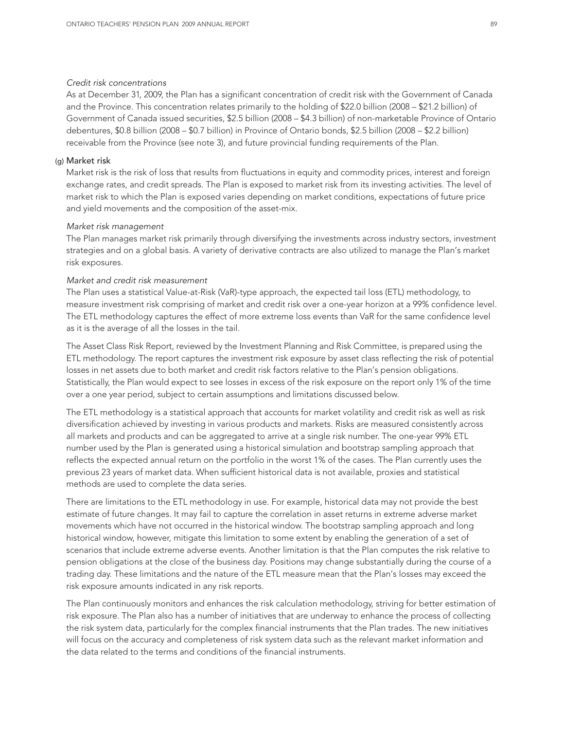*Credit risk concentrations*

As at December 31, 2009, the Plan has a significant concentration of credit risk with the Government of Canada and the Province. This concentration relates primarily to the holding of $22.0 billion (2008 – $21.2 billion) of Government of Canada issued securities, $2.5 billion (2008 – $4.3 billion) of non-marketable Province of Ontario debentures, $0.8 billion (2008 – $0.7 billion) in Province of Ontario bonds, $2.5 billion (2008 – $2.2 billion) receivable from the Province (see note 3), and future provincial funding requirements of the Plan.

### (g) Market risk

Market risk is the risk of loss that results from fluctuations in equity and commodity prices, interest and foreign exchange rates, and credit spreads. The Plan is exposed to market risk from its investing activities. The level of market risk to which the Plan is exposed varies depending on market conditions, expectations of future price and yield movements and the composition of the asset-mix.

*Market risk management*

The Plan manages market risk primarily through diversifying the investments across industry sectors, investment strategies and on a global basis. A variety of derivative contracts are also utilized to manage the Plan's market risk exposures.

*Market and credit risk measurement*

The Plan uses a statistical Value-at-Risk (VaR)-type approach, the expected tail loss (ETL) methodology, to measure investment risk comprising of market and credit risk over a one-year horizon at a 99% confidence level. The ETL methodology captures the effect of more extreme loss events than VaR for the same confidence level as it is the average of all the losses in the tail.

The Asset Class Risk Report, reviewed by the Investment Planning and Risk Committee, is prepared using the ETL methodology. The report captures the investment risk exposure by asset class reflecting the risk of potential losses in net assets due to both market and credit risk factors relative to the Plan's pension obligations. Statistically, the Plan would expect to see losses in excess of the risk exposure on the report only 1% of the time over a one year period, subject to certain assumptions and limitations discussed below.

The ETL methodology is a statistical approach that accounts for market volatility and credit risk as well as risk diversification achieved by investing in various products and markets. Risks are measured consistently across all markets and products and can be aggregated to arrive at a single risk number. The one-year 99% ETL number used by the Plan is generated using a historical simulation and bootstrap sampling approach that reflects the expected annual return on the portfolio in the worst 1% of the cases. The Plan currently uses the previous 23 years of market data. When sufficient historical data is not available, proxies and statistical methods are used to complete the data series.

There are limitations to the ETL methodology in use. For example, historical data may not provide the best estimate of future changes. It may fail to capture the correlation in asset returns in extreme adverse market movements which have not occurred in the historical window. The bootstrap sampling approach and long historical window, however, mitigate this limitation to some extent by enabling the generation of a set of scenarios that include extreme adverse events. Another limitation is that the Plan computes the risk relative to pension obligations at the close of the business day. Positions may change substantially during the course of a trading day. These limitations and the nature of the ETL measure mean that the Plan's losses may exceed the risk exposure amounts indicated in any risk reports.

The Plan continuously monitors and enhances the risk calculation methodology, striving for better estimation of risk exposure. The Plan also has a number of initiatives that are underway to enhance the process of collecting the risk system data, particularly for the complex financial instruments that the Plan trades. The new initiatives will focus on the accuracy and completeness of risk system data such as the relevant market information and the data related to the terms and conditions of the financial instruments.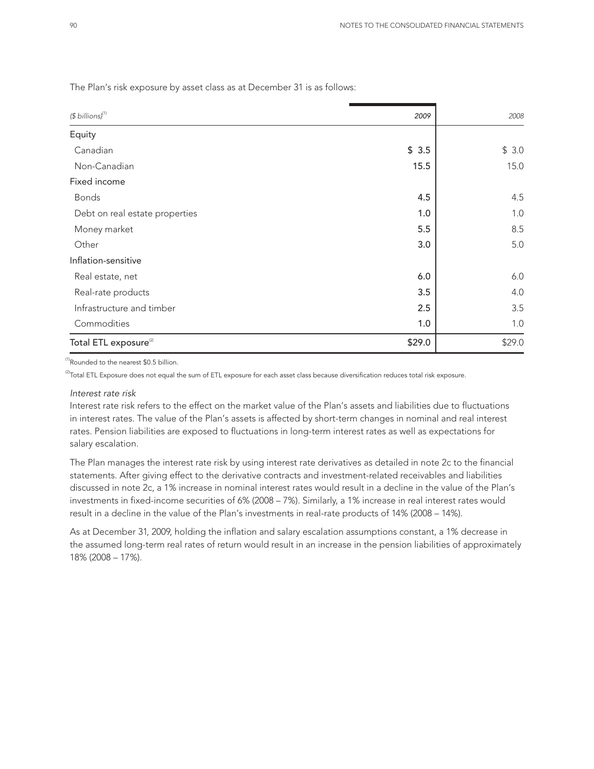The Plan's risk exposure by asset class as at December 31 is as follows:

| *($ billions)*[1] | *2009* | *2008* |
|---|---|---|
| Equity | | |
| Canadian | $ 3.5 | $ 3.0 |
| Non-Canadian | 15.5 | 15.0 |
| Fixed income | | |
| Bonds | 4.5 | 4.5 |
| Debt on real estate properties | 1.0 | 1.0 |
| Money market | 5.5 | 8.5 |
| Other | 3.0 | 5.0 |
| Inflation-sensitive | | |
| Real estate, net | 6.0 | 6.0 |
| Real-rate products | 3.5 | 4.0 |
| Infrastructure and timber | 2.5 | 3.5 |
| Commodities | 1.0 | 1.0 |
| Total ETL exposure[2] | $29.0 | $29.0 |

[1] Rounded to the nearest $0.5 billion.

[2] Total ETL Exposure does not equal the sum of ETL exposure for each asset class because diversification reduces total risk exposure.

*Interest rate risk*

Interest rate risk refers to the effect on the market value of the Plan's assets and liabilities due to fluctuations in interest rates. The value of the Plan's assets is affected by short-term changes in nominal and real interest rates. Pension liabilities are exposed to fluctuations in long-term interest rates as well as expectations for salary escalation.

The Plan manages the interest rate risk by using interest rate derivatives as detailed in note 2c to the financial statements. After giving effect to the derivative contracts and investment-related receivables and liabilities discussed in note 2c, a 1% increase in nominal interest rates would result in a decline in the value of the Plan's investments in fixed-income securities of 6% (2008 – 7%). Similarly, a 1% increase in real interest rates would result in a decline in the value of the Plan's investments in real-rate products of 14% (2008 – 14%).

As at December 31, 2009, holding the inflation and salary escalation assumptions constant, a 1% decrease in the assumed long-term real rates of return would result in an increase in the pension liabilities of approximately 18% (2008 – 17%).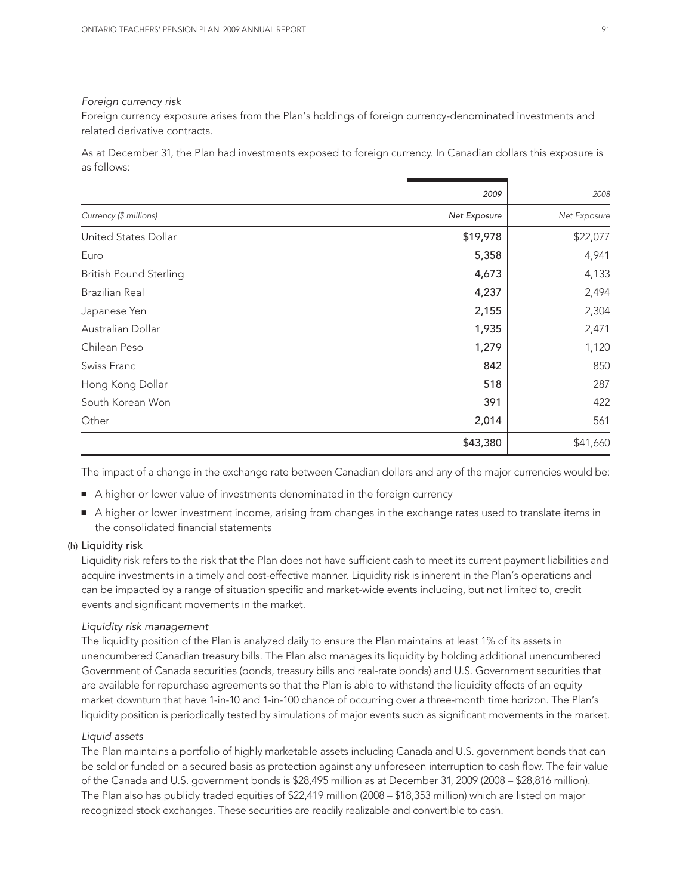*Foreign currency risk*

Foreign currency exposure arises from the Plan's holdings of foreign currency-denominated investments and related derivative contracts.

As at December 31, the Plan had investments exposed to foreign currency. In Canadian dollars this exposure is as follows:

| | *2009* | *2008* |
|---|---|---|
| *Currency ($ millions)* | *Net Exposure* | *Net Exposure* |
| United States Dollar | $19,978 | $22,077 |
| Euro | 5,358 | 4,941 |
| British Pound Sterling | 4,673 | 4,133 |
| Brazilian Real | 4,237 | 2,494 |
| Japanese Yen | 2,155 | 2,304 |
| Australian Dollar | 1,935 | 2,471 |
| Chilean Peso | 1,279 | 1,120 |
| Swiss Franc | 842 | 850 |
| Hong Kong Dollar | 518 | 287 |
| South Korean Won | 391 | 422 |
| Other | 2,014 | 561 |
| | $43,380 | $41,660 |

The impact of a change in the exchange rate between Canadian dollars and any of the major currencies would be:

- A higher or lower value of investments denominated in the foreign currency
- A higher or lower investment income, arising from changes in the exchange rates used to translate items in the consolidated financial statements

### (h) Liquidity risk

Liquidity risk refers to the risk that the Plan does not have sufficient cash to meet its current payment liabilities and acquire investments in a timely and cost-effective manner. Liquidity risk is inherent in the Plan's operations and can be impacted by a range of situation specific and market-wide events including, but not limited to, credit events and significant movements in the market.

*Liquidity risk management*

The liquidity position of the Plan is analyzed daily to ensure the Plan maintains at least 1% of its assets in unencumbered Canadian treasury bills. The Plan also manages its liquidity by holding additional unencumbered Government of Canada securities (bonds, treasury bills and real-rate bonds) and U.S. Government securities that are available for repurchase agreements so that the Plan is able to withstand the liquidity effects of an equity market downturn that have 1-in-10 and 1-in-100 chance of occurring over a three-month time horizon. The Plan's liquidity position is periodically tested by simulations of major events such as significant movements in the market.

*Liquid assets*

The Plan maintains a portfolio of highly marketable assets including Canada and U.S. government bonds that can be sold or funded on a secured basis as protection against any unforeseen interruption to cash flow. The fair value of the Canada and U.S. government bonds is $28,495 million as at December 31, 2009 (2008 – $28,816 million). The Plan also has publicly traded equities of $22,419 million (2008 – $18,353 million) which are listed on major recognized stock exchanges. These securities are readily realizable and convertible to cash.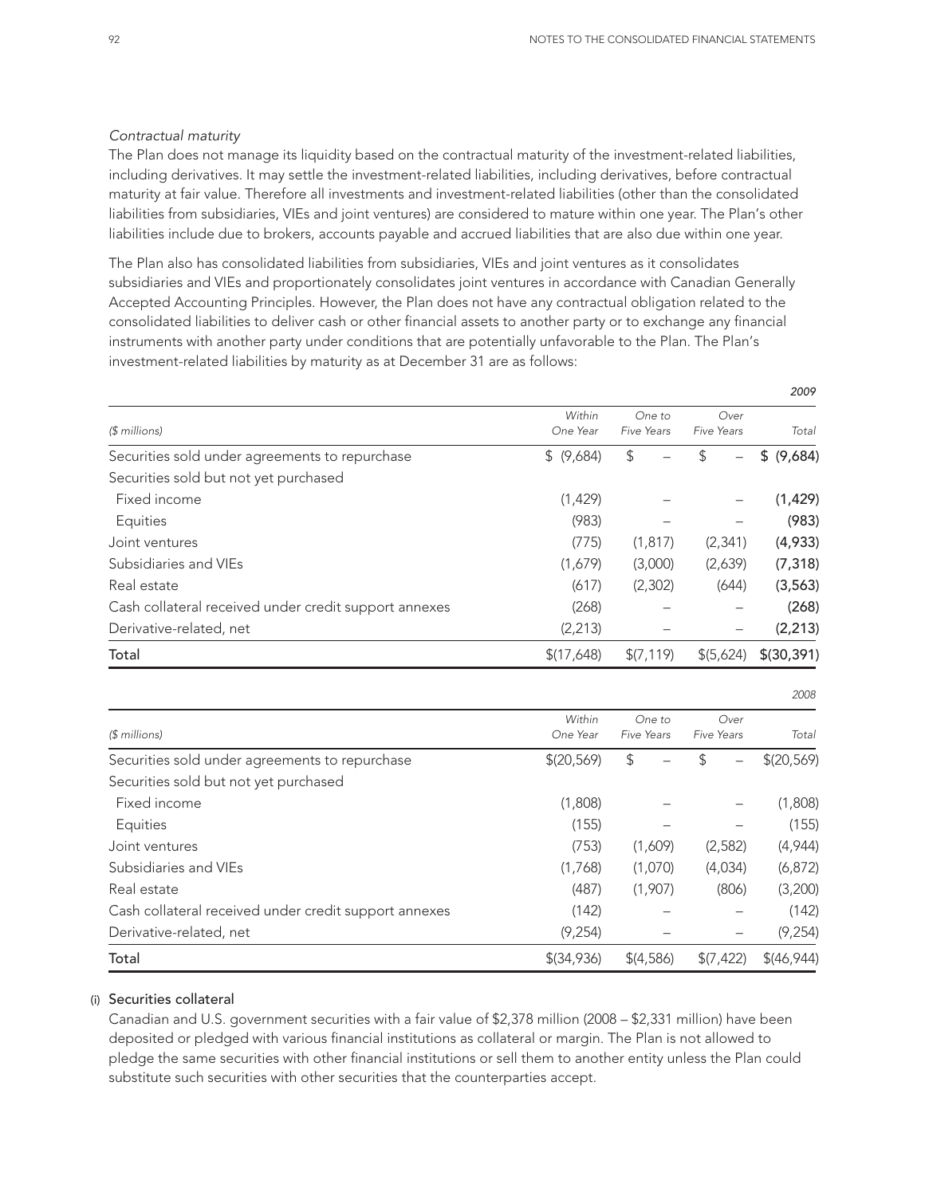*Contractual maturity*

The Plan does not manage its liquidity based on the contractual maturity of the investment-related liabilities, including derivatives. It may settle the investment-related liabilities, including derivatives, before contractual maturity at fair value. Therefore all investments and investment-related liabilities (other than the consolidated liabilities from subsidiaries, VIEs and joint ventures) are considered to mature within one year. The Plan's other liabilities include due to brokers, accounts payable and accrued liabilities that are also due within one year.

The Plan also has consolidated liabilities from subsidiaries, VIEs and joint ventures as it consolidates subsidiaries and VIEs and proportionately consolidates joint ventures in accordance with Canadian Generally Accepted Accounting Principles. However, the Plan does not have any contractual obligation related to the consolidated liabilities to deliver cash or other financial assets to another party or to exchange any financial instruments with another party under conditions that are potentially unfavorable to the Plan. The Plan's investment-related liabilities by maturity as at December 31 are as follows:

| | | | | *2009* |
|---|---|---|---|---|
| *($ millions)* | *Within One Year* | *One to Five Years* | *Over Five Years* | *Total* |
| Securities sold under agreements to repurchase | $ (9,684) | $ – | $ – | **$ (9,684)** |
| Securities sold but not yet purchased | | | | |
| Fixed income | (1,429) | – | – | **(1,429)** |
| Equities | (983) | – | – | **(983)** |
| Joint ventures | (775) | (1,817) | (2,341) | **(4,933)** |
| Subsidiaries and VIEs | (1,679) | (3,000) | (2,639) | **(7,318)** |
| Real estate | (617) | (2,302) | (644) | **(3,563)** |
| Cash collateral received under credit support annexes | (268) | – | – | **(268)** |
| Derivative-related, net | (2,213) | – | – | **(2,213)** |
| **Total** | $(17,648) | $(7,119) | $(5,624) | **$(30,391)** |

| | | | | *2008* |
|---|---|---|---|---|
| *($ millions)* | *Within One Year* | *One to Five Years* | *Over Five Years* | *Total* |
| Securities sold under agreements to repurchase | $(20,569) | $ – | $ – | $(20,569) |
| Securities sold but not yet purchased | | | | |
| Fixed income | (1,808) | – | – | (1,808) |
| Equities | (155) | – | – | (155) |
| Joint ventures | (753) | (1,609) | (2,582) | (4,944) |
| Subsidiaries and VIEs | (1,768) | (1,070) | (4,034) | (6,872) |
| Real estate | (487) | (1,907) | (806) | (3,200) |
| Cash collateral received under credit support annexes | (142) | – | – | (142) |
| Derivative-related, net | (9,254) | – | – | (9,254) |
| Total | $(34,936) | $(4,586) | $(7,422) | $(46,944) |

(i) **Securities collateral**

Canadian and U.S. government securities with a fair value of $2,378 million (2008 – $2,331 million) have been deposited or pledged with various financial institutions as collateral or margin. The Plan is not allowed to pledge the same securities with other financial institutions or sell them to another entity unless the Plan could substitute such securities with other securities that the counterparties accept.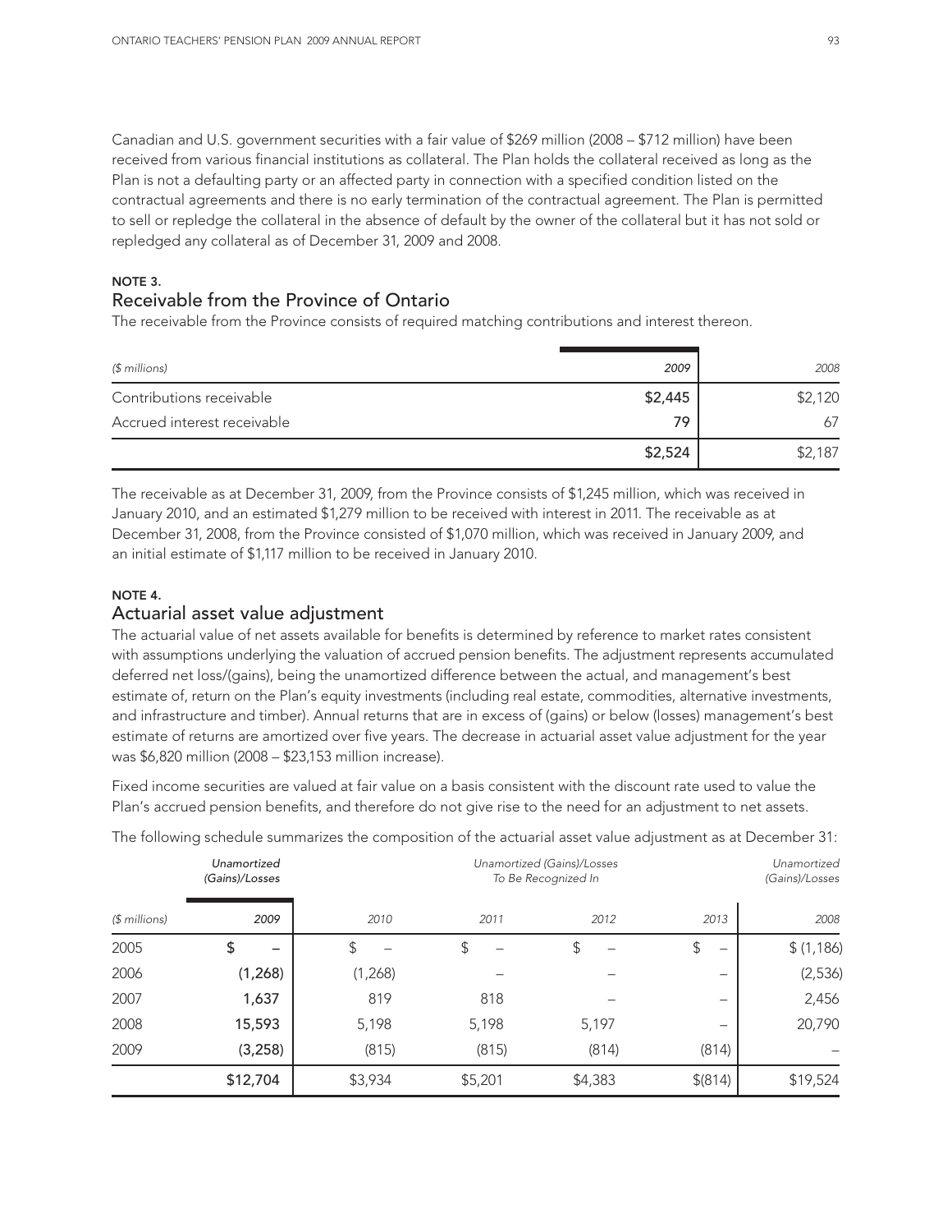Canadian and U.S. government securities with a fair value of $269 million (2008 – $712 million) have been received from various financial institutions as collateral. The Plan holds the collateral received as long as the Plan is not a defaulting party or an affected party in connection with a specified condition listed on the contractual agreements and there is no early termination of the contractual agreement. The Plan is permitted to sell or repledge the collateral in the absence of default by the owner of the collateral but it has not sold or repledged any collateral as of December 31, 2009 and 2008.

## NOTE 3.
## Receivable from the Province of Ontario

The receivable from the Province consists of required matching contributions and interest thereon.

| *($ millions)* | *2009* | *2008* |
|---|---|---|
| Contributions receivable | $2,445 | $2,120 |
| Accrued interest receivable | 79 | 67 |
| | $2,524 | $2,187 |

The receivable as at December 31, 2009, from the Province consists of $1,245 million, which was received in January 2010, and an estimated $1,279 million to be received with interest in 2011. The receivable as at December 31, 2008, from the Province consisted of $1,070 million, which was received in January 2009, and an initial estimate of $1,117 million to be received in January 2010.

## NOTE 4.
## Actuarial asset value adjustment

The actuarial value of net assets available for benefits is determined by reference to market rates consistent with assumptions underlying the valuation of accrued pension benefits. The adjustment represents accumulated deferred net loss/(gains), being the unamortized difference between the actual, and management's best estimate of, return on the Plan's equity investments (including real estate, commodities, alternative investments, and infrastructure and timber). Annual returns that are in excess of (gains) or below (losses) management's best estimate of returns are amortized over five years. The decrease in actuarial asset value adjustment for the year was $6,820 million (2008 – $23,153 million increase).

Fixed income securities are valued at fair value on a basis consistent with the discount rate used to value the Plan's accrued pension benefits, and therefore do not give rise to the need for an adjustment to net assets.

The following schedule summarizes the composition of the actuarial asset value adjustment as at December 31:

| | *Unamortized (Gains)/Losses* | *Unamortized (Gains)/Losses To Be Recognized In* | | | | *Unamortized (Gains)/Losses* |
|---|---|---|---|---|---|---|
| *($ millions)* | *2009* | *2010* | *2011* | *2012* | *2013* | *2008* |
| 2005 | $ – | $ – | $ – | $ – | $ – | $ (1,186) |
| 2006 | (1,268) | (1,268) | – | – | – | (2,536) |
| 2007 | 1,637 | 819 | 818 | – | – | 2,456 |
| 2008 | 15,593 | 5,198 | 5,198 | 5,197 | – | 20,790 |
| 2009 | (3,258) | (815) | (815) | (814) | (814) | – |
| | $12,704 | $3,934 | $5,201 | $4,383 | $(814) | $19,524 |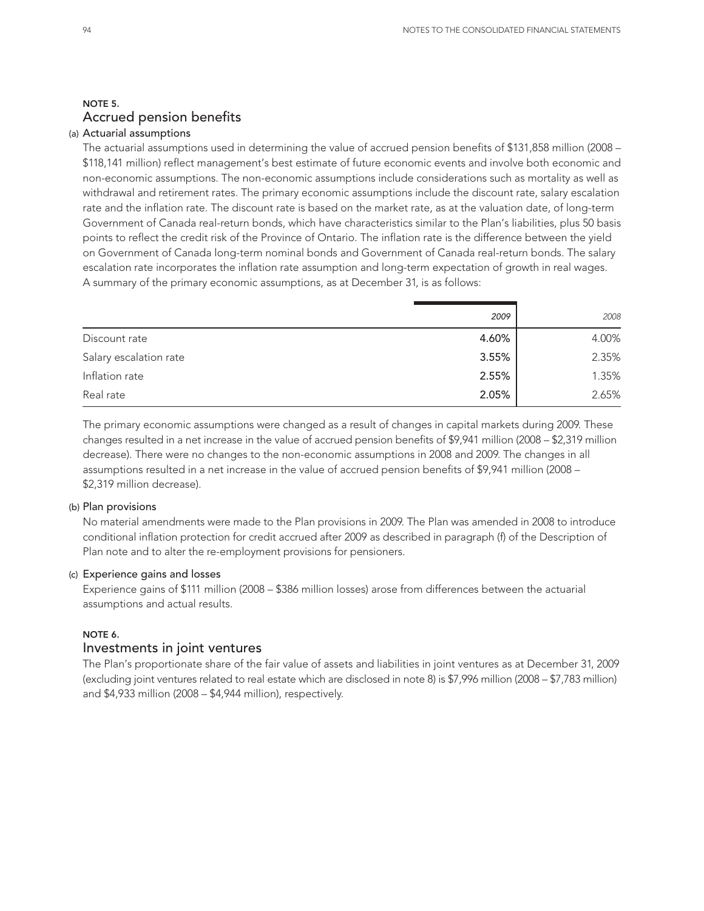## NOTE 5.
## Accrued pension benefits

### (a) Actuarial assumptions

The actuarial assumptions used in determining the value of accrued pension benefits of $131,858 million (2008 – $118,141 million) reflect management's best estimate of future economic events and involve both economic and non-economic assumptions. The non-economic assumptions include considerations such as mortality as well as withdrawal and retirement rates. The primary economic assumptions include the discount rate, salary escalation rate and the inflation rate. The discount rate is based on the market rate, as at the valuation date, of long-term Government of Canada real-return bonds, which have characteristics similar to the Plan's liabilities, plus 50 basis points to reflect the credit risk of the Province of Ontario. The inflation rate is the difference between the yield on Government of Canada long-term nominal bonds and Government of Canada real-return bonds. The salary escalation rate incorporates the inflation rate assumption and long-term expectation of growth in real wages. A summary of the primary economic assumptions, as at December 31, is as follows:

| | *2009* | *2008* |
|---|---|---|
| Discount rate | **4.60%** | 4.00% |
| Salary escalation rate | **3.55%** | 2.35% |
| Inflation rate | **2.55%** | 1.35% |
| Real rate | **2.05%** | 2.65% |

The primary economic assumptions were changed as a result of changes in capital markets during 2009. These changes resulted in a net increase in the value of accrued pension benefits of $9,941 million (2008 – $2,319 million decrease). There were no changes to the non-economic assumptions in 2008 and 2009. The changes in all assumptions resulted in a net increase in the value of accrued pension benefits of $9,941 million (2008 – $2,319 million decrease).

### (b) Plan provisions

No material amendments were made to the Plan provisions in 2009. The Plan was amended in 2008 to introduce conditional inflation protection for credit accrued after 2009 as described in paragraph (f) of the Description of Plan note and to alter the re-employment provisions for pensioners.

### (c) Experience gains and losses

Experience gains of $111 million (2008 – $386 million losses) arose from differences between the actuarial assumptions and actual results.

## NOTE 6.
## Investments in joint ventures

The Plan's proportionate share of the fair value of assets and liabilities in joint ventures as at December 31, 2009 (excluding joint ventures related to real estate which are disclosed in note 8) is $7,996 million (2008 – $7,783 million) and $4,933 million (2008 – $4,944 million), respectively.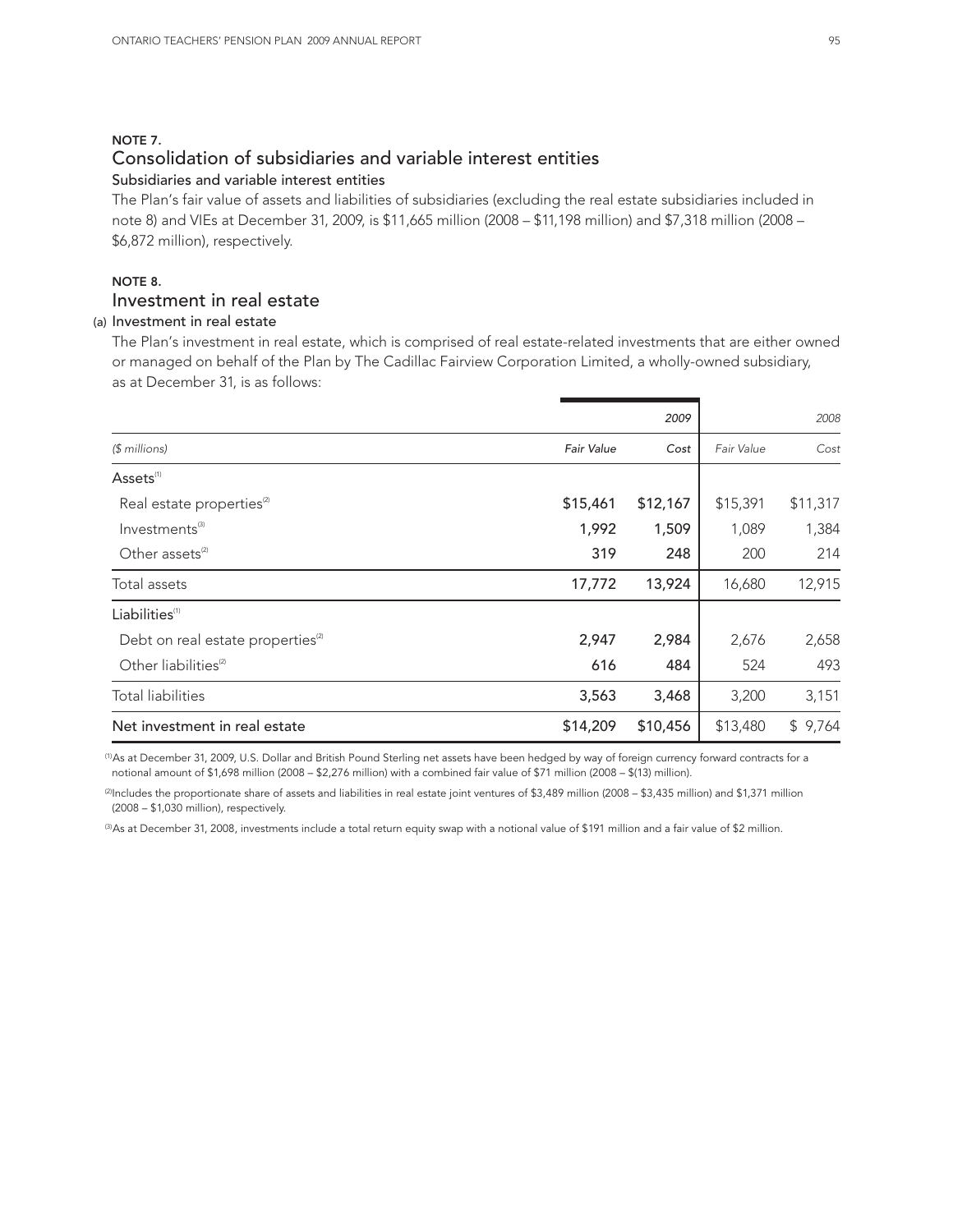## NOTE 7.

## Consolidation of subsidiaries and variable interest entities

### Subsidiaries and variable interest entities

The Plan's fair value of assets and liabilities of subsidiaries (excluding the real estate subsidiaries included in note 8) and VIEs at December 31, 2009, is $11,665 million (2008 – $11,198 million) and $7,318 million (2008 – $6,872 million), respectively.

## NOTE 8.

## Investment in real estate

### (a) Investment in real estate

The Plan's investment in real estate, which is comprised of real estate-related investments that are either owned or managed on behalf of the Plan by The Cadillac Fairview Corporation Limited, a wholly-owned subsidiary, as at December 31, is as follows:

| | 2009 | | 2008 | |
|---|---|---|---|---|
| *($ millions)* | *Fair Value* | *Cost* | *Fair Value* | *Cost* |
| Assets[1] | | | | |
| Real estate properties[2] | $15,461 | $12,167 | $15,391 | $11,317 |
| Investments[3] | 1,992 | 1,509 | 1,089 | 1,384 |
| Other assets[2] | 319 | 248 | 200 | 214 |
| Total assets | 17,772 | 13,924 | 16,680 | 12,915 |
| Liabilities[1] | | | | |
| Debt on real estate properties[2] | 2,947 | 2,984 | 2,676 | 2,658 |
| Other liabilities[2] | 616 | 484 | 524 | 493 |
| Total liabilities | 3,563 | 3,468 | 3,200 | 3,151 |
| Net investment in real estate | $14,209 | $10,456 | $13,480 | $ 9,764 |

[1] As at December 31, 2009, U.S. Dollar and British Pound Sterling net assets have been hedged by way of foreign currency forward contracts for a notional amount of $1,698 million (2008 – $2,276 million) with a combined fair value of $71 million (2008 – $(13) million).

[2] Includes the proportionate share of assets and liabilities in real estate joint ventures of $3,489 million (2008 – $3,435 million) and $1,371 million (2008 – $1,030 million), respectively.

[3] As at December 31, 2008, investments include a total return equity swap with a notional value of $191 million and a fair value of $2 million.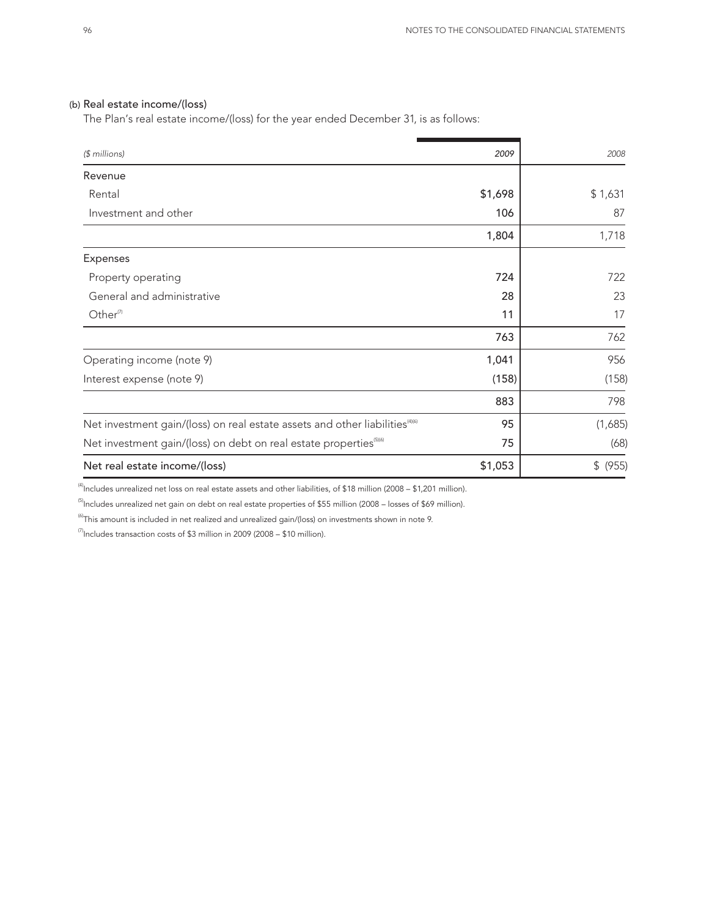### (b) Real estate income/(loss)

The Plan's real estate income/(loss) for the year ended December 31, is as follows:

| *($ millions)* | *2009* | *2008* |
|---|---|---|
| Revenue | | |
| Rental | $1,698 | $ 1,631 |
| Investment and other | 106 | 87 |
| | 1,804 | 1,718 |
| Expenses | | |
| Property operating | 724 | 722 |
| General and administrative | 28 | 23 |
| Other[7] | 11 | 17 |
| | 763 | 762 |
| Operating income (note 9) | 1,041 | 956 |
| Interest expense (note 9) | (158) | (158) |
| | 883 | 798 |
| Net investment gain/(loss) on real estate assets and other liabilities[4][6] | 95 | (1,685) |
| Net investment gain/(loss) on debt on real estate properties[5][6] | 75 | (68) |
| Net real estate income/(loss) | $1,053 | $ (955) |

[4] Includes unrealized net loss on real estate assets and other liabilities, of $18 million (2008 – $1,201 million).

[5] Includes unrealized net gain on debt on real estate properties of $55 million (2008 – losses of $69 million).

[6] This amount is included in net realized and unrealized gain/(loss) on investments shown in note 9.

[7] Includes transaction costs of $3 million in 2009 (2008 – $10 million).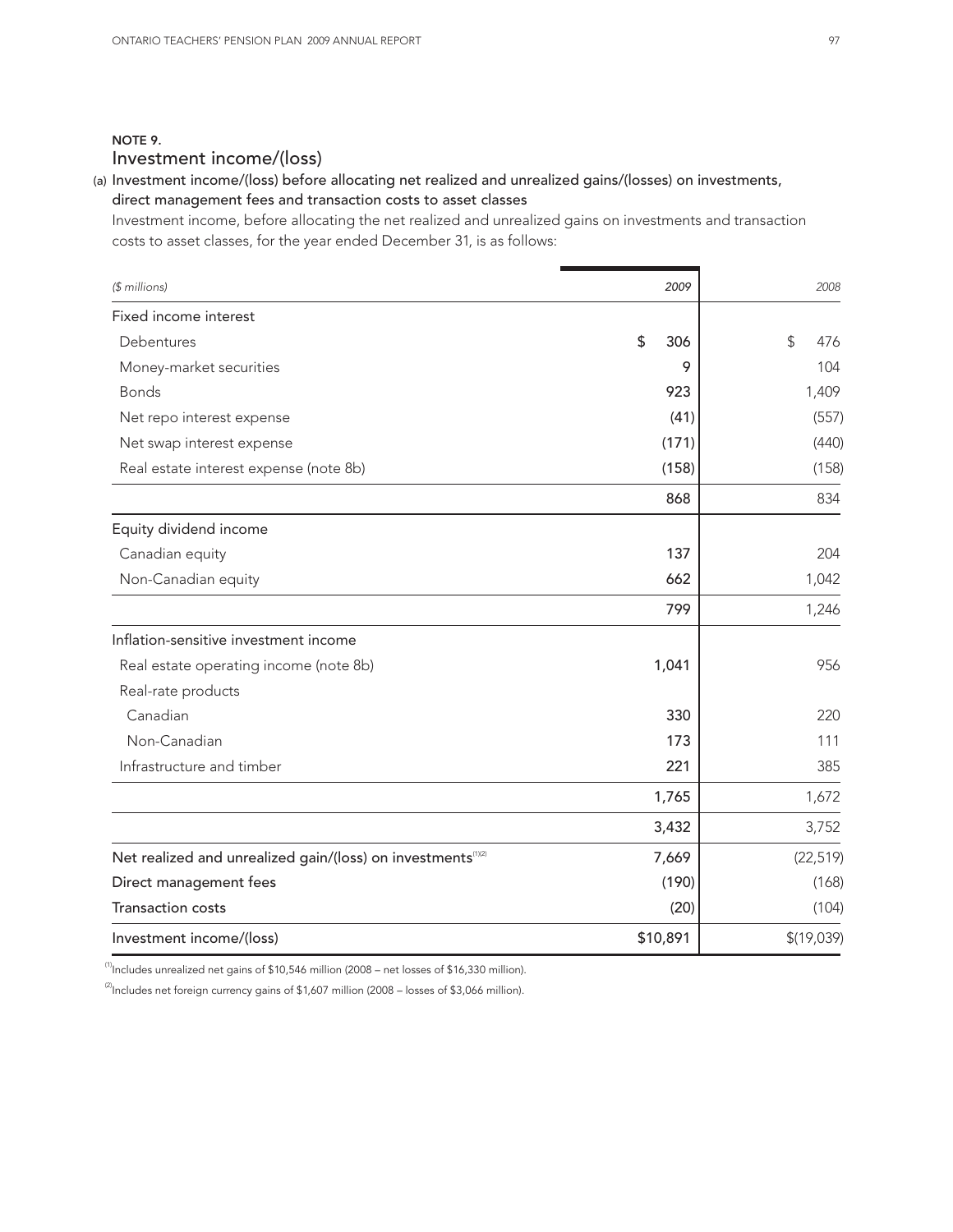## NOTE 9.

## Investment income/(loss)

### (a) Investment income/(loss) before allocating net realized and unrealized gains/(losses) on investments, direct management fees and transaction costs to asset classes

Investment income, before allocating the net realized and unrealized gains on investments and transaction costs to asset classes, for the year ended December 31, is as follows:

| *($ millions)* | *2009* | *2008* |
|---|---|---|
| Fixed income interest | | |
| Debentures | $ 306 | $ 476 |
| Money-market securities | 9 | 104 |
| Bonds | 923 | 1,409 |
| Net repo interest expense | (41) | (557) |
| Net swap interest expense | (171) | (440) |
| Real estate interest expense (note 8b) | (158) | (158) |
| | 868 | 834 |
| Equity dividend income | | |
| Canadian equity | 137 | 204 |
| Non-Canadian equity | 662 | 1,042 |
| | 799 | 1,246 |
| Inflation-sensitive investment income | | |
| Real estate operating income (note 8b) | 1,041 | 956 |
| Real-rate products | | |
| Canadian | 330 | 220 |
| Non-Canadian | 173 | 111 |
| Infrastructure and timber | 221 | 385 |
| | 1,765 | 1,672 |
| | 3,432 | 3,752 |
| Net realized and unrealized gain/(loss) on investments[1][2] | 7,669 | (22,519) |
| Direct management fees | (190) | (168) |
| Transaction costs | (20) | (104) |
| Investment income/(loss) | $10,891 | $(19,039) |

[1] Includes unrealized net gains of $10,546 million (2008 – net losses of $16,330 million).

[2] Includes net foreign currency gains of $1,607 million (2008 – losses of $3,066 million).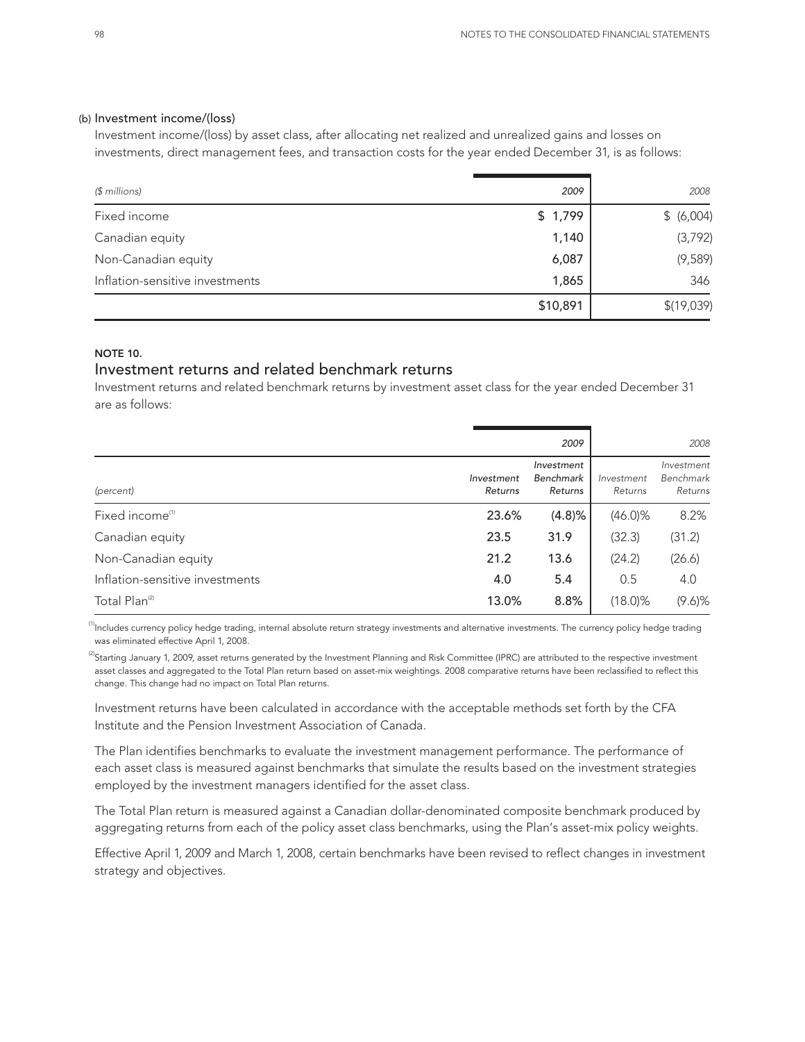### (b) Investment income/(loss)

Investment income/(loss) by asset class, after allocating net realized and unrealized gains and losses on investments, direct management fees, and transaction costs for the year ended December 31, is as follows:

| *($ millions)* | *2009* | *2008* |
|---|---|---|
| Fixed income | **$ 1,799** | $ (6,004) |
| Canadian equity | **1,140** | (3,792) |
| Non-Canadian equity | **6,087** | (9,589) |
| Inflation-sensitive investments | **1,865** | 346 |
| | **$10,891** | $(19,039) |

**NOTE 10.**

## Investment returns and related benchmark returns

Investment returns and related benchmark returns by investment asset class for the year ended December 31 are as follows:

| | | *2009* | | *2008* |
|---|---|---|---|---|
| *(percent)* | *Investment Returns* | *Investment Benchmark Returns* | *Investment Returns* | *Investment Benchmark Returns* |
| Fixed income[1] | **23.6%** | **(4.8)%** | (46.0)% | 8.2% |
| Canadian equity | **23.5** | **31.9** | (32.3) | (31.2) |
| Non-Canadian equity | **21.2** | **13.6** | (24.2) | (26.6) |
| Inflation-sensitive investments | **4.0** | **5.4** | 0.5 | 4.0 |
| Total Plan[2] | **13.0%** | **8.8%** | (18.0)% | (9.6)% |

[1] Includes currency policy hedge trading, internal absolute return strategy investments and alternative investments. The currency policy hedge trading was eliminated effective April 1, 2008.

[2] Starting January 1, 2009, asset returns generated by the Investment Planning and Risk Committee (IPRC) are attributed to the respective investment asset classes and aggregated to the Total Plan return based on asset-mix weightings. 2008 comparative returns have been reclassified to reflect this change. This change had no impact on Total Plan returns.

Investment returns have been calculated in accordance with the acceptable methods set forth by the CFA Institute and the Pension Investment Association of Canada.

The Plan identifies benchmarks to evaluate the investment management performance. The performance of each asset class is measured against benchmarks that simulate the results based on the investment strategies employed by the investment managers identified for the asset class.

The Total Plan return is measured against a Canadian dollar-denominated composite benchmark produced by aggregating returns from each of the policy asset class benchmarks, using the Plan's asset-mix policy weights.

Effective April 1, 2009 and March 1, 2008, certain benchmarks have been revised to reflect changes in investment strategy and objectives.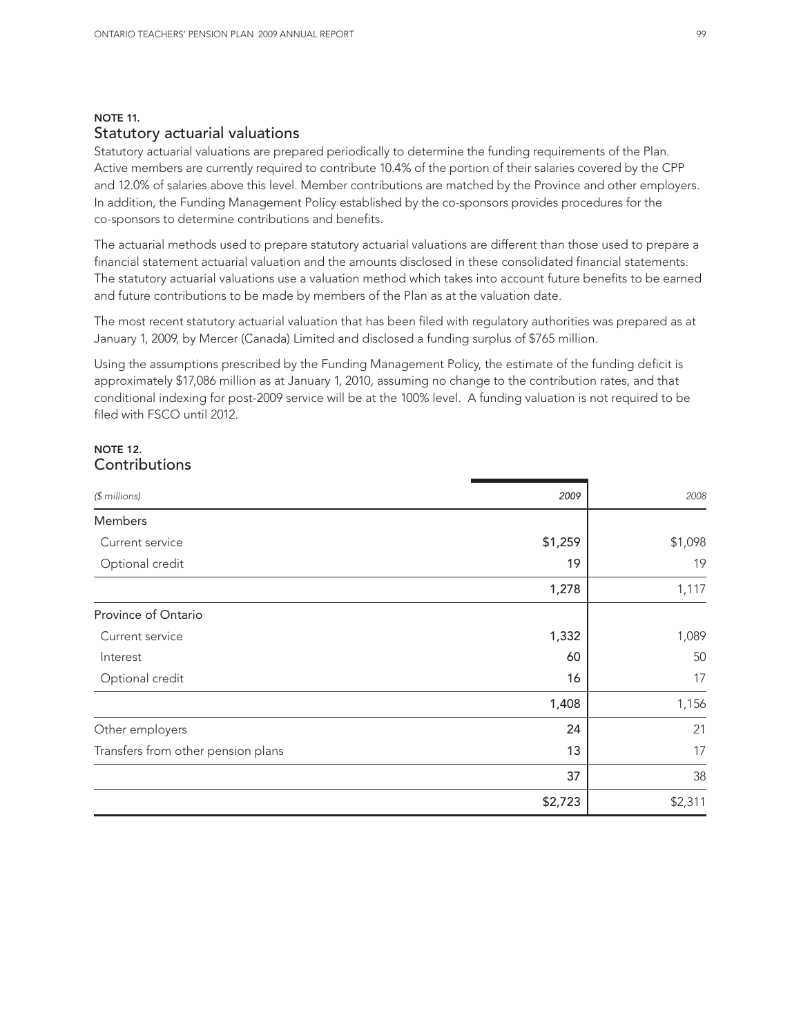## NOTE 11.
## Statutory actuarial valuations

Statutory actuarial valuations are prepared periodically to determine the funding requirements of the Plan. Active members are currently required to contribute 10.4% of the portion of their salaries covered by the CPP and 12.0% of salaries above this level. Member contributions are matched by the Province and other employers. In addition, the Funding Management Policy established by the co-sponsors provides procedures for the co-sponsors to determine contributions and benefits.

The actuarial methods used to prepare statutory actuarial valuations are different than those used to prepare a financial statement actuarial valuation and the amounts disclosed in these consolidated financial statements. The statutory actuarial valuations use a valuation method which takes into account future benefits to be earned and future contributions to be made by members of the Plan as at the valuation date.

The most recent statutory actuarial valuation that has been filed with regulatory authorities was prepared as at January 1, 2009, by Mercer (Canada) Limited and disclosed a funding surplus of $765 million.

Using the assumptions prescribed by the Funding Management Policy, the estimate of the funding deficit is approximately $17,086 million as at January 1, 2010, assuming no change to the contribution rates, and that conditional indexing for post-2009 service will be at the 100% level. A funding valuation is not required to be filed with FSCO until 2012.

## NOTE 12.
## Contributions

| *($ millions)* | *2009* | *2008* |
|---|---|---|
| Members | | |
| Current service | $1,259 | $1,098 |
| Optional credit | 19 | 19 |
| | 1,278 | 1,117 |
| Province of Ontario | | |
| Current service | 1,332 | 1,089 |
| Interest | 60 | 50 |
| Optional credit | 16 | 17 |
| | 1,408 | 1,156 |
| Other employers | 24 | 21 |
| Transfers from other pension plans | 13 | 17 |
| | 37 | 38 |
| | $2,723 | $2,311 |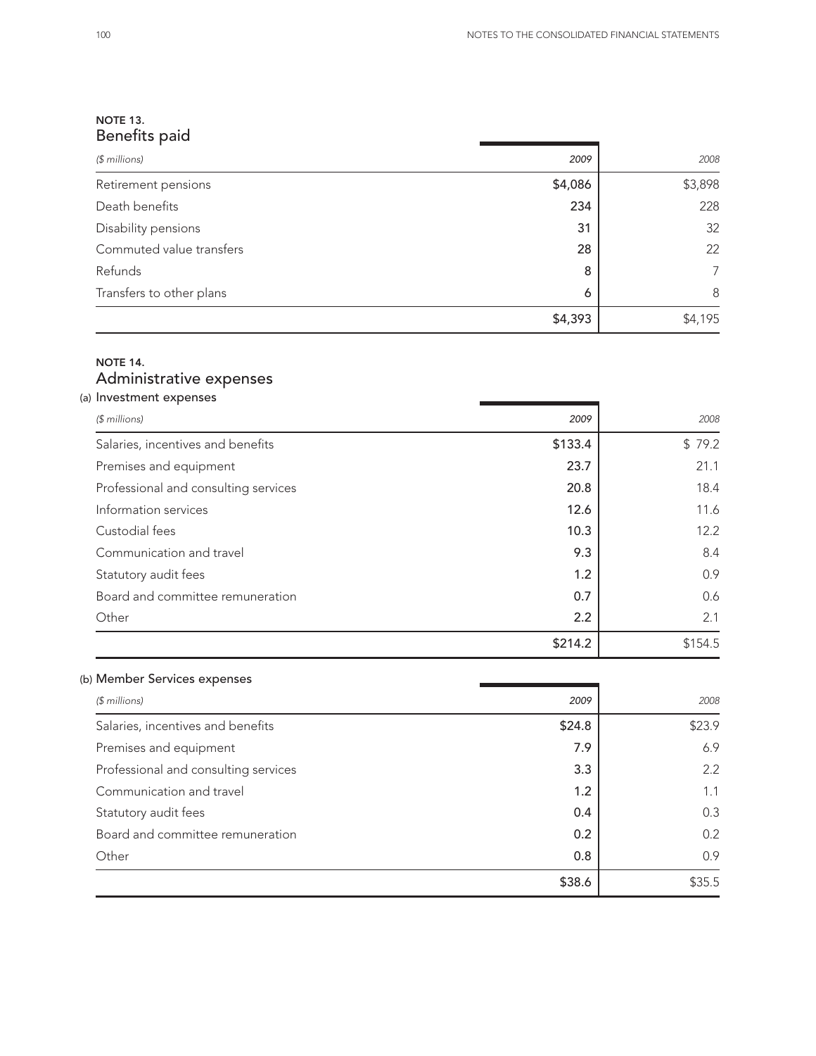## NOTE 13.
## Benefits paid

| ($ millions) | 2009 | 2008 |
|---|---|---|
| Retirement pensions | $4,086 | $3,898 |
| Death benefits | 234 | 228 |
| Disability pensions | 31 | 32 |
| Commuted value transfers | 28 | 22 |
| Refunds | 8 | 7 |
| Transfers to other plans | 6 | 8 |
| | $4,393 | $4,195 |

## NOTE 14.
## Administrative expenses

### (a) Investment expenses

| ($ millions) | 2009 | 2008 |
|---|---|---|
| Salaries, incentives and benefits | $133.4 | $ 79.2 |
| Premises and equipment | 23.7 | 21.1 |
| Professional and consulting services | 20.8 | 18.4 |
| Information services | 12.6 | 11.6 |
| Custodial fees | 10.3 | 12.2 |
| Communication and travel | 9.3 | 8.4 |
| Statutory audit fees | 1.2 | 0.9 |
| Board and committee remuneration | 0.7 | 0.6 |
| Other | 2.2 | 2.1 |
| | $214.2 | $154.5 |

### (b) Member Services expenses

| ($ millions) | 2009 | 2008 |
|---|---|---|
| Salaries, incentives and benefits | $24.8 | $23.9 |
| Premises and equipment | 7.9 | 6.9 |
| Professional and consulting services | 3.3 | 2.2 |
| Communication and travel | 1.2 | 1.1 |
| Statutory audit fees | 0.4 | 0.3 |
| Board and committee remuneration | 0.2 | 0.2 |
| Other | 0.8 | 0.9 |
| | $38.6 | $35.5 |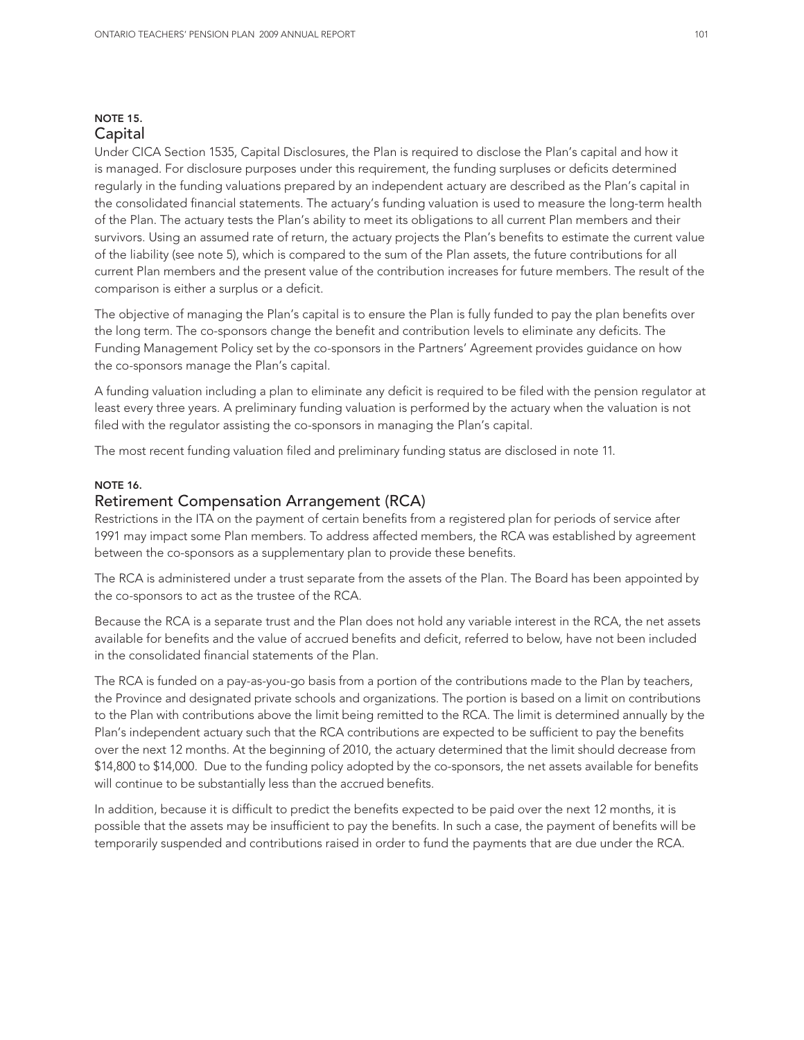## NOTE 15.
## Capital

Under CICA Section 1535, Capital Disclosures, the Plan is required to disclose the Plan's capital and how it is managed. For disclosure purposes under this requirement, the funding surpluses or deficits determined regularly in the funding valuations prepared by an independent actuary are described as the Plan's capital in the consolidated financial statements. The actuary's funding valuation is used to measure the long-term health of the Plan. The actuary tests the Plan's ability to meet its obligations to all current Plan members and their survivors. Using an assumed rate of return, the actuary projects the Plan's benefits to estimate the current value of the liability (see note 5), which is compared to the sum of the Plan assets, the future contributions for all current Plan members and the present value of the contribution increases for future members. The result of the comparison is either a surplus or a deficit.

The objective of managing the Plan's capital is to ensure the Plan is fully funded to pay the plan benefits over the long term. The co-sponsors change the benefit and contribution levels to eliminate any deficits. The Funding Management Policy set by the co-sponsors in the Partners' Agreement provides guidance on how the co-sponsors manage the Plan's capital.

A funding valuation including a plan to eliminate any deficit is required to be filed with the pension regulator at least every three years. A preliminary funding valuation is performed by the actuary when the valuation is not filed with the regulator assisting the co-sponsors in managing the Plan's capital.

The most recent funding valuation filed and preliminary funding status are disclosed in note 11.

## NOTE 16.
## Retirement Compensation Arrangement (RCA)

Restrictions in the ITA on the payment of certain benefits from a registered plan for periods of service after 1991 may impact some Plan members. To address affected members, the RCA was established by agreement between the co-sponsors as a supplementary plan to provide these benefits.

The RCA is administered under a trust separate from the assets of the Plan. The Board has been appointed by the co-sponsors to act as the trustee of the RCA.

Because the RCA is a separate trust and the Plan does not hold any variable interest in the RCA, the net assets available for benefits and the value of accrued benefits and deficit, referred to below, have not been included in the consolidated financial statements of the Plan.

The RCA is funded on a pay-as-you-go basis from a portion of the contributions made to the Plan by teachers, the Province and designated private schools and organizations. The portion is based on a limit on contributions to the Plan with contributions above the limit being remitted to the RCA. The limit is determined annually by the Plan's independent actuary such that the RCA contributions are expected to be sufficient to pay the benefits over the next 12 months. At the beginning of 2010, the actuary determined that the limit should decrease from \$14,800 to \$14,000. Due to the funding policy adopted by the co-sponsors, the net assets available for benefits will continue to be substantially less than the accrued benefits.

In addition, because it is difficult to predict the benefits expected to be paid over the next 12 months, it is possible that the assets may be insufficient to pay the benefits. In such a case, the payment of benefits will be temporarily suspended and contributions raised in order to fund the payments that are due under the RCA.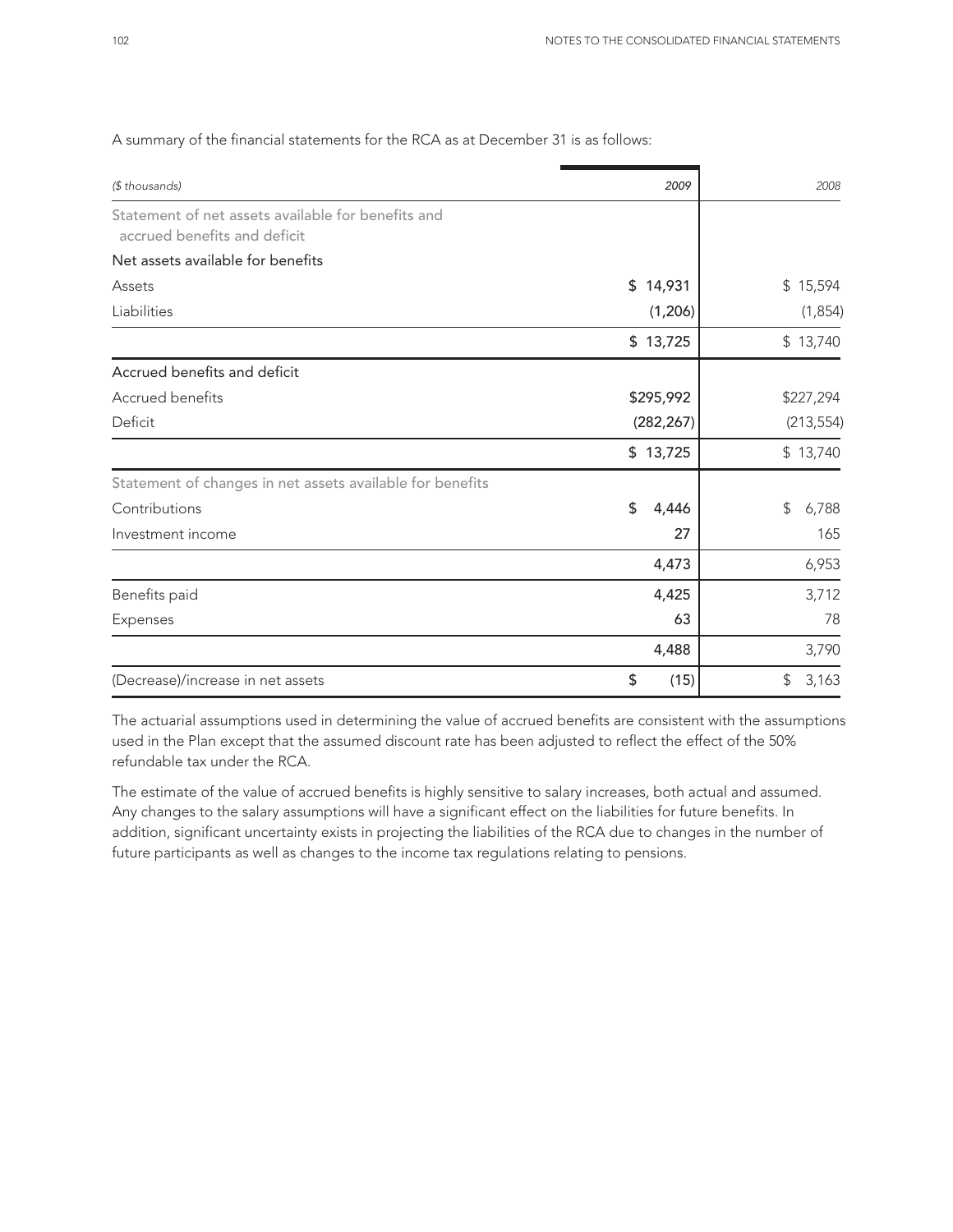A summary of the financial statements for the RCA as at December 31 is as follows:

| *($ thousands)* | *2009* | *2008* |
|---|---|---|
| Statement of net assets available for benefits and accrued benefits and deficit | | |
| Net assets available for benefits | | |
| Assets | $ 14,931 | $ 15,594 |
| Liabilities | (1,206) | (1,854) |
| | $ 13,725 | $ 13,740 |
| Accrued benefits and deficit | | |
| Accrued benefits | $295,992 | $227,294 |
| Deficit | (282,267) | (213,554) |
| | $ 13,725 | $ 13,740 |
| Statement of changes in net assets available for benefits | | |
| Contributions | $ 4,446 | $ 6,788 |
| Investment income | 27 | 165 |
| | 4,473 | 6,953 |
| Benefits paid | 4,425 | 3,712 |
| Expenses | 63 | 78 |
| | 4,488 | 3,790 |
| (Decrease)/increase in net assets | $ (15) | $ 3,163 |

The actuarial assumptions used in determining the value of accrued benefits are consistent with the assumptions used in the Plan except that the assumed discount rate has been adjusted to reflect the effect of the 50% refundable tax under the RCA.

The estimate of the value of accrued benefits is highly sensitive to salary increases, both actual and assumed. Any changes to the salary assumptions will have a significant effect on the liabilities for future benefits. In addition, significant uncertainty exists in projecting the liabilities of the RCA due to changes in the number of future participants as well as changes to the income tax regulations relating to pensions.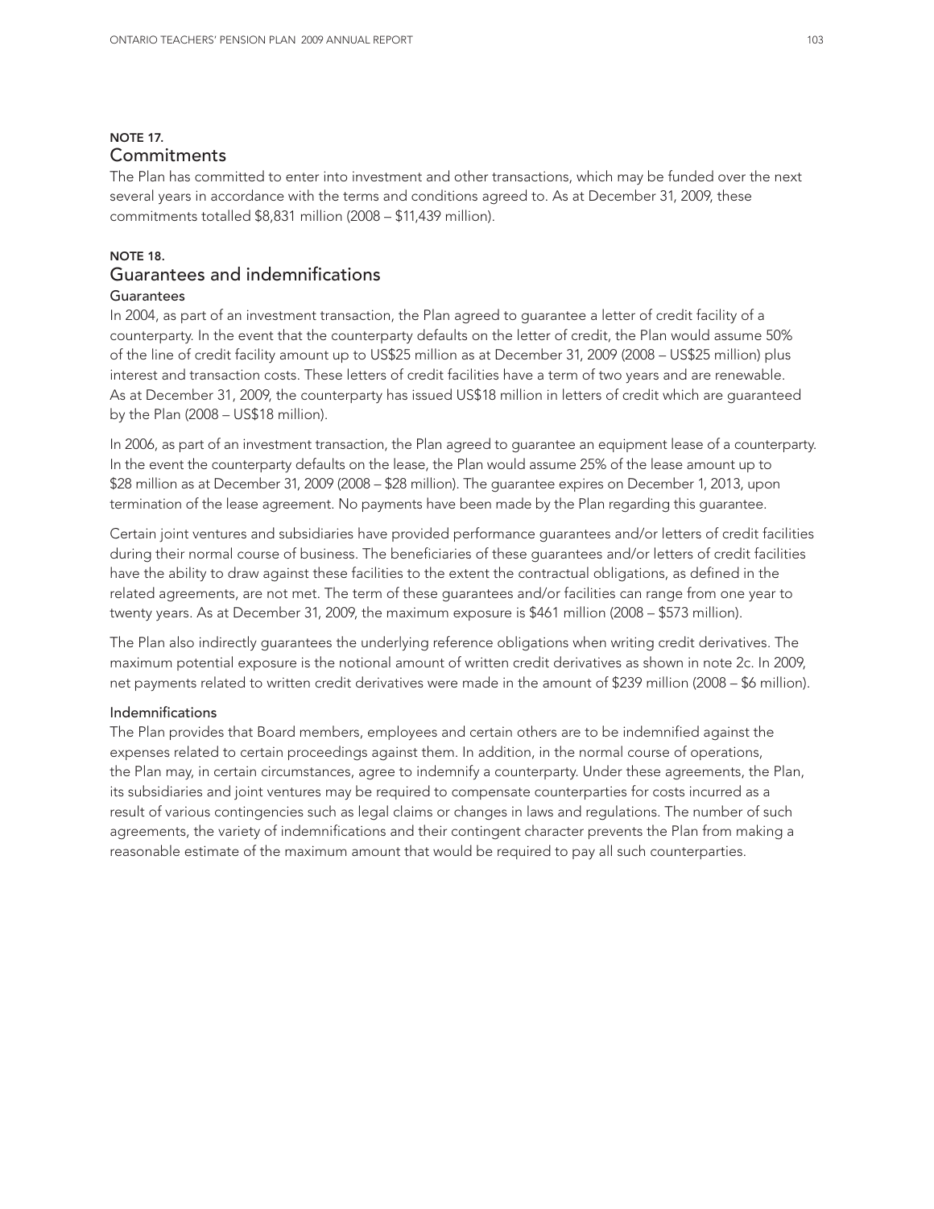## NOTE 17.
## Commitments

The Plan has committed to enter into investment and other transactions, which may be funded over the next several years in accordance with the terms and conditions agreed to. As at December 31, 2009, these commitments totalled $8,831 million (2008 – $11,439 million).

## NOTE 18.
## Guarantees and indemnifications

### Guarantees

In 2004, as part of an investment transaction, the Plan agreed to guarantee a letter of credit facility of a counterparty. In the event that the counterparty defaults on the letter of credit, the Plan would assume 50% of the line of credit facility amount up to US$25 million as at December 31, 2009 (2008 – US$25 million) plus interest and transaction costs. These letters of credit facilities have a term of two years and are renewable. As at December 31, 2009, the counterparty has issued US$18 million in letters of credit which are guaranteed by the Plan (2008 – US$18 million).

In 2006, as part of an investment transaction, the Plan agreed to guarantee an equipment lease of a counterparty. In the event the counterparty defaults on the lease, the Plan would assume 25% of the lease amount up to $28 million as at December 31, 2009 (2008 – $28 million). The guarantee expires on December 1, 2013, upon termination of the lease agreement. No payments have been made by the Plan regarding this guarantee.

Certain joint ventures and subsidiaries have provided performance guarantees and/or letters of credit facilities during their normal course of business. The beneficiaries of these guarantees and/or letters of credit facilities have the ability to draw against these facilities to the extent the contractual obligations, as defined in the related agreements, are not met. The term of these guarantees and/or facilities can range from one year to twenty years. As at December 31, 2009, the maximum exposure is $461 million (2008 – $573 million).

The Plan also indirectly guarantees the underlying reference obligations when writing credit derivatives. The maximum potential exposure is the notional amount of written credit derivatives as shown in note 2c. In 2009, net payments related to written credit derivatives were made in the amount of $239 million (2008 – $6 million).

### Indemnifications

The Plan provides that Board members, employees and certain others are to be indemnified against the expenses related to certain proceedings against them. In addition, in the normal course of operations, the Plan may, in certain circumstances, agree to indemnify a counterparty. Under these agreements, the Plan, its subsidiaries and joint ventures may be required to compensate counterparties for costs incurred as a result of various contingencies such as legal claims or changes in laws and regulations. The number of such agreements, the variety of indemnifications and their contingent character prevents the Plan from making a reasonable estimate of the maximum amount that would be required to pay all such counterparties.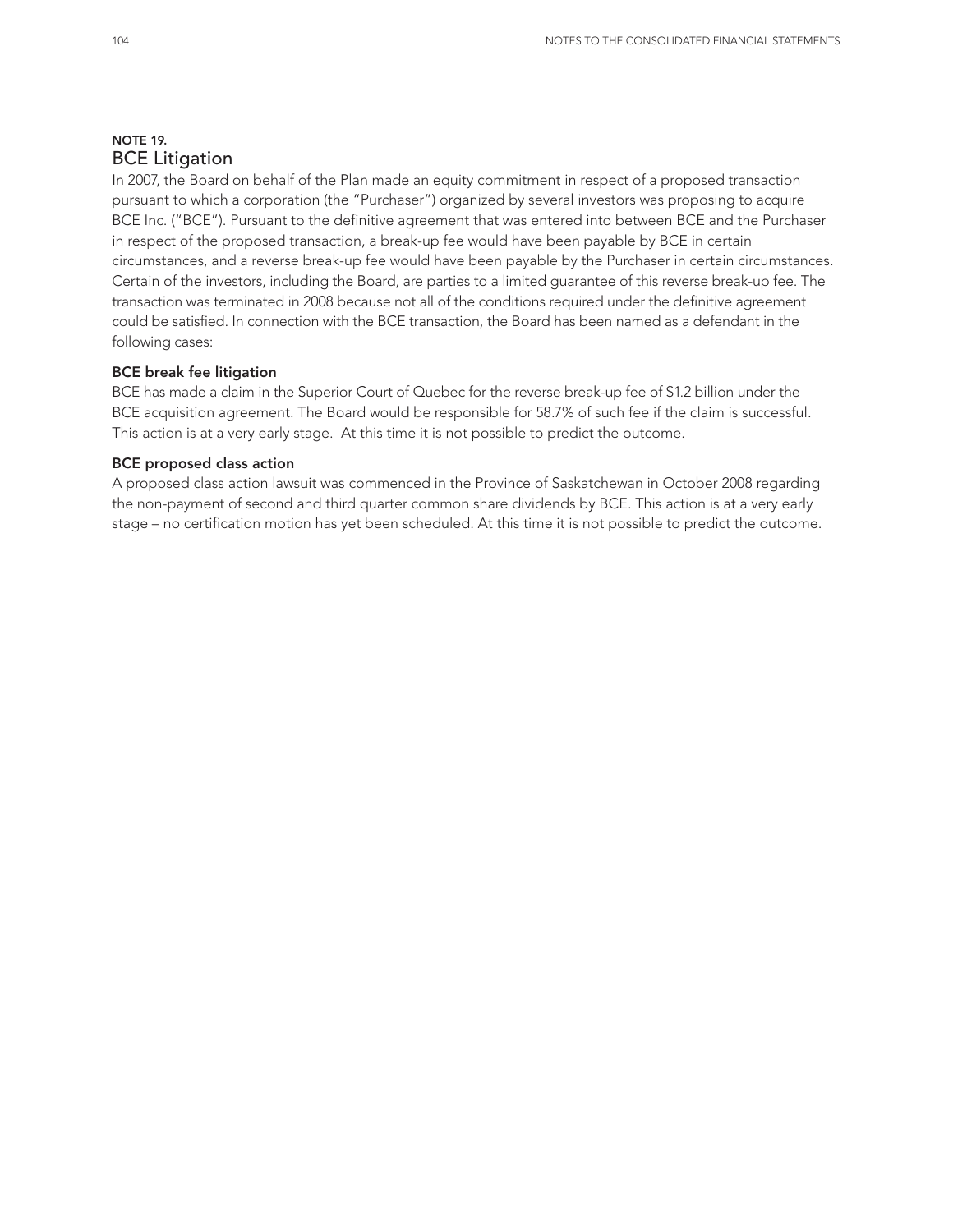## NOTE 19.
## BCE Litigation

In 2007, the Board on behalf of the Plan made an equity commitment in respect of a proposed transaction pursuant to which a corporation (the "Purchaser") organized by several investors was proposing to acquire BCE Inc. ("BCE"). Pursuant to the definitive agreement that was entered into between BCE and the Purchaser in respect of the proposed transaction, a break-up fee would have been payable by BCE in certain circumstances, and a reverse break-up fee would have been payable by the Purchaser in certain circumstances. Certain of the investors, including the Board, are parties to a limited guarantee of this reverse break-up fee. The transaction was terminated in 2008 because not all of the conditions required under the definitive agreement could be satisfied. In connection with the BCE transaction, the Board has been named as a defendant in the following cases:

### BCE break fee litigation

BCE has made a claim in the Superior Court of Quebec for the reverse break-up fee of $1.2 billion under the BCE acquisition agreement. The Board would be responsible for 58.7% of such fee if the claim is successful. This action is at a very early stage. At this time it is not possible to predict the outcome.

### BCE proposed class action

A proposed class action lawsuit was commenced in the Province of Saskatchewan in October 2008 regarding the non-payment of second and third quarter common share dividends by BCE. This action is at a very early stage – no certification motion has yet been scheduled. At this time it is not possible to predict the outcome.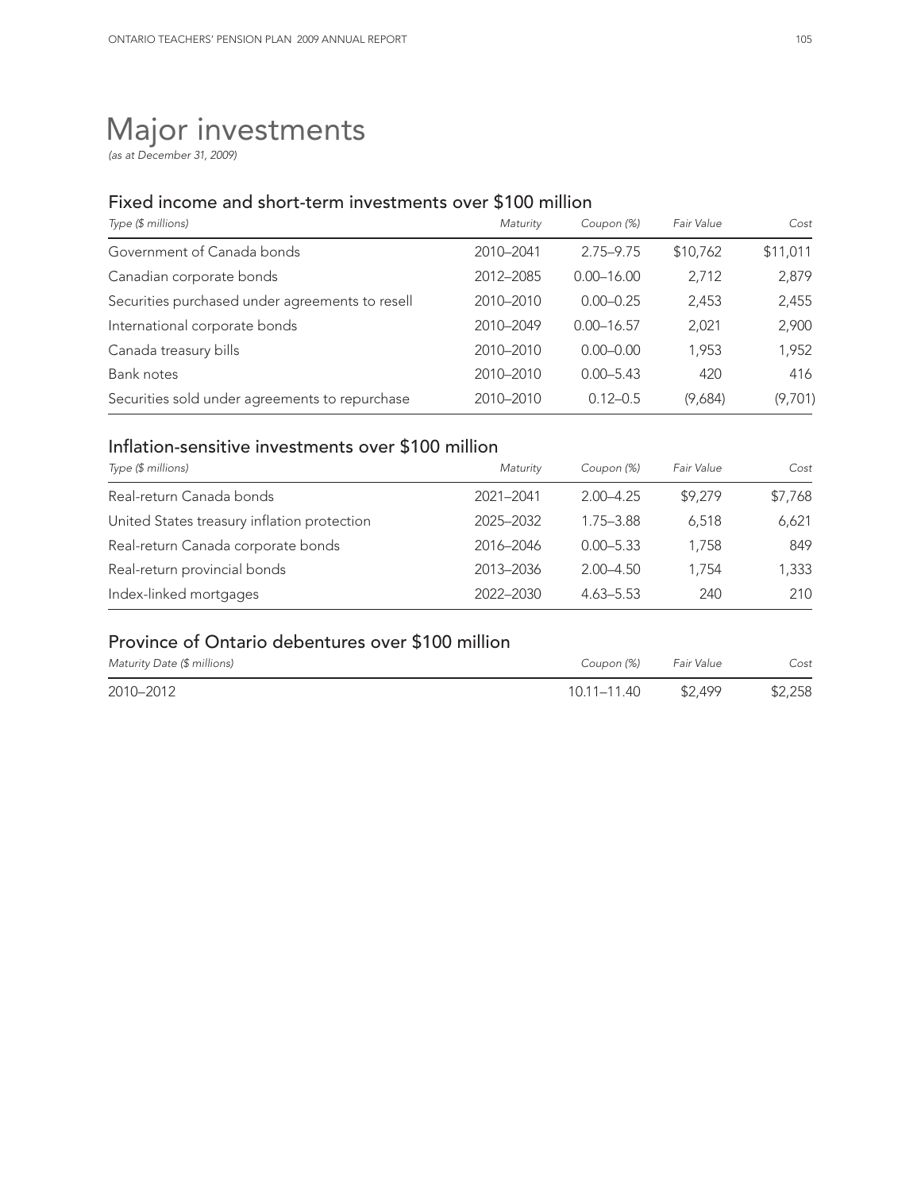# Major investments

*(as at December 31, 2009)*

## Fixed income and short-term investments over $100 million

| *Type ($ millions)* | *Maturity* | *Coupon (%)* | *Fair Value* | *Cost* |
|---|---|---|---|---|
| Government of Canada bonds | 2010–2041 | 2.75–9.75 | $10,762 | $11,011 |
| Canadian corporate bonds | 2012–2085 | 0.00–16.00 | 2,712 | 2,879 |
| Securities purchased under agreements to resell | 2010–2010 | 0.00–0.25 | 2,453 | 2,455 |
| International corporate bonds | 2010–2049 | 0.00–16.57 | 2,021 | 2,900 |
| Canada treasury bills | 2010–2010 | 0.00–0.00 | 1,953 | 1,952 |
| Bank notes | 2010–2010 | 0.00–5.43 | 420 | 416 |
| Securities sold under agreements to repurchase | 2010–2010 | 0.12–0.5 | (9,684) | (9,701) |

## Inflation-sensitive investments over $100 million

| *Type ($ millions)* | *Maturity* | *Coupon (%)* | *Fair Value* | *Cost* |
|---|---|---|---|---|
| Real-return Canada bonds | 2021–2041 | 2.00–4.25 | $9,279 | $7,768 |
| United States treasury inflation protection | 2025–2032 | 1.75–3.88 | 6,518 | 6,621 |
| Real-return Canada corporate bonds | 2016–2046 | 0.00–5.33 | 1,758 | 849 |
| Real-return provincial bonds | 2013–2036 | 2.00–4.50 | 1,754 | 1,333 |
| Index-linked mortgages | 2022–2030 | 4.63–5.53 | 240 | 210 |

## Province of Ontario debentures over $100 million

| *Maturity Date ($ millions)* | *Coupon (%)* | *Fair Value* | *Cost* |
|---|---|---|---|
| 2010–2012 | 10.11–11.40 | $2,499 | $2,258 |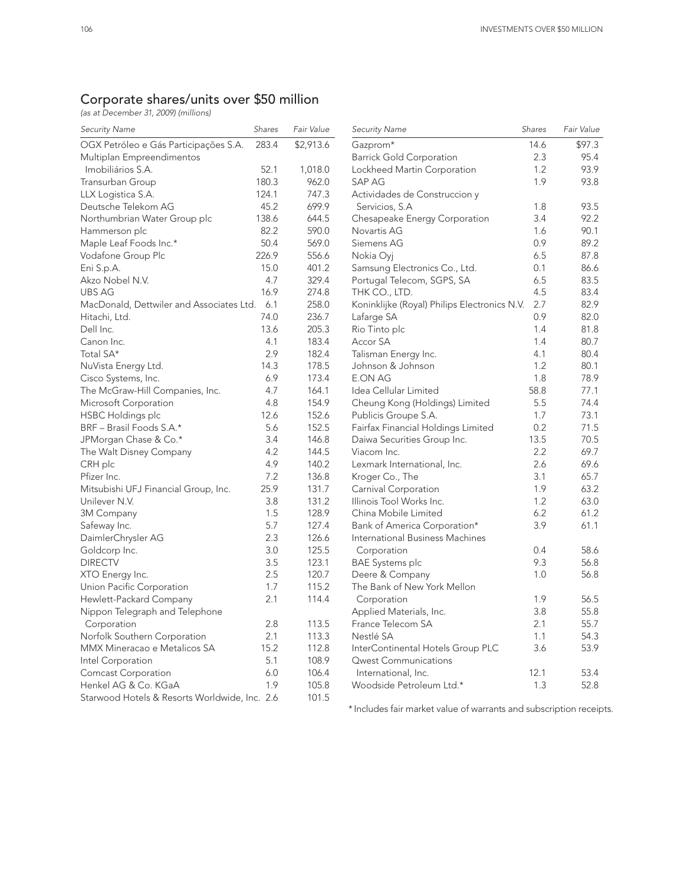## Corporate shares/units over $50 million

*(as at December 31, 2009) (millions)*

| Security Name | Shares | Fair Value |
|---|---|---|
| OGX Petróleo e Gás Participações S.A. | 283.4 | $2,913.6 |
| Multiplan Empreendimentos Imobiliários S.A. | 52.1 | 1,018.0 |
| Transurban Group | 180.3 | 962.0 |
| LLX Logistica S.A. | 124.1 | 747.3 |
| Deutsche Telekom AG | 45.2 | 699.9 |
| Northumbrian Water Group plc | 138.6 | 644.5 |
| Hammerson plc | 82.2 | 590.0 |
| Maple Leaf Foods Inc.* | 50.4 | 569.0 |
| Vodafone Group Plc | 226.9 | 556.6 |
| Eni S.p.A. | 15.0 | 401.2 |
| Akzo Nobel N.V. | 4.7 | 329.4 |
| UBS AG | 16.9 | 274.8 |
| MacDonald, Dettwiler and Associates Ltd. | 6.1 | 258.0 |
| Hitachi, Ltd. | 74.0 | 236.7 |
| Dell Inc. | 13.6 | 205.3 |
| Canon Inc. | 4.1 | 183.4 |
| Total SA* | 2.9 | 182.4 |
| NuVista Energy Ltd. | 14.3 | 178.5 |
| Cisco Systems, Inc. | 6.9 | 173.4 |
| The McGraw-Hill Companies, Inc. | 4.7 | 164.1 |
| Microsoft Corporation | 4.8 | 154.9 |
| HSBC Holdings plc | 12.6 | 152.6 |
| BRF – Brasil Foods S.A.* | 5.6 | 152.5 |
| JPMorgan Chase & Co.* | 3.4 | 146.8 |
| The Walt Disney Company | 4.2 | 144.5 |
| CRH plc | 4.9 | 140.2 |
| Pfizer Inc. | 7.2 | 136.8 |
| Mitsubishi UFJ Financial Group, Inc. | 25.9 | 131.7 |
| Unilever N.V. | 3.8 | 131.2 |
| 3M Company | 1.5 | 128.9 |
| Safeway Inc. | 5.7 | 127.4 |
| DaimlerChrysler AG | 2.3 | 126.6 |
| Goldcorp Inc. | 3.0 | 125.5 |
| DIRECTV | 3.5 | 123.1 |
| XTO Energy Inc. | 2.5 | 120.7 |
| Union Pacific Corporation | 1.7 | 115.2 |
| Hewlett-Packard Company | 2.1 | 114.4 |
| Nippon Telegraph and Telephone Corporation | 2.8 | 113.5 |
| Norfolk Southern Corporation | 2.1 | 113.3 |
| MMX Mineracao e Metalicos SA | 15.2 | 112.8 |
| Intel Corporation | 5.1 | 108.9 |
| Comcast Corporation | 6.0 | 106.4 |
| Henkel AG & Co. KGaA | 1.9 | 105.8 |
| Starwood Hotels & Resorts Worldwide, Inc. | 2.6 | 101.5 |
| Gazprom* | 14.6 | $97.3 |
| Barrick Gold Corporation | 2.3 | 95.4 |
| Lockheed Martin Corporation | 1.2 | 93.9 |
| SAP AG | 1.9 | 93.8 |
| Actividades de Construccion y Servicios, S.A | 1.8 | 93.5 |
| Chesapeake Energy Corporation | 3.4 | 92.2 |
| Novartis AG | 1.6 | 90.1 |
| Siemens AG | 0.9 | 89.2 |
| Nokia Oyj | 6.5 | 87.8 |
| Samsung Electronics Co., Ltd. | 0.1 | 86.6 |
| Portugal Telecom, SGPS, SA | 6.5 | 83.5 |
| THK CO., LTD. | 4.5 | 83.4 |
| Koninklijke (Royal) Philips Electronics N.V. | 2.7 | 82.9 |
| Lafarge SA | 0.9 | 82.0 |
| Rio Tinto plc | 1.4 | 81.8 |
| Accor SA | 1.4 | 80.7 |
| Talisman Energy Inc. | 4.1 | 80.4 |
| Johnson & Johnson | 1.2 | 80.1 |
| E.ON AG | 1.8 | 78.9 |
| Idea Cellular Limited | 58.8 | 77.1 |
| Cheung Kong (Holdings) Limited | 5.5 | 74.4 |
| Publicis Groupe S.A. | 1.7 | 73.1 |
| Fairfax Financial Holdings Limited | 0.2 | 71.5 |
| Daiwa Securities Group Inc. | 13.5 | 70.5 |
| Viacom Inc. | 2.2 | 69.7 |
| Lexmark International, Inc. | 2.6 | 69.6 |
| Kroger Co., The | 3.1 | 65.7 |
| Carnival Corporation | 1.9 | 63.2 |
| Illinois Tool Works Inc. | 1.2 | 63.0 |
| China Mobile Limited | 6.2 | 61.2 |
| Bank of America Corporation* | 3.9 | 61.1 |
| International Business Machines Corporation | 0.4 | 58.6 |
| BAE Systems plc | 9.3 | 56.8 |
| Deere & Company | 1.0 | 56.8 |
| The Bank of New York Mellon Corporation | 1.9 | 56.5 |
| Applied Materials, Inc. | 3.8 | 55.8 |
| France Telecom SA | 2.1 | 55.7 |
| Nestlé SA | 1.1 | 54.3 |
| InterContinental Hotels Group PLC | 3.6 | 53.9 |
| Qwest Communications International, Inc. | 12.1 | 53.4 |
| Woodside Petroleum Ltd.* | 1.3 | 52.8 |

\* Includes fair market value of warrants and subscription receipts.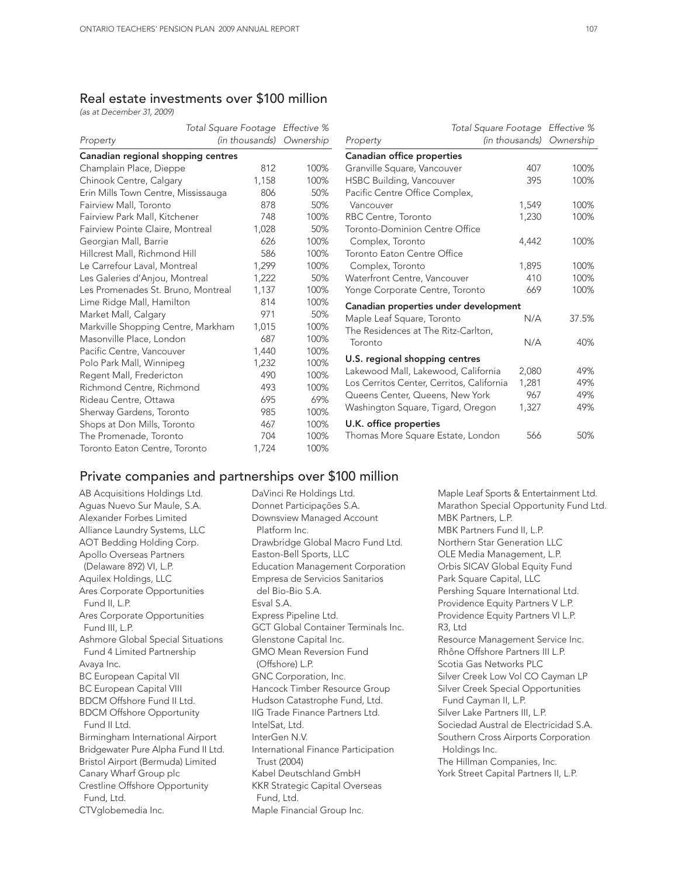## Real estate investments over $100 million

*(as at December 31, 2009)*

| Property | Total Square Footage *(in thousands)* | Effective % Ownership |
|---|---|---|
| **Canadian regional shopping centres** | | |
| Champlain Place, Dieppe | 812 | 100% |
| Chinook Centre, Calgary | 1,158 | 100% |
| Erin Mills Town Centre, Mississauga | 806 | 50% |
| Fairview Mall, Toronto | 878 | 50% |
| Fairview Park Mall, Kitchener | 748 | 100% |
| Fairview Pointe Claire, Montreal | 1,028 | 50% |
| Georgian Mall, Barrie | 626 | 100% |
| Hillcrest Mall, Richmond Hill | 586 | 100% |
| Le Carrefour Laval, Montreal | 1,299 | 100% |
| Les Galeries d'Anjou, Montreal | 1,222 | 50% |
| Les Promenades St. Bruno, Montreal | 1,137 | 100% |
| Lime Ridge Mall, Hamilton | 814 | 100% |
| Market Mall, Calgary | 971 | 50% |
| Markville Shopping Centre, Markham | 1,015 | 100% |
| Masonville Place, London | 687 | 100% |
| Pacific Centre, Vancouver | 1,440 | 100% |
| Polo Park Mall, Winnipeg | 1,232 | 100% |
| Regent Mall, Fredericton | 490 | 100% |
| Richmond Centre, Richmond | 493 | 100% |
| Rideau Centre, Ottawa | 695 | 69% |
| Sherway Gardens, Toronto | 985 | 100% |
| Shops at Don Mills, Toronto | 467 | 100% |
| The Promenade, Toronto | 704 | 100% |
| Toronto Eaton Centre, Toronto | 1,724 | 100% |

| Property | Total Square Footage *(in thousands)* | Effective % Ownership |
|---|---|---|
| **Canadian office properties** | | |
| Granville Square, Vancouver | 407 | 100% |
| HSBC Building, Vancouver | 395 | 100% |
| Pacific Centre Office Complex, Vancouver | 1,549 | 100% |
| RBC Centre, Toronto | 1,230 | 100% |
| Toronto-Dominion Centre Office Complex, Toronto | 4,442 | 100% |
| Toronto Eaton Centre Office Complex, Toronto | 1,895 | 100% |
| Waterfront Centre, Vancouver | 410 | 100% |
| Yonge Corporate Centre, Toronto | 669 | 100% |
| **Canadian properties under development** | | |
| Maple Leaf Square, Toronto | N/A | 37.5% |
| The Residences at The Ritz-Carlton, Toronto | N/A | 40% |
| **U.S. regional shopping centres** | | |
| Lakewood Mall, Lakewood, California | 2,080 | 49% |
| Los Cerritos Center, Cerritos, California | 1,281 | 49% |
| Queens Center, Queens, New York | 967 | 49% |
| Washington Square, Tigard, Oregon | 1,327 | 49% |
| **U.K. office properties** | | |
| Thomas More Square Estate, London | 566 | 50% |

## Private companies and partnerships over $100 million

AB Acquisitions Holdings Ltd.
Aguas Nuevo Sur Maule, S.A.
Alexander Forbes Limited
Alliance Laundry Systems, LLC
AOT Bedding Holding Corp.
Apollo Overseas Partners (Delaware 892) VI, L.P.
Aquilex Holdings, LLC
Ares Corporate Opportunities Fund II, L.P.
Ares Corporate Opportunities Fund III, L.P.
Ashmore Global Special Situations Fund 4 Limited Partnership
Avaya Inc.
BC European Capital VII
BC European Capital VIII
BDCM Offshore Fund II Ltd.
BDCM Offshore Opportunity Fund II Ltd.
Birmingham International Airport
Bridgewater Pure Alpha Fund II Ltd.
Bristol Airport (Bermuda) Limited
Canary Wharf Group plc
Crestline Offshore Opportunity Fund, Ltd.
CTVglobemedia Inc.
DaVinci Re Holdings Ltd.
Donnet Participações S.A.
Downsview Managed Account Platform Inc.
Drawbridge Global Macro Fund Ltd.
Easton-Bell Sports, LLC
Education Management Corporation
Empresa de Servicios Sanitarios del Bio-Bio S.A.
Esval S.A.
Express Pipeline Ltd.
GCT Global Container Terminals Inc.
Glenstone Capital Inc.
GMO Mean Reversion Fund (Offshore) L.P.
GNC Corporation, Inc.
Hancock Timber Resource Group
Hudson Catastrophe Fund, Ltd.
IIG Trade Finance Partners Ltd.
IntelSat, Ltd.
InterGen N.V.
International Finance Participation Trust (2004)
Kabel Deutschland GmbH
KKR Strategic Capital Overseas Fund, Ltd.
Maple Financial Group Inc.
Maple Leaf Sports & Entertainment Ltd.
Marathon Special Opportunity Fund Ltd.
MBK Partners, L.P.
MBK Partners Fund II, L.P.
Northern Star Generation LLC
OLE Media Management, L.P.
Orbis SICAV Global Equity Fund
Park Square Capital, LLC
Pershing Square International Ltd.
Providence Equity Partners V L.P.
Providence Equity Partners VI L.P.
R3, Ltd
Resource Management Service Inc.
Rhône Offshore Partners III L.P.
Scotia Gas Networks PLC
Silver Creek Low Vol CO Cayman LP
Silver Creek Special Opportunities Fund Cayman II, L.P.
Silver Lake Partners III, L.P.
Sociedad Austral de Electricidad S.A.
Southern Cross Airports Corporation Holdings Inc.
The Hillman Companies, Inc.
York Street Capital Partners II, L.P.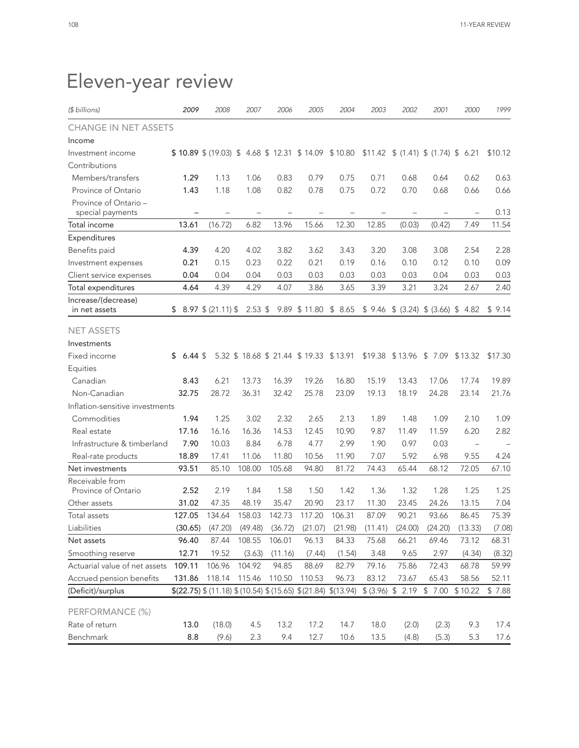# Eleven-year review

| ($ billions) | 2009 | 2008 | 2007 | 2006 | 2005 | 2004 | 2003 | 2002 | 2001 | 2000 | 1999 |
|---|---|---|---|---|---|---|---|---|---|---|---|
| **CHANGE IN NET ASSETS** | | | | | | | | | | | |
| Income | | | | | | | | | | | |
| Investment income | **$ 10.89** | $ (19.03) | $ 4.68 | $ 12.31 | $ 14.09 | $ 10.80 | $11.42 | $ (1.41) | $ (1.74) | $ 6.21 | $10.12 |
| Contributions | | | | | | | | | | | |
| Members/transfers | **1.29** | 1.13 | 1.06 | 0.83 | 0.79 | 0.75 | 0.71 | 0.68 | 0.64 | 0.62 | 0.63 |
| Province of Ontario | **1.43** | 1.18 | 1.08 | 0.82 | 0.78 | 0.75 | 0.72 | 0.70 | 0.68 | 0.66 | 0.66 |
| Province of Ontario – special payments | **–** | – | – | – | – | – | – | – | – | – | 0.13 |
| Total income | **13.61** | (16.72) | 6.82 | 13.96 | 15.66 | 12.30 | 12.85 | (0.03) | (0.42) | 7.49 | 11.54 |
| Expenditures | | | | | | | | | | | |
| Benefits paid | **4.39** | 4.20 | 4.02 | 3.82 | 3.62 | 3.43 | 3.20 | 3.08 | 3.08 | 2.54 | 2.28 |
| Investment expenses | **0.21** | 0.15 | 0.23 | 0.22 | 0.21 | 0.19 | 0.16 | 0.10 | 0.12 | 0.10 | 0.09 |
| Client service expenses | **0.04** | 0.04 | 0.04 | 0.03 | 0.03 | 0.03 | 0.03 | 0.03 | 0.04 | 0.03 | 0.03 |
| Total expenditures | **4.64** | 4.39 | 4.29 | 4.07 | 3.86 | 3.65 | 3.39 | 3.21 | 3.24 | 2.67 | 2.40 |
| Increase/(decrease) in net assets | **$ 8.97** | $ (21.11) | $ 2.53 | $ 9.89 | $ 11.80 | $ 8.65 | $ 9.46 | $ (3.24) | $ (3.66) | $ 4.82 | $ 9.14 |
| **NET ASSETS** | | | | | | | | | | | |
| Investments | | | | | | | | | | | |
| Fixed income | **$ 6.44** | $ 5.32 | $ 18.68 | $ 21.44 | $ 19.33 | $ 13.91 | $19.38 | $13.96 | $ 7.09 | $13.32 | $17.30 |
| Equities | | | | | | | | | | | |
| Canadian | **8.43** | 6.21 | 13.73 | 16.39 | 19.26 | 16.80 | 15.19 | 13.43 | 17.06 | 17.74 | 19.89 |
| Non-Canadian | **32.75** | 28.72 | 36.31 | 32.42 | 25.78 | 23.09 | 19.13 | 18.19 | 24.28 | 23.14 | 21.76 |
| Inflation-sensitive investments | | | | | | | | | | | |
| Commodities | **1.94** | 1.25 | 3.02 | 2.32 | 2.65 | 2.13 | 1.89 | 1.48 | 1.09 | 2.10 | 1.09 |
| Real estate | **17.16** | 16.16 | 16.36 | 14.53 | 12.45 | 10.90 | 9.87 | 11.49 | 11.59 | 6.20 | 2.82 |
| Infrastructure & timberland | **7.90** | 10.03 | 8.84 | 6.78 | 4.77 | 2.99 | 1.90 | 0.97 | 0.03 | – | – |
| Real-rate products | **18.89** | 17.41 | 11.06 | 11.80 | 10.56 | 11.90 | 7.07 | 5.92 | 6.98 | 9.55 | 4.24 |
| Net investments | **93.51** | 85.10 | 108.00 | 105.68 | 94.80 | 81.72 | 74.43 | 65.44 | 68.12 | 72.05 | 67.10 |
| Receivable from Province of Ontario | **2.52** | 2.19 | 1.84 | 1.58 | 1.50 | 1.42 | 1.36 | 1.32 | 1.28 | 1.25 | 1.25 |
| Other assets | **31.02** | 47.35 | 48.19 | 35.47 | 20.90 | 23.17 | 11.30 | 23.45 | 24.26 | 13.15 | 7.04 |
| Total assets | **127.05** | 134.64 | 158.03 | 142.73 | 117.20 | 106.31 | 87.09 | 90.21 | 93.66 | 86.45 | 75.39 |
| Liabilities | **(30.65)** | (47.20) | (49.48) | (36.72) | (21.07) | (21.98) | (11.41) | (24.00) | (24.20) | (13.33) | (7.08) |
| Net assets | **96.40** | 87.44 | 108.55 | 106.01 | 96.13 | 84.33 | 75.68 | 66.21 | 69.46 | 73.12 | 68.31 |
| Smoothing reserve | **12.71** | 19.52 | (3.63) | (11.16) | (7.44) | (1.54) | 3.48 | 9.65 | 2.97 | (4.34) | (8.32) |
| Actuarial value of net assets | **109.11** | 106.96 | 104.92 | 94.85 | 88.69 | 82.79 | 79.16 | 75.86 | 72.43 | 68.78 | 59.99 |
| Accrued pension benefits | **131.86** | 118.14 | 115.46 | 110.50 | 110.53 | 96.73 | 83.12 | 73.67 | 65.43 | 58.56 | 52.11 |
| (Deficit)/surplus | **$(22.75)** | $ (11.18) | $ (10.54) | $ (15.65) | $ (21.84) | $(13.94) | $ (3.96) | $ 2.19 | $ 7.00 | $ 10.22 | $ 7.88 |
| **PERFORMANCE (%)** | | | | | | | | | | | |
| Rate of return | **13.0** | (18.0) | 4.5 | 13.2 | 17.2 | 14.7 | 18.0 | (2.0) | (2.3) | 9.3 | 17.4 |
| Benchmark | **8.8** | (9.6) | 2.3 | 9.4 | 12.7 | 10.6 | 13.5 | (4.8) | (5.3) | 5.3 | 17.6 |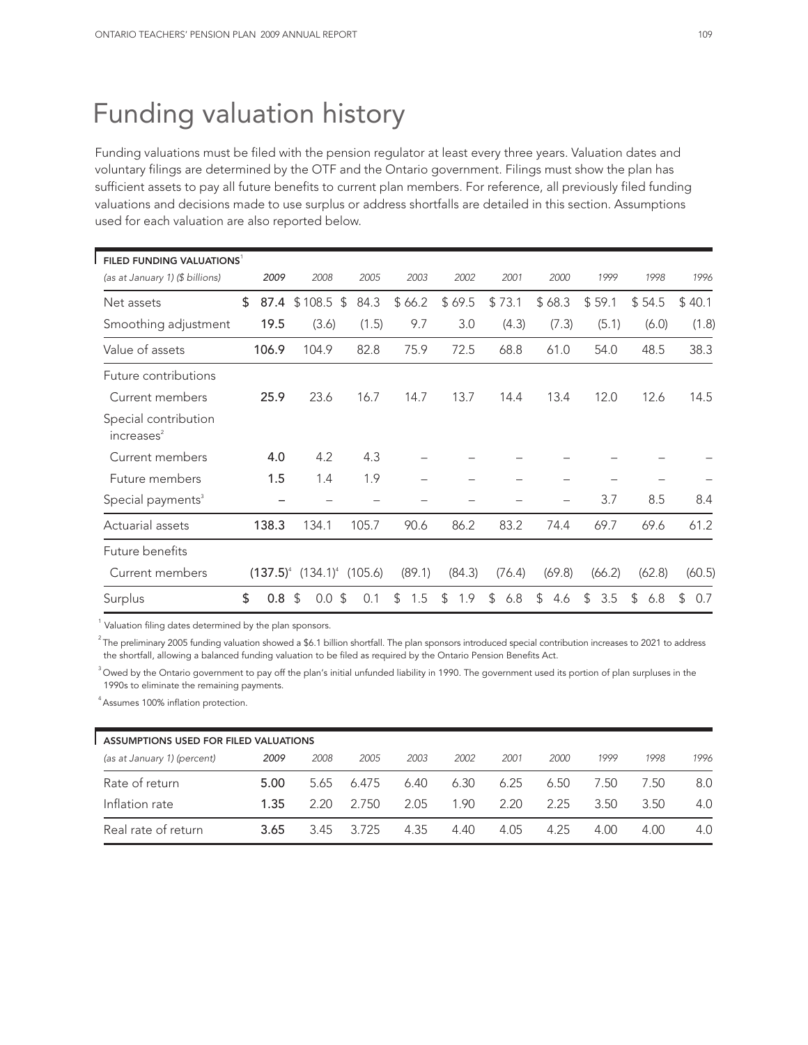# Funding valuation history

Funding valuations must be filed with the pension regulator at least every three years. Valuation dates and voluntary filings are determined by the OTF and the Ontario government. Filings must show the plan has sufficient assets to pay all future benefits to current plan members. For reference, all previously filed funding valuations and decisions made to use surplus or address shortfalls are detailed in this section. Assumptions used for each valuation are also reported below.

| FILED FUNDING VALUATIONS[1] *(as at January 1) ($ billions)* | *2009* | *2008* | *2005* | *2003* | *2002* | *2001* | *2000* | *1999* | *1998* | *1996* |
|---|---|---|---|---|---|---|---|---|---|---|
| Net assets | **$ 87.4** | $ 108.5 | $ 84.3 | $ 66.2 | $ 69.5 | $ 73.1 | $ 68.3 | $ 59.1 | $ 54.5 | $ 40.1 |
| Smoothing adjustment | **19.5** | (3.6) | (1.5) | 9.7 | 3.0 | (4.3) | (7.3) | (5.1) | (6.0) | (1.8) |
| Value of assets | **106.9** | 104.9 | 82.8 | 75.9 | 72.5 | 68.8 | 61.0 | 54.0 | 48.5 | 38.3 |
| Future contributions | | | | | | | | | | |
| Current members | **25.9** | 23.6 | 16.7 | 14.7 | 13.7 | 14.4 | 13.4 | 12.0 | 12.6 | 14.5 |
| Special contribution increases[2] | | | | | | | | | | |
| Current members | **4.0** | 4.2 | 4.3 | – | – | – | – | – | – | – |
| Future members | **1.5** | 1.4 | 1.9 | – | – | – | – | – | – | – |
| Special payments[3] | **–** | – | – | – | – | – | – | 3.7 | 8.5 | 8.4 |
| Actuarial assets | **138.3** | 134.1 | 105.7 | 90.6 | 86.2 | 83.2 | 74.4 | 69.7 | 69.6 | 61.2 |
| Future benefits | | | | | | | | | | |
| Current members | **(137.5)[4]** | (134.1)[4] | (105.6) | (89.1) | (84.3) | (76.4) | (69.8) | (66.2) | (62.8) | (60.5) |
| Surplus | **$ 0.8** | $ 0.0 | $ 0.1 | $ 1.5 | $ 1.9 | $ 6.8 | $ 4.6 | $ 3.5 | $ 6.8 | $ 0.7 |

[1] Valuation filing dates determined by the plan sponsors.

[2] The preliminary 2005 funding valuation showed a $6.1 billion shortfall. The plan sponsors introduced special contribution increases to 2021 to address the shortfall, allowing a balanced funding valuation to be filed as required by the Ontario Pension Benefits Act.

[3] Owed by the Ontario government to pay off the plan's initial unfunded liability in 1990. The government used its portion of plan surpluses in the 1990s to eliminate the remaining payments.

[4] Assumes 100% inflation protection.

| ASSUMPTIONS USED FOR FILED VALUATIONS *(as at January 1) (percent)* | *2009* | *2008* | *2005* | *2003* | *2002* | *2001* | *2000* | *1999* | *1998* | *1996* |
|---|---|---|---|---|---|---|---|---|---|---|
| Rate of return | **5.00** | 5.65 | 6.475 | 6.40 | 6.30 | 6.25 | 6.50 | 7.50 | 7.50 | 8.0 |
| Inflation rate | **1.35** | 2.20 | 2.750 | 2.05 | 1.90 | 2.20 | 2.25 | 3.50 | 3.50 | 4.0 |
| Real rate of return | **3.65** | 3.45 | 3.725 | 4.35 | 4.40 | 4.05 | 4.25 | 4.00 | 4.00 | 4.0 |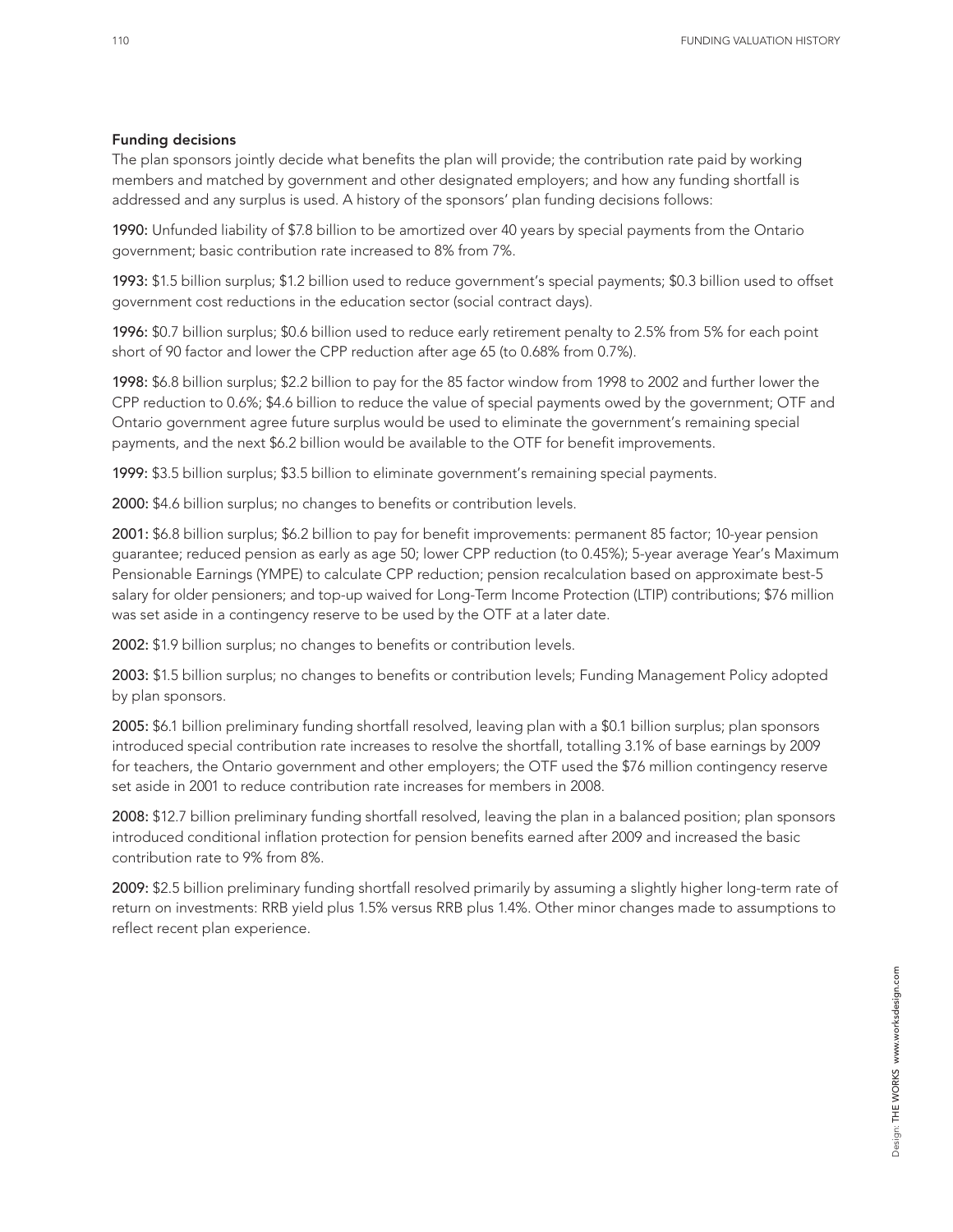## Funding decisions

The plan sponsors jointly decide what benefits the plan will provide; the contribution rate paid by working members and matched by government and other designated employers; and how any funding shortfall is addressed and any surplus is used. A history of the sponsors' plan funding decisions follows:

**1990:** Unfunded liability of $7.8 billion to be amortized over 40 years by special payments from the Ontario government; basic contribution rate increased to 8% from 7%.

**1993:** $1.5 billion surplus; $1.2 billion used to reduce government's special payments; $0.3 billion used to offset government cost reductions in the education sector (social contract days).

**1996:** $0.7 billion surplus; $0.6 billion used to reduce early retirement penalty to 2.5% from 5% for each point short of 90 factor and lower the CPP reduction after age 65 (to 0.68% from 0.7%).

**1998:** $6.8 billion surplus; $2.2 billion to pay for the 85 factor window from 1998 to 2002 and further lower the CPP reduction to 0.6%; $4.6 billion to reduce the value of special payments owed by the government; OTF and Ontario government agree future surplus would be used to eliminate the government's remaining special payments, and the next $6.2 billion would be available to the OTF for benefit improvements.

**1999:** $3.5 billion surplus; $3.5 billion to eliminate government's remaining special payments.

**2000:** $4.6 billion surplus; no changes to benefits or contribution levels.

**2001:** $6.8 billion surplus; $6.2 billion to pay for benefit improvements: permanent 85 factor; 10-year pension guarantee; reduced pension as early as age 50; lower CPP reduction (to 0.45%); 5-year average Year's Maximum Pensionable Earnings (YMPE) to calculate CPP reduction; pension recalculation based on approximate best-5 salary for older pensioners; and top-up waived for Long-Term Income Protection (LTIP) contributions; $76 million was set aside in a contingency reserve to be used by the OTF at a later date.

**2002:** $1.9 billion surplus; no changes to benefits or contribution levels.

**2003:** $1.5 billion surplus; no changes to benefits or contribution levels; Funding Management Policy adopted by plan sponsors.

**2005:** $6.1 billion preliminary funding shortfall resolved, leaving plan with a $0.1 billion surplus; plan sponsors introduced special contribution rate increases to resolve the shortfall, totalling 3.1% of base earnings by 2009 for teachers, the Ontario government and other employers; the OTF used the $76 million contingency reserve set aside in 2001 to reduce contribution rate increases for members in 2008.

**2008:** $12.7 billion preliminary funding shortfall resolved, leaving the plan in a balanced position; plan sponsors introduced conditional inflation protection for pension benefits earned after 2009 and increased the basic contribution rate to 9% from 8%.

**2009:** $2.5 billion preliminary funding shortfall resolved primarily by assuming a slightly higher long-term rate of return on investments: RRB yield plus 1.5% versus RRB plus 1.4%. Other minor changes made to assumptions to reflect recent plan experience.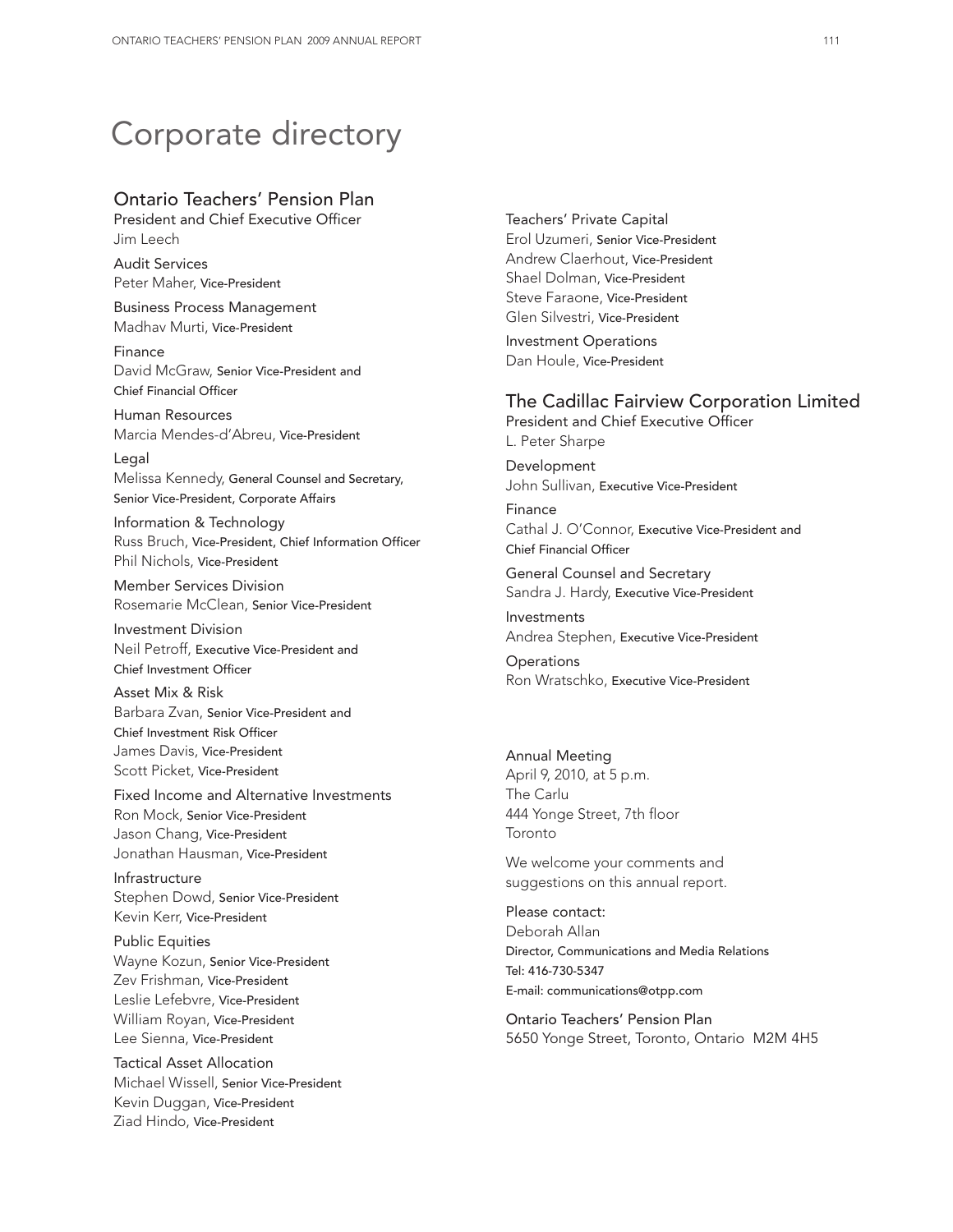# Corporate directory

## Ontario Teachers' Pension Plan

President and Chief Executive Officer
Jim Leech

Audit Services
Peter Maher, Vice-President

Business Process Management
Madhav Murti, Vice-President

Finance
David McGraw, Senior Vice-President and Chief Financial Officer

Human Resources
Marcia Mendes-d'Abreu, Vice-President

Legal
Melissa Kennedy, General Counsel and Secretary, Senior Vice-President, Corporate Affairs

Information & Technology
Russ Bruch, Vice-President, Chief Information Officer
Phil Nichols, Vice-President

Member Services Division
Rosemarie McClean, Senior Vice-President

Investment Division
Neil Petroff, Executive Vice-President and Chief Investment Officer

Asset Mix & Risk
Barbara Zvan, Senior Vice-President and Chief Investment Risk Officer
James Davis, Vice-President
Scott Picket, Vice-President

Fixed Income and Alternative Investments
Ron Mock, Senior Vice-President
Jason Chang, Vice-President
Jonathan Hausman, Vice-President

Infrastructure
Stephen Dowd, Senior Vice-President
Kevin Kerr, Vice-President

Public Equities
Wayne Kozun, Senior Vice-President
Zev Frishman, Vice-President
Leslie Lefebvre, Vice-President
William Royan, Vice-President
Lee Sienna, Vice-President

Tactical Asset Allocation
Michael Wissell, Senior Vice-President
Kevin Duggan, Vice-President
Ziad Hindo, Vice-President

Teachers' Private Capital
Erol Uzumeri, Senior Vice-President
Andrew Claerhout, Vice-President
Shael Dolman, Vice-President
Steve Faraone, Vice-President
Glen Silvestri, Vice-President

Investment Operations
Dan Houle, Vice-President

## The Cadillac Fairview Corporation Limited

President and Chief Executive Officer
L. Peter Sharpe

Development
John Sullivan, Executive Vice-President

Finance
Cathal J. O'Connor, Executive Vice-President and Chief Financial Officer

General Counsel and Secretary
Sandra J. Hardy, Executive Vice-President

Investments
Andrea Stephen, Executive Vice-President

Operations
Ron Wratschko, Executive Vice-President

Annual Meeting
April 9, 2010, at 5 p.m.
The Carlu
444 Yonge Street, 7th floor
Toronto

We welcome your comments and suggestions on this annual report.

Please contact:
Deborah Allan
Director, Communications and Media Relations
Tel: 416-730-5347
E-mail: communications@otpp.com

Ontario Teachers' Pension Plan
5650 Yonge Street, Toronto, Ontario M2M 4H5